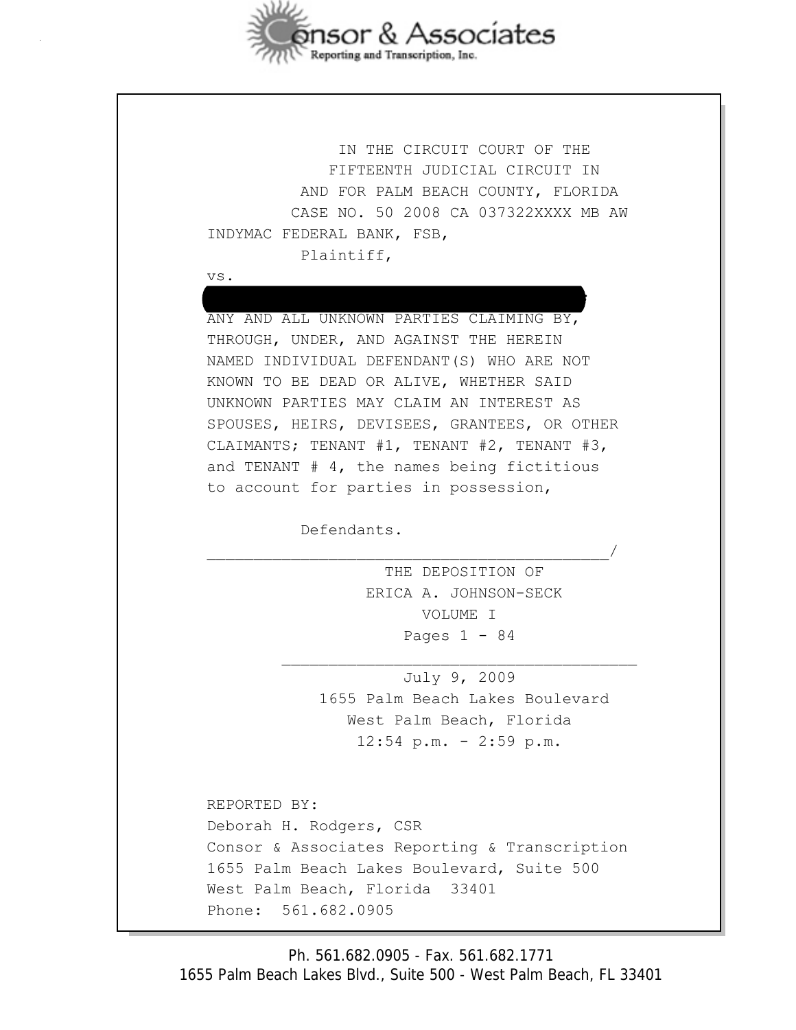Consor & Associates
Reporting and Transcription, Inc.

IN THE CIRCUIT COURT OF THE
FIFTEENTH JUDICIAL CIRCUIT IN
AND FOR PALM BEACH COUNTY, FLORIDA
CASE NO. 50 2008 CA 037322XXXX MB AW

INDYMAC FEDERAL BANK, FSB,

Plaintiff,

vs.

[REDACTED]

ANY AND ALL UNKNOWN PARTIES CLAIMING BY, THROUGH, UNDER, AND AGAINST THE HEREIN NAMED INDIVIDUAL DEFENDANT(S) WHO ARE NOT KNOWN TO BE DEAD OR ALIVE, WHETHER SAID UNKNOWN PARTIES MAY CLAIM AN INTEREST AS SPOUSES, HEIRS, DEVISEES, GRANTEES, OR OTHER CLAIMANTS; TENANT #1, TENANT #2, TENANT #3, and TENANT # 4, the names being fictitious to account for parties in possession,

Defendants.

_____________________________________________/

THE DEPOSITION OF
ERICA A. JOHNSON-SECK
VOLUME I
Pages 1 - 84

_____________________________________

July 9, 2009
1655 Palm Beach Lakes Boulevard
West Palm Beach, Florida
12:54 p.m. - 2:59 p.m.

REPORTED BY:
Deborah H. Rodgers, CSR
Consor & Associates Reporting & Transcription
1655 Palm Beach Lakes Boulevard, Suite 500
West Palm Beach, Florida 33401
Phone: 561.682.0905

Ph. 561.682.0905 - Fax. 561.682.1771
1655 Palm Beach Lakes Blvd., Suite 500 - West Palm Beach, FL 33401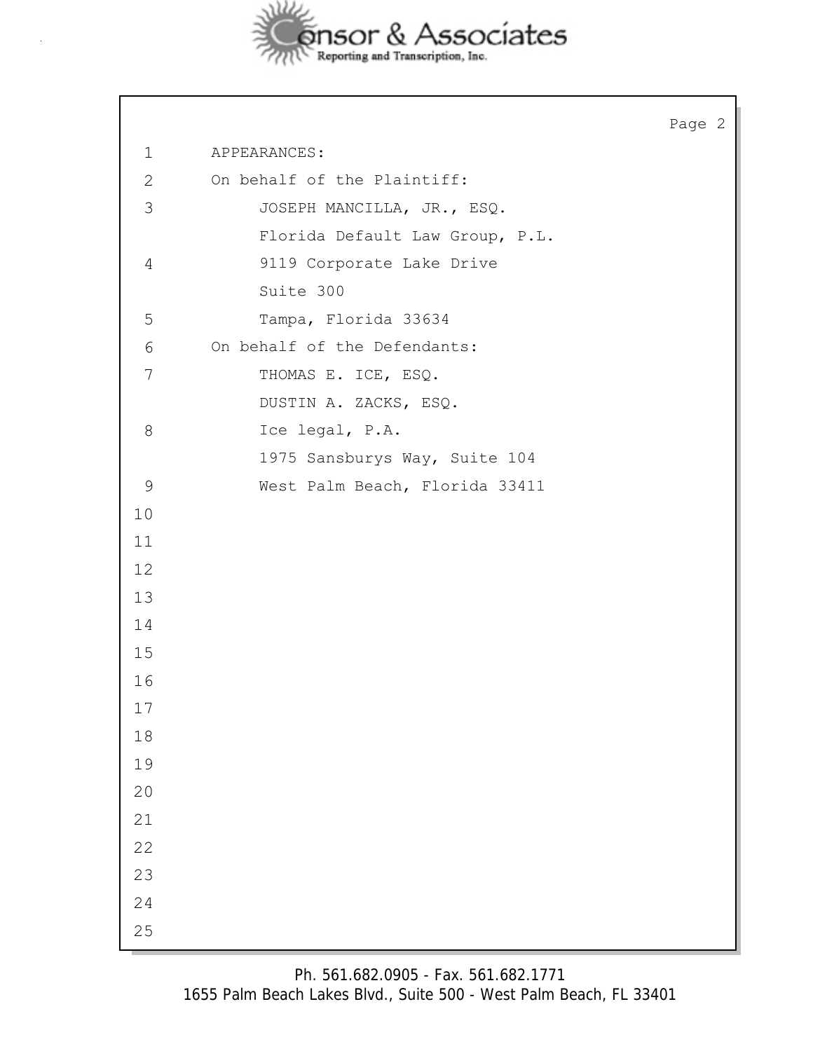APPEARANCES:

On behalf of the Plaintiff:

JOSEPH MANCILLA, JR., ESQ.
Florida Default Law Group, P.L.
9119 Corporate Lake Drive
Suite 300
Tampa, Florida 33634

On behalf of the Defendants:

THOMAS E. ICE, ESQ.
DUSTIN A. ZACKS, ESQ.
Ice legal, P.A.
1975 Sansburys Way, Suite 104
West Palm Beach, Florida 33411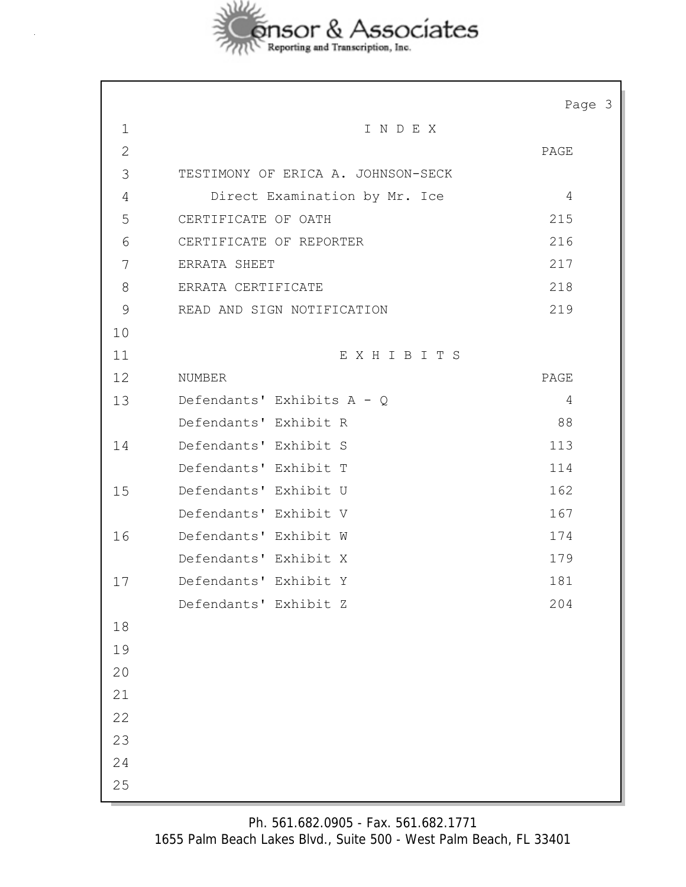# I N D E X

| | PAGE |
|---|---|
| TESTIMONY OF ERICA A. JOHNSON-SECK | |
| Direct Examination by Mr. Ice | 4 |
| CERTIFICATE OF OATH | 215 |
| CERTIFICATE OF REPORTER | 216 |
| ERRATA SHEET | 217 |
| ERRATA CERTIFICATE | 218 |
| READ AND SIGN NOTIFICATION | 219 |

# E X H I B I T S

| NUMBER | PAGE |
|---|---|
| Defendants' Exhibits A - Q | 4 |
| Defendants' Exhibit R | 88 |
| Defendants' Exhibit S | 113 |
| Defendants' Exhibit T | 114 |
| Defendants' Exhibit U | 162 |
| Defendants' Exhibit V | 167 |
| Defendants' Exhibit W | 174 |
| Defendants' Exhibit X | 179 |
| Defendants' Exhibit Y | 181 |
| Defendants' Exhibit Z | 204 |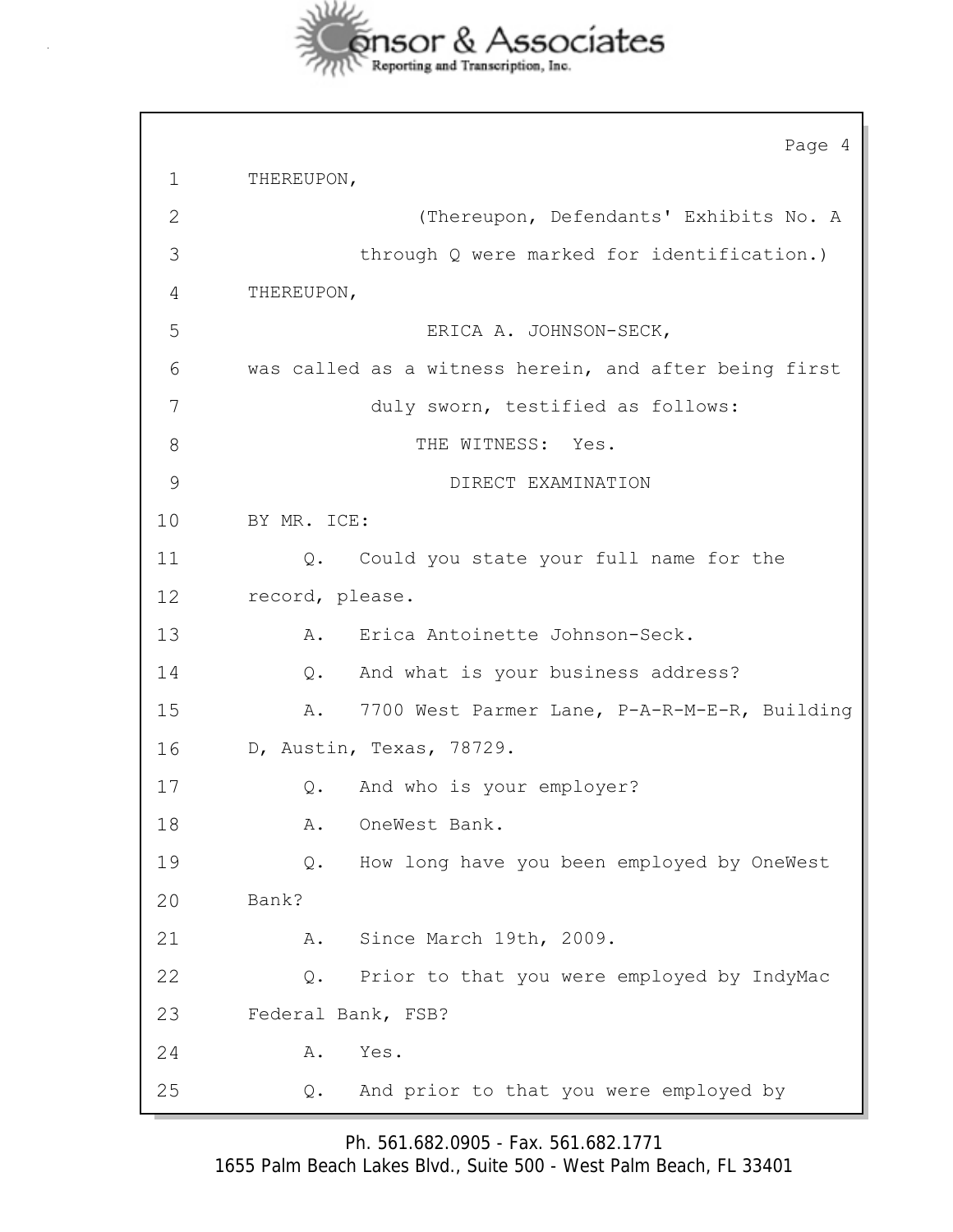1 THEREUPON,

2 (Thereupon, Defendants' Exhibits No. A

3 through Q were marked for identification.)

4 THEREUPON,

5 ERICA A. JOHNSON-SECK,

6 was called as a witness herein, and after being first

7 duly sworn, testified as follows:

8 THE WITNESS: Yes.

9 DIRECT EXAMINATION

10 BY MR. ICE:

11 Q. Could you state your full name for the

12 record, please.

13 A. Erica Antoinette Johnson-Seck.

14 Q. And what is your business address?

15 A. 7700 West Parmer Lane, P-A-R-M-E-R, Building

16 D, Austin, Texas, 78729.

17 Q. And who is your employer?

18 A. OneWest Bank.

19 Q. How long have you been employed by OneWest

20 Bank?

21 A. Since March 19th, 2009.

22 Q. Prior to that you were employed by IndyMac

23 Federal Bank, FSB?

24 A. Yes.

25 Q. And prior to that you were employed by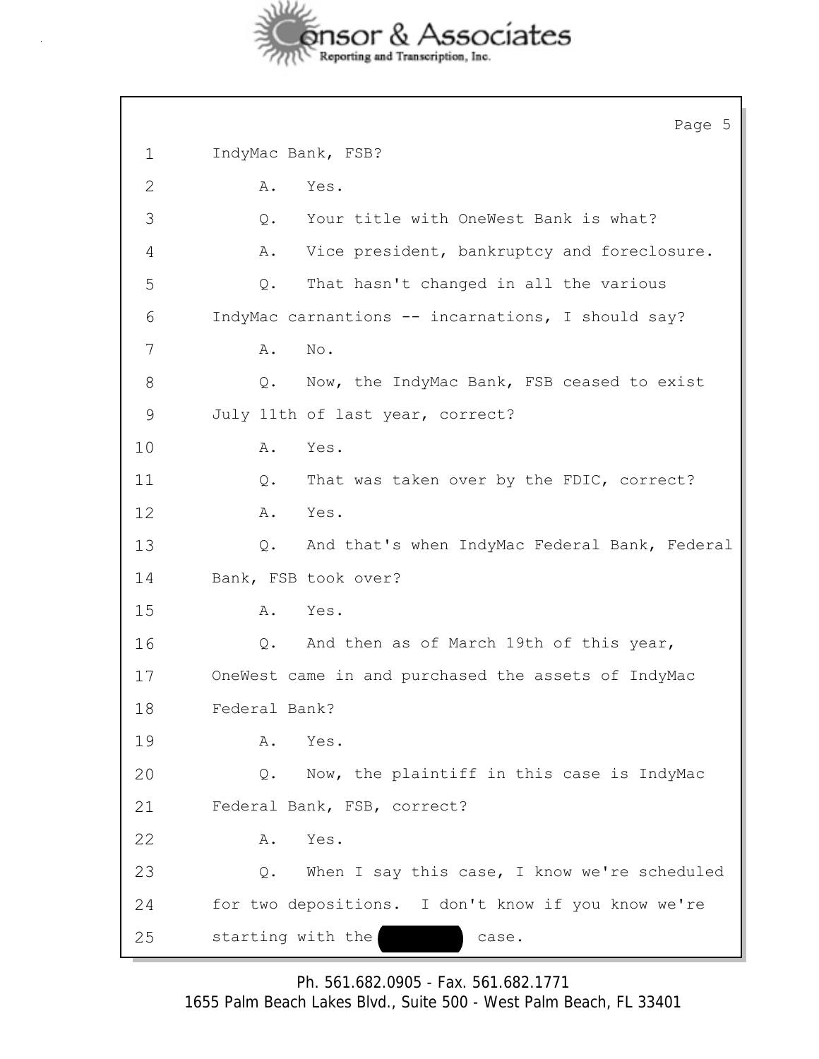1 IndyMac Bank, FSB?

2 A. Yes.

3 Q. Your title with OneWest Bank is what?

4 A. Vice president, bankruptcy and foreclosure.

5 Q. That hasn't changed in all the various

6 IndyMac carnantions -- incarnations, I should say?

7 A. No.

8 Q. Now, the IndyMac Bank, FSB ceased to exist

9 July 11th of last year, correct?

10 A. Yes.

11 Q. That was taken over by the FDIC, correct?

12 A. Yes.

13 Q. And that's when IndyMac Federal Bank, Federal

14 Bank, FSB took over?

15 A. Yes.

16 Q. And then as of March 19th of this year,

17 OneWest came in and purchased the assets of IndyMac

18 Federal Bank?

19 A. Yes.

20 Q. Now, the plaintiff in this case is IndyMac

21 Federal Bank, FSB, correct?

22 A. Yes.

23 Q. When I say this case, I know we're scheduled

24 for two depositions. I don't know if you know we're

25 starting with the [REDACTED] case.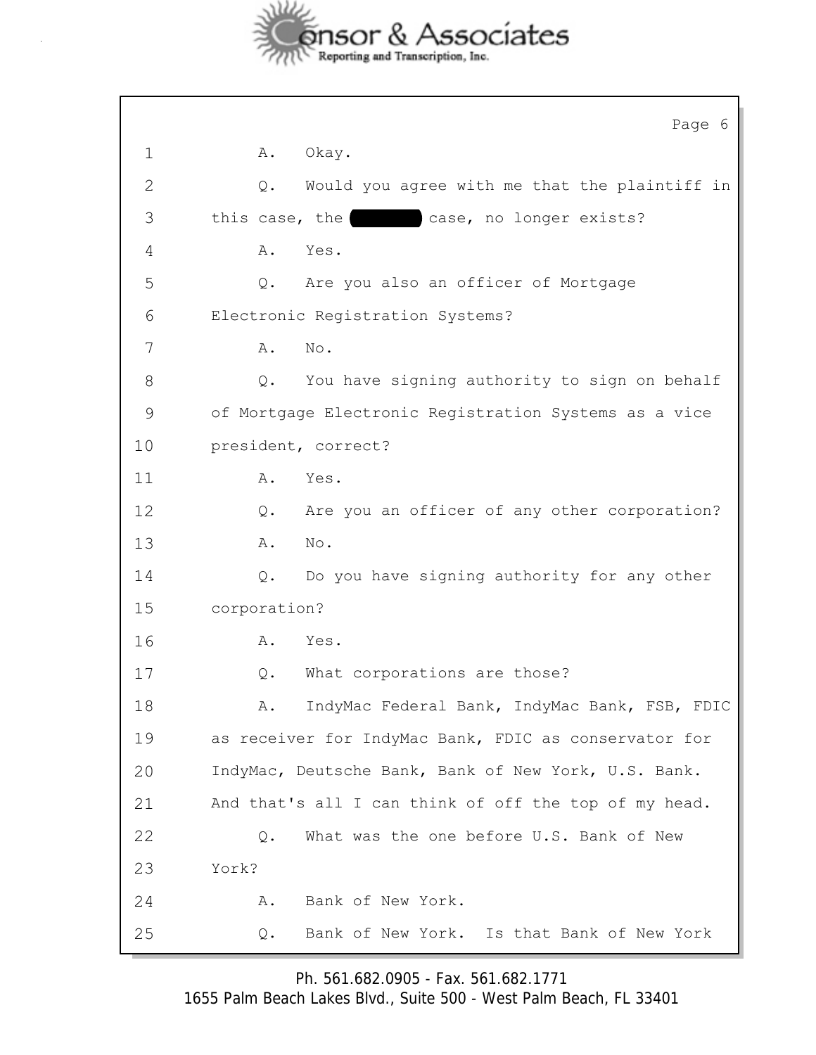1 A. Okay.

2 Q. Would you agree with me that the plaintiff in

3 this case, the [REDACTED] case, no longer exists?

4 A. Yes.

5 Q. Are you also an officer of Mortgage

6 Electronic Registration Systems?

7 A. No.

8 Q. You have signing authority to sign on behalf

9 of Mortgage Electronic Registration Systems as a vice

10 president, correct?

11 A. Yes.

12 Q. Are you an officer of any other corporation?

13 A. No.

14 Q. Do you have signing authority for any other

15 corporation?

16 A. Yes.

17 Q. What corporations are those?

18 A. IndyMac Federal Bank, IndyMac Bank, FSB, FDIC

19 as receiver for IndyMac Bank, FDIC as conservator for

20 IndyMac, Deutsche Bank, Bank of New York, U.S. Bank.

21 And that's all I can think of off the top of my head.

22 Q. What was the one before U.S. Bank of New

23 York?

24 A. Bank of New York.

25 Q. Bank of New York. Is that Bank of New York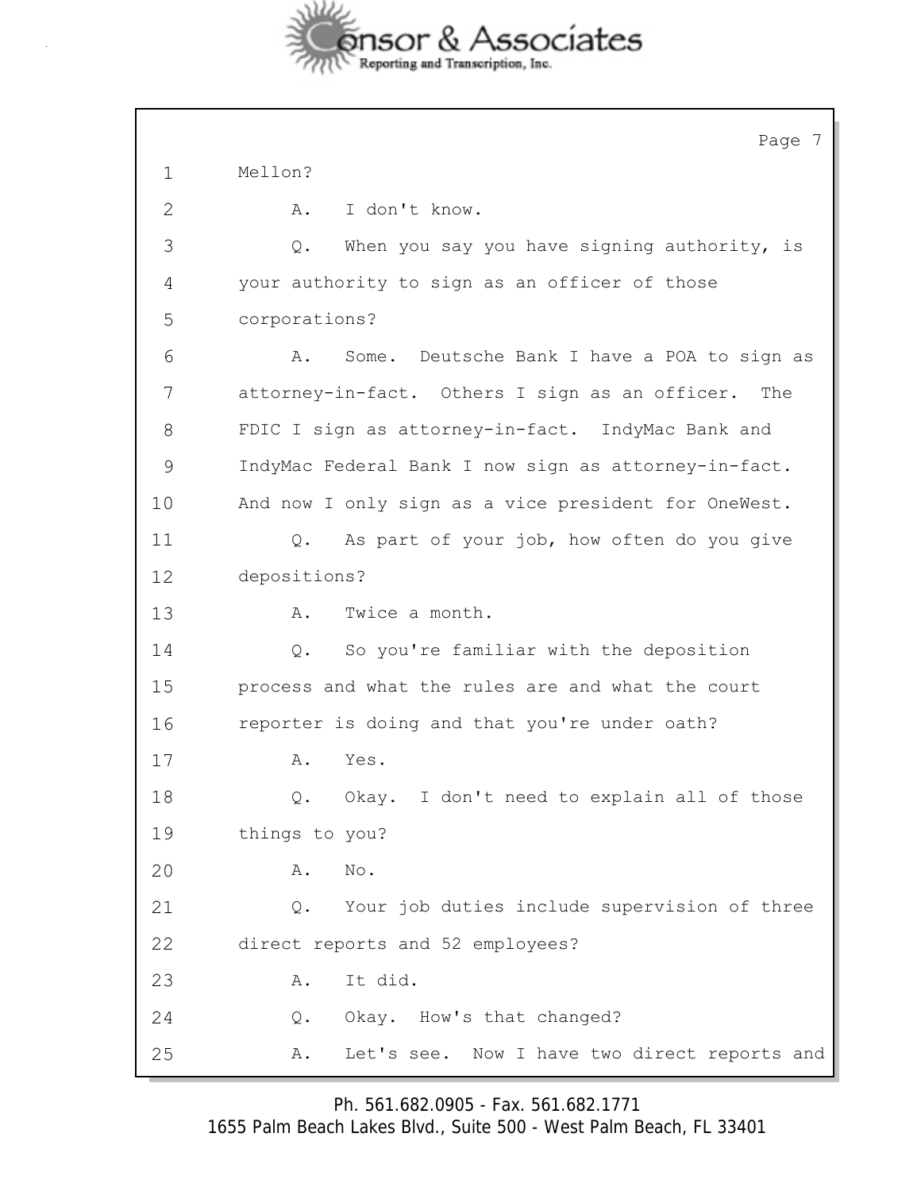1 Mellon?

2 A. I don't know.

3 Q. When you say you have signing authority, is

4 your authority to sign as an officer of those

5 corporations?

6 A. Some. Deutsche Bank I have a POA to sign as

7 attorney-in-fact. Others I sign as an officer. The

8 FDIC I sign as attorney-in-fact. IndyMac Bank and

9 IndyMac Federal Bank I now sign as attorney-in-fact.

10 And now I only sign as a vice president for OneWest.

11 Q. As part of your job, how often do you give

12 depositions?

13 A. Twice a month.

14 Q. So you're familiar with the deposition

15 process and what the rules are and what the court

16 reporter is doing and that you're under oath?

17 A. Yes.

18 Q. Okay. I don't need to explain all of those

19 things to you?

20 A. No.

21 Q. Your job duties include supervision of three

22 direct reports and 52 employees?

23 A. It did.

24 Q. Okay. How's that changed?

25 A. Let's see. Now I have two direct reports and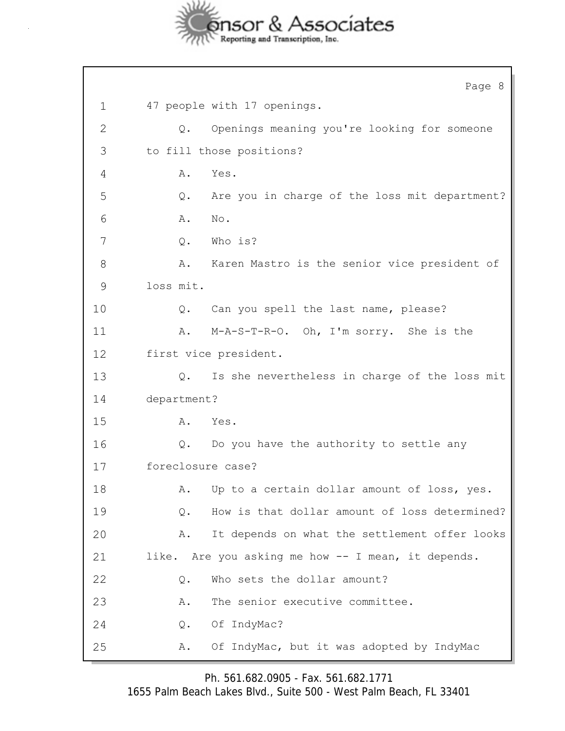1 47 people with 17 openings.

2 Q. Openings meaning you're looking for someone

3 to fill those positions?

4 A. Yes.

5 Q. Are you in charge of the loss mit department?

6 A. No.

7 Q. Who is?

8 A. Karen Mastro is the senior vice president of

9 loss mit.

10 Q. Can you spell the last name, please?

11 A. M-A-S-T-R-O. Oh, I'm sorry. She is the

12 first vice president.

13 Q. Is she nevertheless in charge of the loss mit

14 department?

15 A. Yes.

16 Q. Do you have the authority to settle any

17 foreclosure case?

18 A. Up to a certain dollar amount of loss, yes.

19 Q. How is that dollar amount of loss determined?

20 A. It depends on what the settlement offer looks

21 like. Are you asking me how -- I mean, it depends.

22 Q. Who sets the dollar amount?

23 A. The senior executive committee.

24 Q. Of IndyMac?

25 A. Of IndyMac, but it was adopted by IndyMac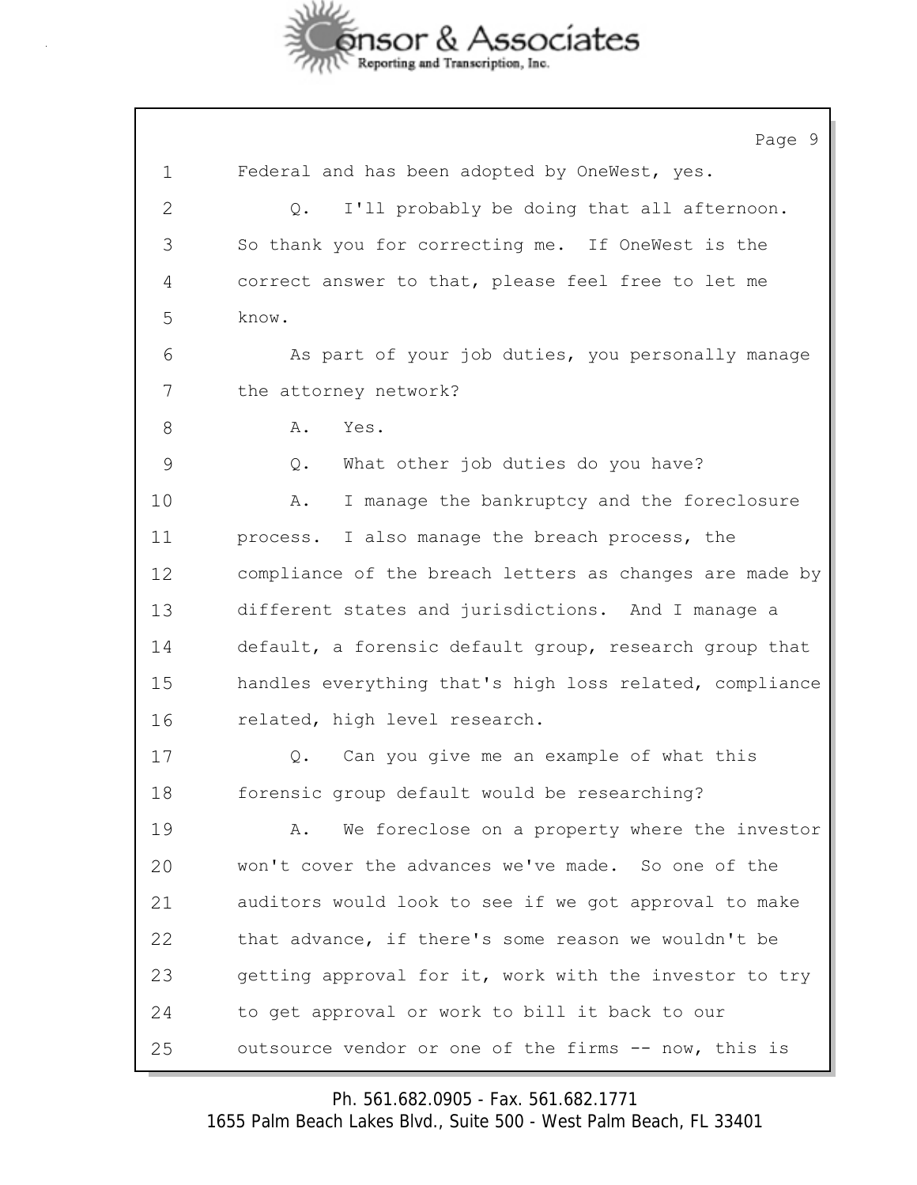1 Federal and has been adopted by OneWest, yes.

2 Q. I'll probably be doing that all afternoon.

3 So thank you for correcting me. If OneWest is the

4 correct answer to that, please feel free to let me

5 know.

6 As part of your job duties, you personally manage

7 the attorney network?

8 A. Yes.

9 Q. What other job duties do you have?

10 A. I manage the bankruptcy and the foreclosure

11 process. I also manage the breach process, the

12 compliance of the breach letters as changes are made by

13 different states and jurisdictions. And I manage a

14 default, a forensic default group, research group that

15 handles everything that's high loss related, compliance

16 related, high level research.

17 Q. Can you give me an example of what this

18 forensic group default would be researching?

19 A. We foreclose on a property where the investor

20 won't cover the advances we've made. So one of the

21 auditors would look to see if we got approval to make

22 that advance, if there's some reason we wouldn't be

23 getting approval for it, work with the investor to try

24 to get approval or work to bill it back to our

25 outsource vendor or one of the firms -- now, this is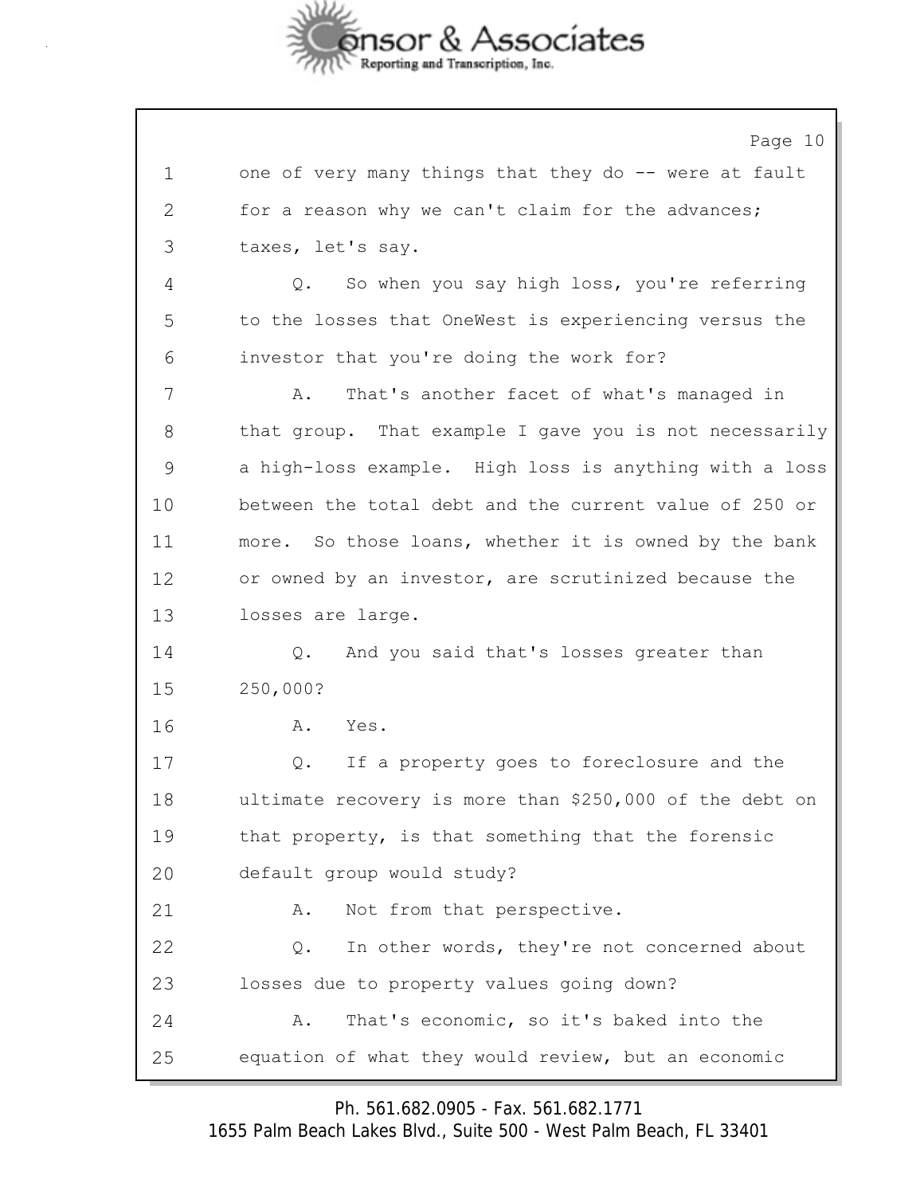1 one of very many things that they do -- were at fault
2 for a reason why we can't claim for the advances;
3 taxes, let's say.
4 Q. So when you say high loss, you're referring
5 to the losses that OneWest is experiencing versus the
6 investor that you're doing the work for?
7 A. That's another facet of what's managed in
8 that group. That example I gave you is not necessarily
9 a high-loss example. High loss is anything with a loss
10 between the total debt and the current value of 250 or
11 more. So those loans, whether it is owned by the bank
12 or owned by an investor, are scrutinized because the
13 losses are large.
14 Q. And you said that's losses greater than
15 250,000?
16 A. Yes.
17 Q. If a property goes to foreclosure and the
18 ultimate recovery is more than $250,000 of the debt on
19 that property, is that something that the forensic
20 default group would study?
21 A. Not from that perspective.
22 Q. In other words, they're not concerned about
23 losses due to property values going down?
24 A. That's economic, so it's baked into the
25 equation of what they would review, but an economic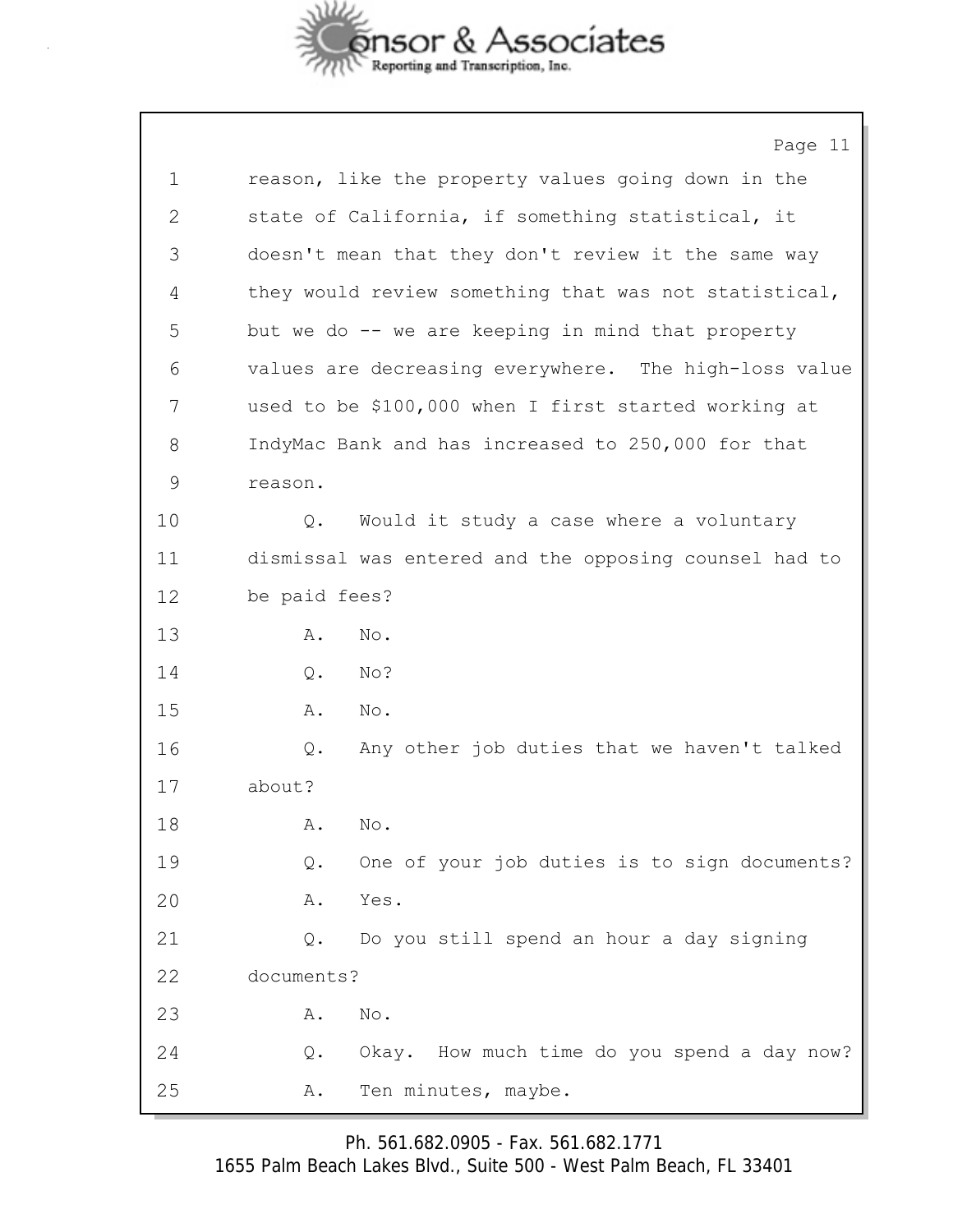1 reason, like the property values going down in the
2 state of California, if something statistical, it
3 doesn't mean that they don't review it the same way
4 they would review something that was not statistical,
5 but we do -- we are keeping in mind that property
6 values are decreasing everywhere. The high-loss value
7 used to be $100,000 when I first started working at
8 IndyMac Bank and has increased to 250,000 for that
9 reason.
10 Q. Would it study a case where a voluntary
11 dismissal was entered and the opposing counsel had to
12 be paid fees?
13 A. No.
14 Q. No?
15 A. No.
16 Q. Any other job duties that we haven't talked
17 about?
18 A. No.
19 Q. One of your job duties is to sign documents?
20 A. Yes.
21 Q. Do you still spend an hour a day signing
22 documents?
23 A. No.
24 Q. Okay. How much time do you spend a day now?
25 A. Ten minutes, maybe.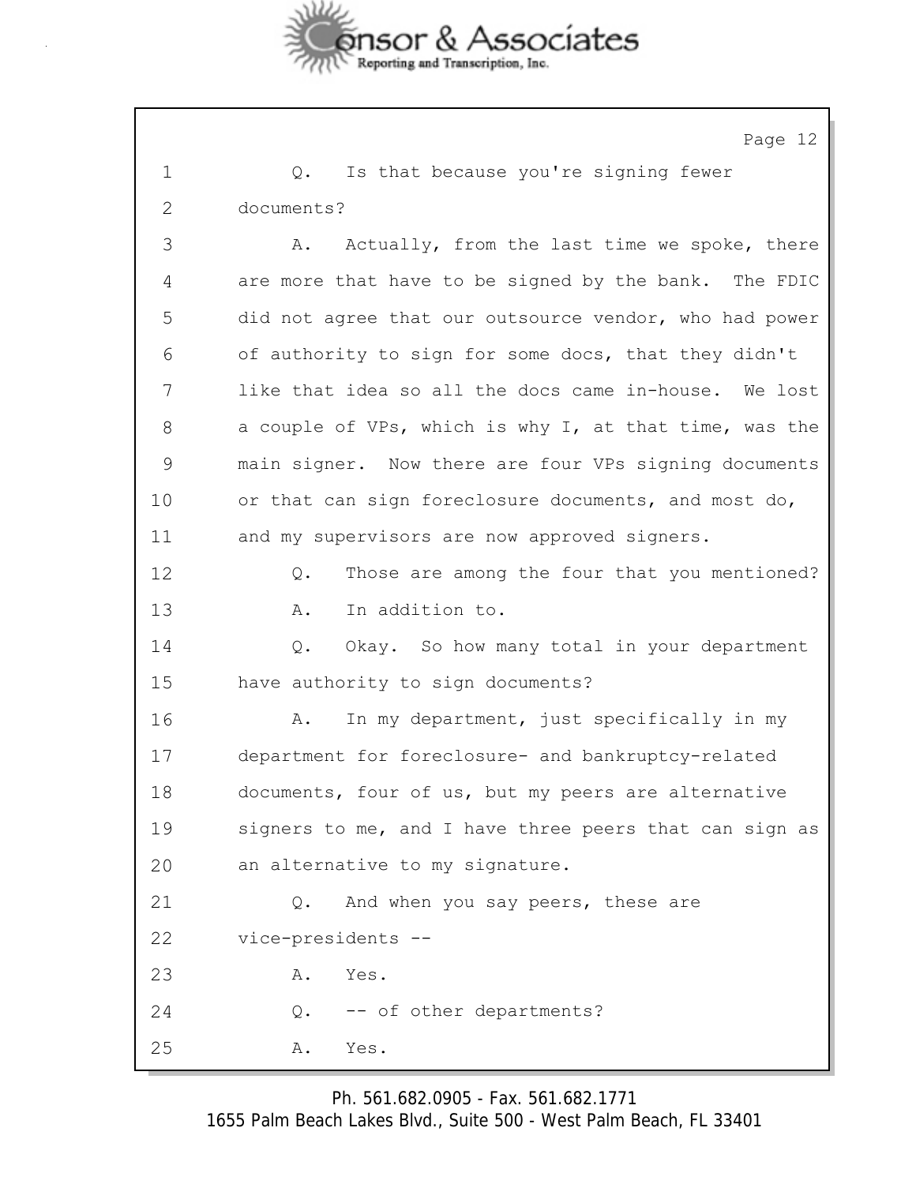Q. Is that because you're signing fewer documents?

A. Actually, from the last time we spoke, there are more that have to be signed by the bank. The FDIC did not agree that our outsource vendor, who had power of authority to sign for some docs, that they didn't like that idea so all the docs came in-house. We lost a couple of VPs, which is why I, at that time, was the main signer. Now there are four VPs signing documents or that can sign foreclosure documents, and most do, and my supervisors are now approved signers.

Q. Those are among the four that you mentioned?

A. In addition to.

Q. Okay. So how many total in your department have authority to sign documents?

A. In my department, just specifically in my department for foreclosure- and bankruptcy-related documents, four of us, but my peers are alternative signers to me, and I have three peers that can sign as an alternative to my signature.

Q. And when you say peers, these are vice-presidents --

A. Yes.

Q. -- of other departments?

A. Yes.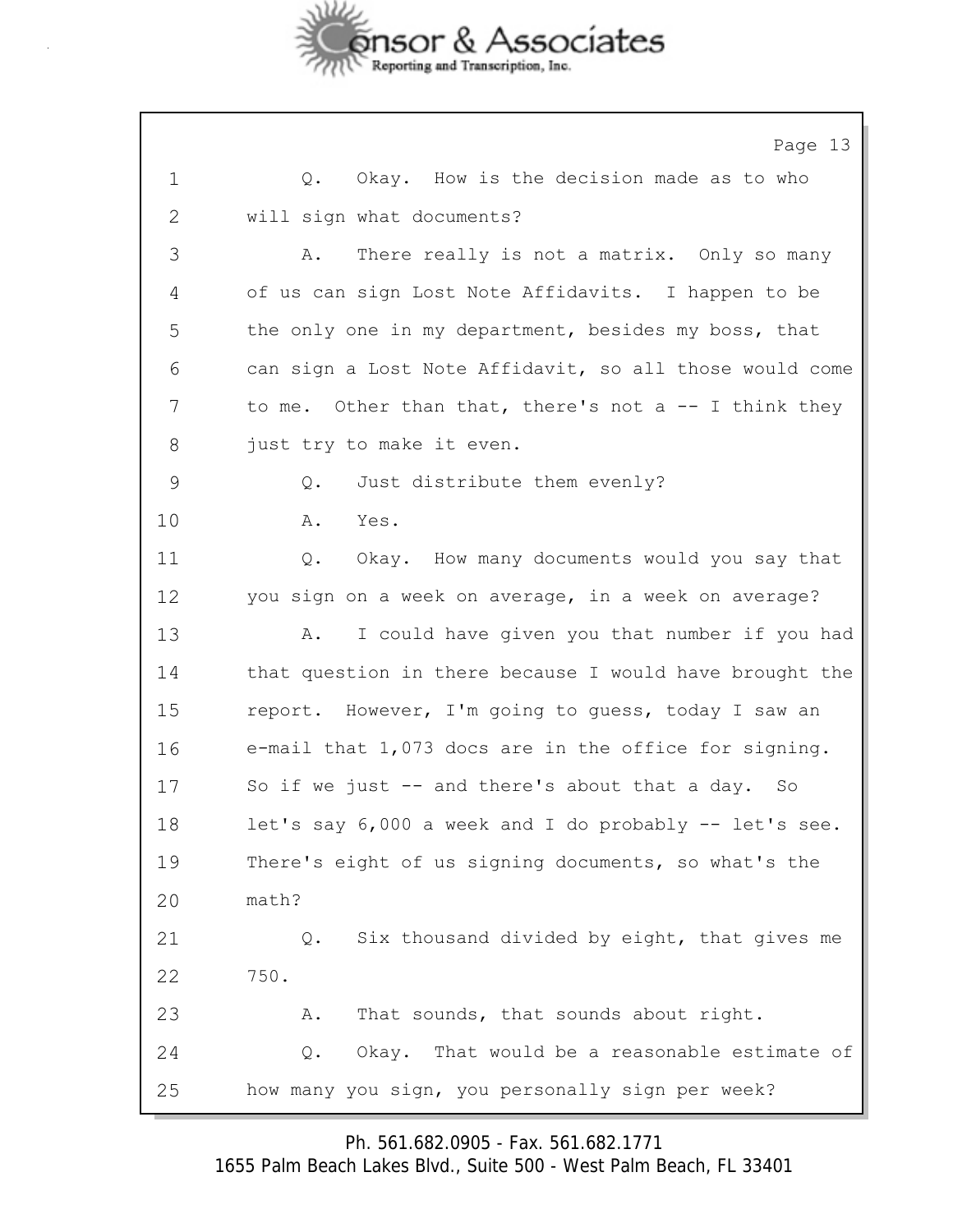1 Q. Okay. How is the decision made as to who
2 will sign what documents?
3 A. There really is not a matrix. Only so many
4 of us can sign Lost Note Affidavits. I happen to be
5 the only one in my department, besides my boss, that
6 can sign a Lost Note Affidavit, so all those would come
7 to me. Other than that, there's not a -- I think they
8 just try to make it even.
9 Q. Just distribute them evenly?
10 A. Yes.
11 Q. Okay. How many documents would you say that
12 you sign on a week on average, in a week on average?
13 A. I could have given you that number if you had
14 that question in there because I would have brought the
15 report. However, I'm going to guess, today I saw an
16 e-mail that 1,073 docs are in the office for signing.
17 So if we just -- and there's about that a day. So
18 let's say 6,000 a week and I do probably -- let's see.
19 There's eight of us signing documents, so what's the
20 math?
21 Q. Six thousand divided by eight, that gives me
22 750.
23 A. That sounds, that sounds about right.
24 Q. Okay. That would be a reasonable estimate of
25 how many you sign, you personally sign per week?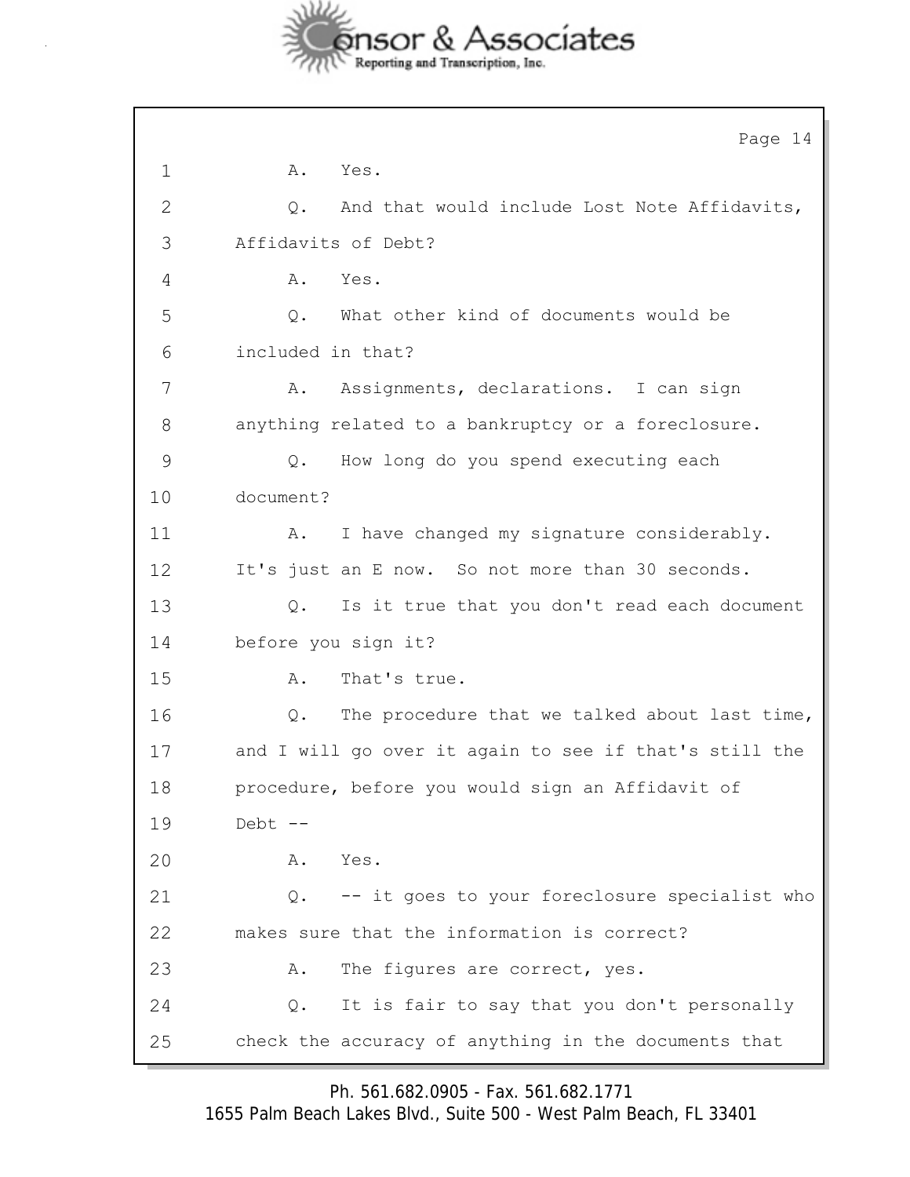1 A. Yes.

2 Q. And that would include Lost Note Affidavits,

3 Affidavits of Debt?

4 A. Yes.

5 Q. What other kind of documents would be

6 included in that?

7 A. Assignments, declarations. I can sign

8 anything related to a bankruptcy or a foreclosure.

9 Q. How long do you spend executing each

10 document?

11 A. I have changed my signature considerably.

12 It's just an E now. So not more than 30 seconds.

13 Q. Is it true that you don't read each document

14 before you sign it?

15 A. That's true.

16 Q. The procedure that we talked about last time,

17 and I will go over it again to see if that's still the

18 procedure, before you would sign an Affidavit of

19 Debt --

20 A. Yes.

21 Q. -- it goes to your foreclosure specialist who

22 makes sure that the information is correct?

23 A. The figures are correct, yes.

24 Q. It is fair to say that you don't personally

25 check the accuracy of anything in the documents that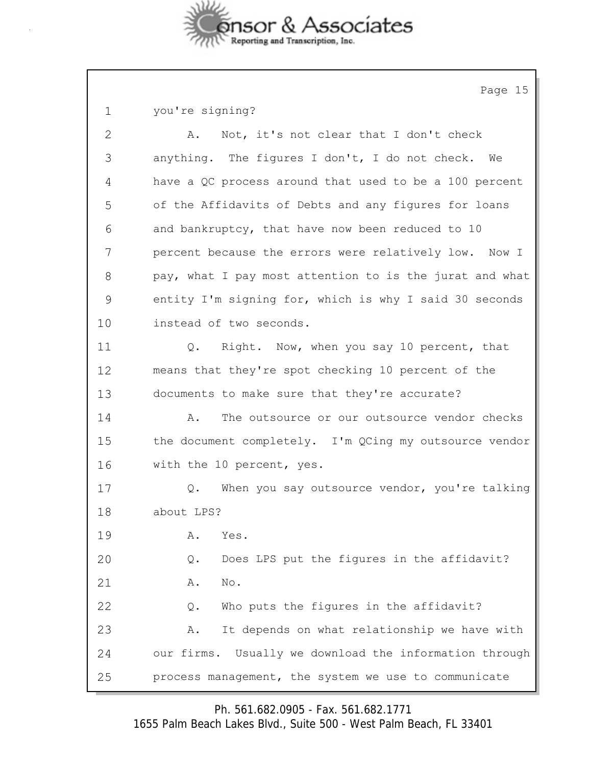1 you're signing?

2 A. Not, it's not clear that I don't check

3 anything. The figures I don't, I do not check. We

4 have a QC process around that used to be a 100 percent

5 of the Affidavits of Debts and any figures for loans

6 and bankruptcy, that have now been reduced to 10

7 percent because the errors were relatively low. Now I

8 pay, what I pay most attention to is the jurat and what

9 entity I'm signing for, which is why I said 30 seconds

10 instead of two seconds.

11 Q. Right. Now, when you say 10 percent, that

12 means that they're spot checking 10 percent of the

13 documents to make sure that they're accurate?

14 A. The outsource or our outsource vendor checks

15 the document completely. I'm QCing my outsource vendor

16 with the 10 percent, yes.

17 Q. When you say outsource vendor, you're talking

18 about LPS?

19 A. Yes.

20 Q. Does LPS put the figures in the affidavit?

21 A. No.

22 Q. Who puts the figures in the affidavit?

23 A. It depends on what relationship we have with

24 our firms. Usually we download the information through

25 process management, the system we use to communicate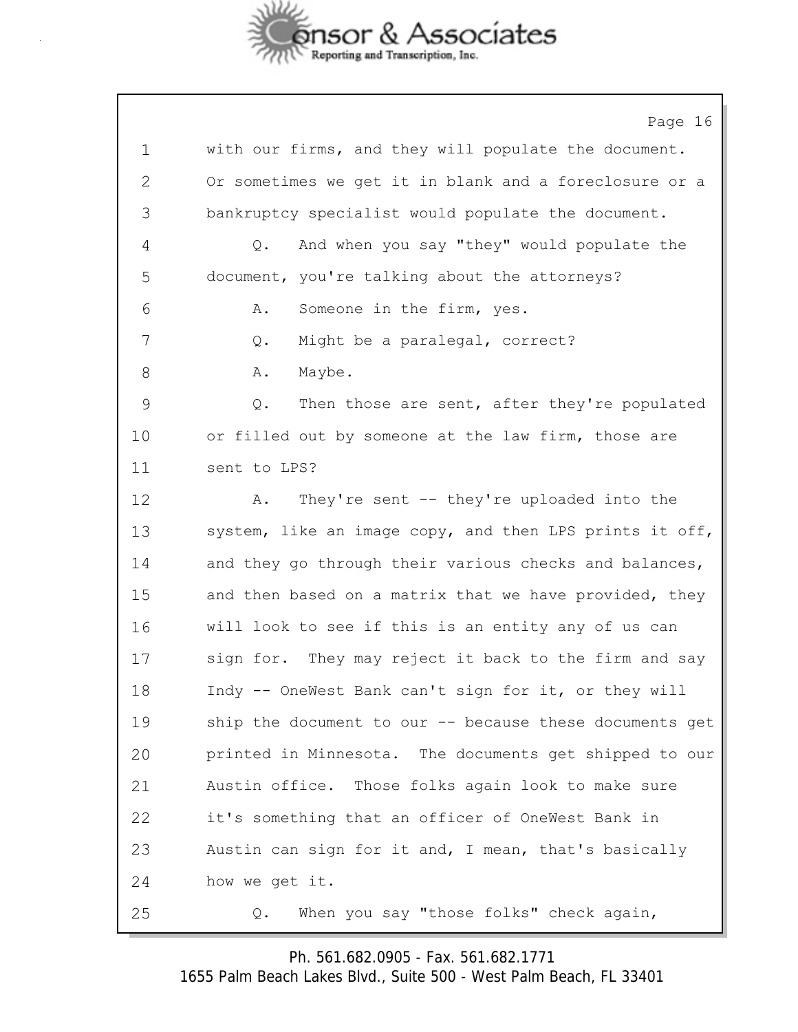with our firms, and they will populate the document. Or sometimes we get it in blank and a foreclosure or a bankruptcy specialist would populate the document.

Q. And when you say "they" would populate the document, you're talking about the attorneys?

A. Someone in the firm, yes.

Q. Might be a paralegal, correct?

A. Maybe.

Q. Then those are sent, after they're populated or filled out by someone at the law firm, those are sent to LPS?

A. They're sent -- they're uploaded into the system, like an image copy, and then LPS prints it off, and they go through their various checks and balances, and then based on a matrix that we have provided, they will look to see if this is an entity any of us can sign for. They may reject it back to the firm and say Indy -- OneWest Bank can't sign for it, or they will ship the document to our -- because these documents get printed in Minnesota. The documents get shipped to our Austin office. Those folks again look to make sure it's something that an officer of OneWest Bank in Austin can sign for it and, I mean, that's basically how we get it.

Q. When you say "those folks" check again,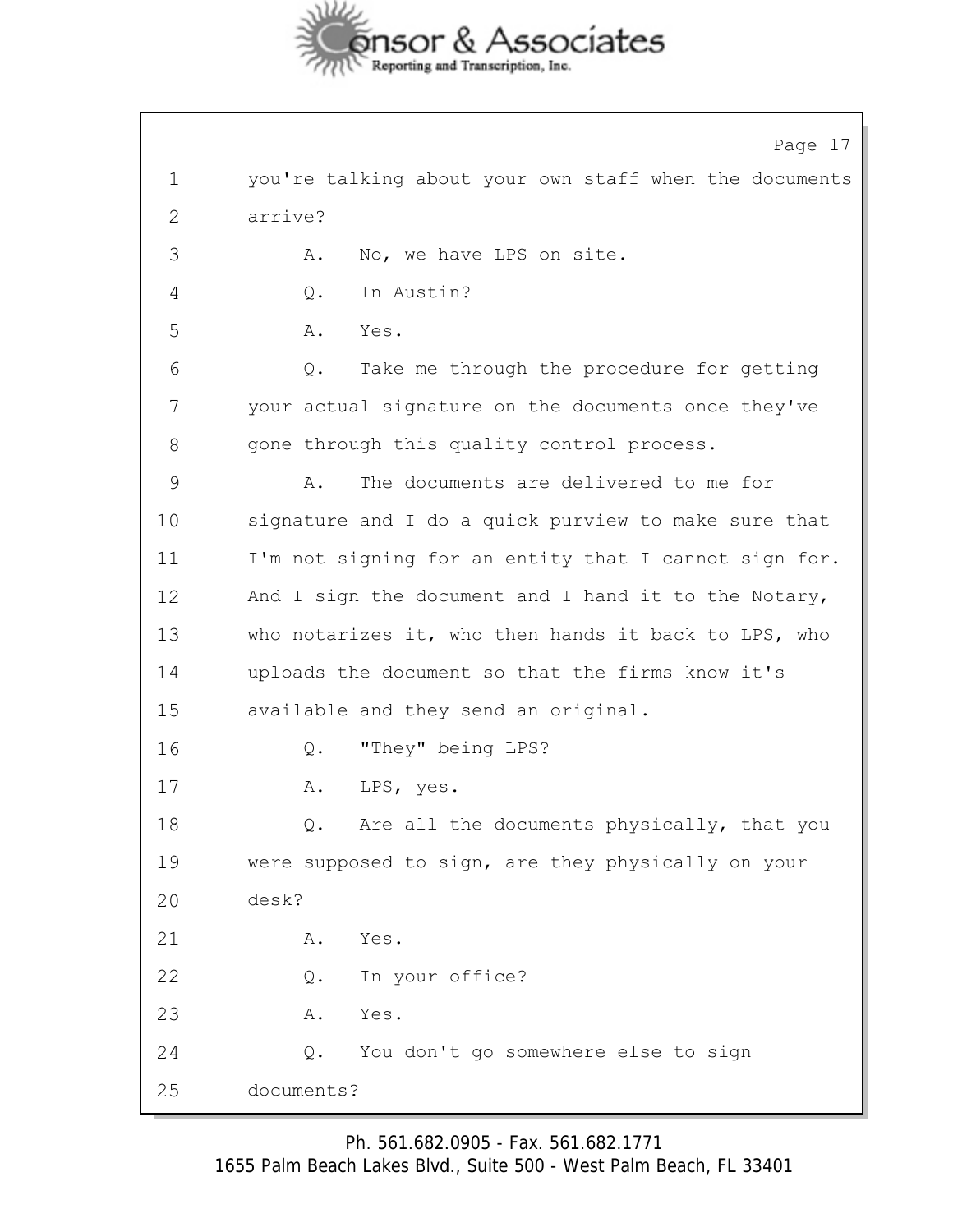1 you're talking about your own staff when the documents
2 arrive?
3 A. No, we have LPS on site.
4 Q. In Austin?
5 A. Yes.
6 Q. Take me through the procedure for getting
7 your actual signature on the documents once they've
8 gone through this quality control process.
9 A. The documents are delivered to me for
10 signature and I do a quick purview to make sure that
11 I'm not signing for an entity that I cannot sign for.
12 And I sign the document and I hand it to the Notary,
13 who notarizes it, who then hands it back to LPS, who
14 uploads the document so that the firms know it's
15 available and they send an original.
16 Q. "They" being LPS?
17 A. LPS, yes.
18 Q. Are all the documents physically, that you
19 were supposed to sign, are they physically on your
20 desk?
21 A. Yes.
22 Q. In your office?
23 A. Yes.
24 Q. You don't go somewhere else to sign
25 documents?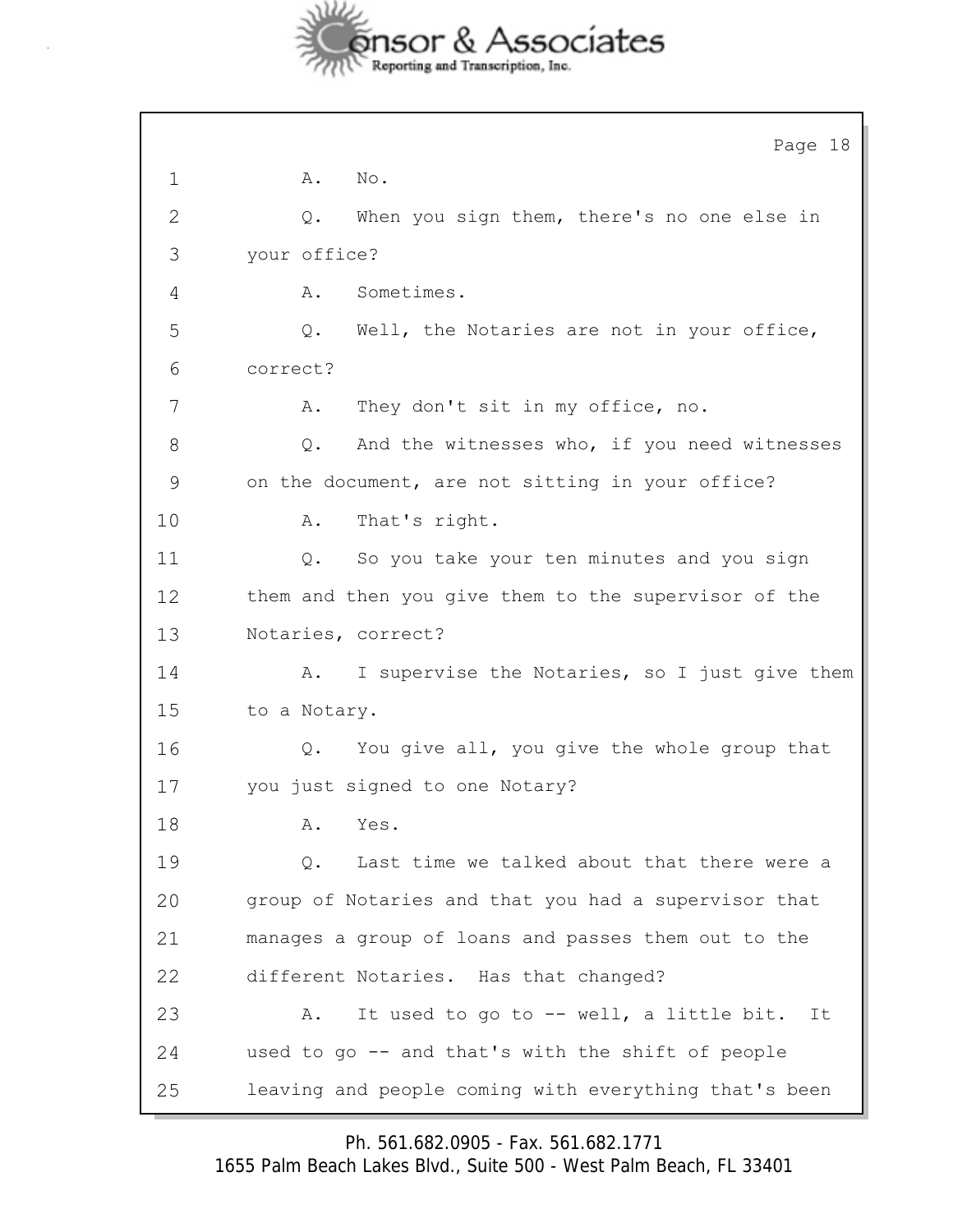1 A. No.

2 Q. When you sign them, there's no one else in

3 your office?

4 A. Sometimes.

5 Q. Well, the Notaries are not in your office,

6 correct?

7 A. They don't sit in my office, no.

8 Q. And the witnesses who, if you need witnesses

9 on the document, are not sitting in your office?

10 A. That's right.

11 Q. So you take your ten minutes and you sign

12 them and then you give them to the supervisor of the

13 Notaries, correct?

14 A. I supervise the Notaries, so I just give them

15 to a Notary.

16 Q. You give all, you give the whole group that

17 you just signed to one Notary?

18 A. Yes.

19 Q. Last time we talked about that there were a

20 group of Notaries and that you had a supervisor that

21 manages a group of loans and passes them out to the

22 different Notaries. Has that changed?

23 A. It used to go to -- well, a little bit. It

24 used to go -- and that's with the shift of people

25 leaving and people coming with everything that's been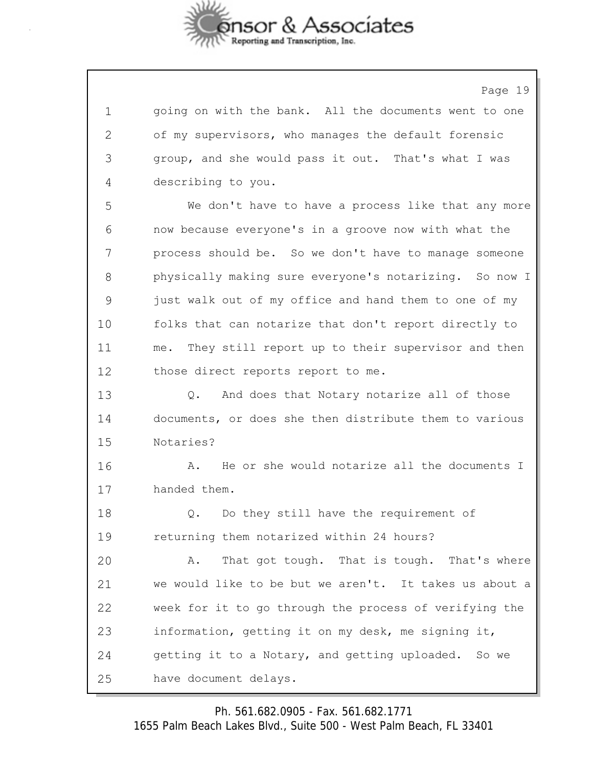going on with the bank. All the documents went to one of my supervisors, who manages the default forensic group, and she would pass it out. That's what I was describing to you.

We don't have to have a process like that any more now because everyone's in a groove now with what the process should be. So we don't have to manage someone physically making sure everyone's notarizing. So now I just walk out of my office and hand them to one of my folks that can notarize that don't report directly to me. They still report up to their supervisor and then those direct reports report to me.

Q. And does that Notary notarize all of those documents, or does she then distribute them to various Notaries?

A. He or she would notarize all the documents I handed them.

Q. Do they still have the requirement of returning them notarized within 24 hours?

A. That got tough. That is tough. That's where we would like to be but we aren't. It takes us about a week for it to go through the process of verifying the information, getting it on my desk, me signing it, getting it to a Notary, and getting uploaded. So we have document delays.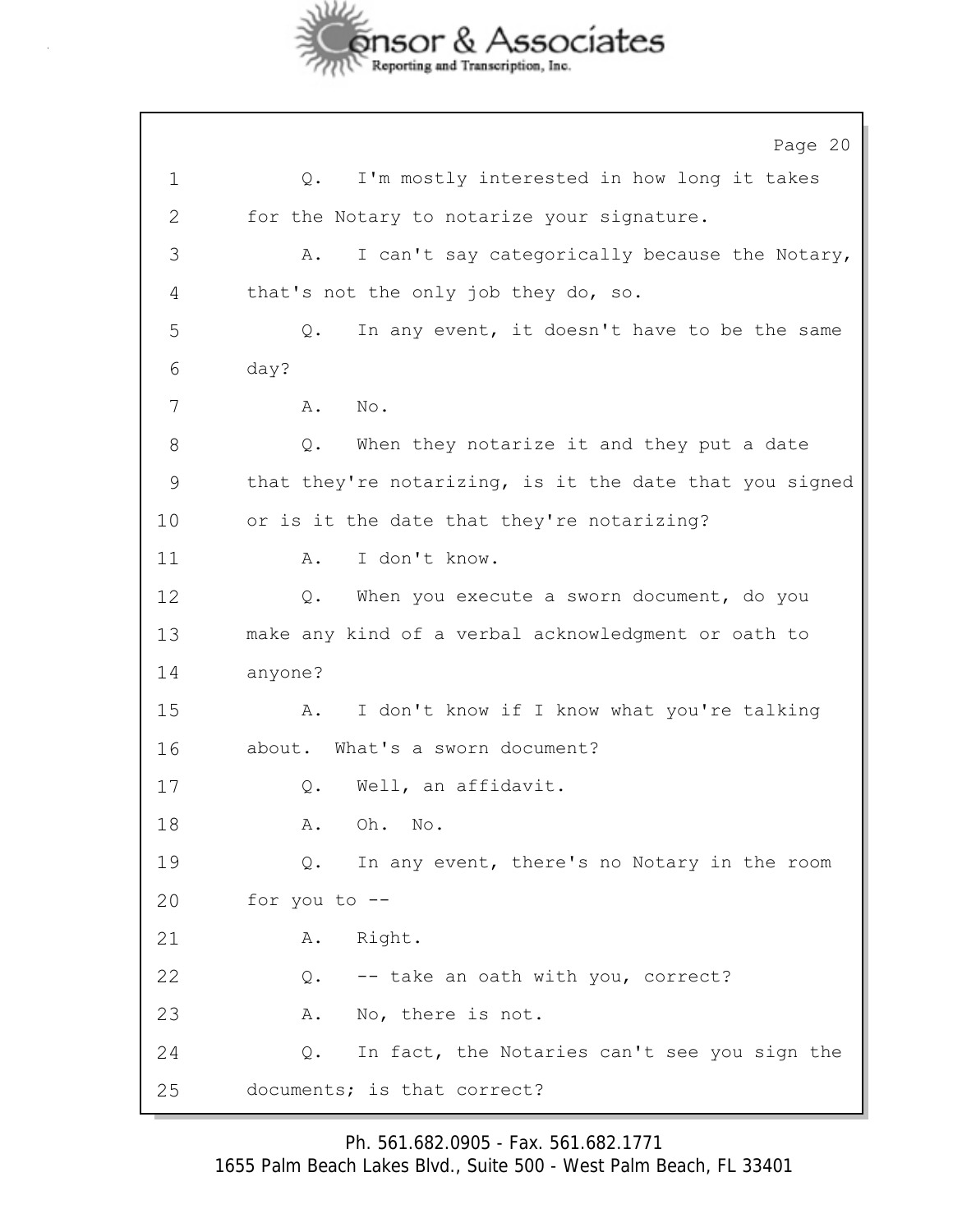Q. I'm mostly interested in how long it takes for the Notary to notarize your signature.

A. I can't say categorically because the Notary, that's not the only job they do, so.

Q. In any event, it doesn't have to be the same day?

A. No.

Q. When they notarize it and they put a date that they're notarizing, is it the date that you signed or is it the date that they're notarizing?

A. I don't know.

Q. When you execute a sworn document, do you make any kind of a verbal acknowledgment or oath to anyone?

A. I don't know if I know what you're talking about. What's a sworn document?

Q. Well, an affidavit.

A. Oh. No.

Q. In any event, there's no Notary in the room for you to --

A. Right.

Q. -- take an oath with you, correct?

A. No, there is not.

Q. In fact, the Notaries can't see you sign the documents; is that correct?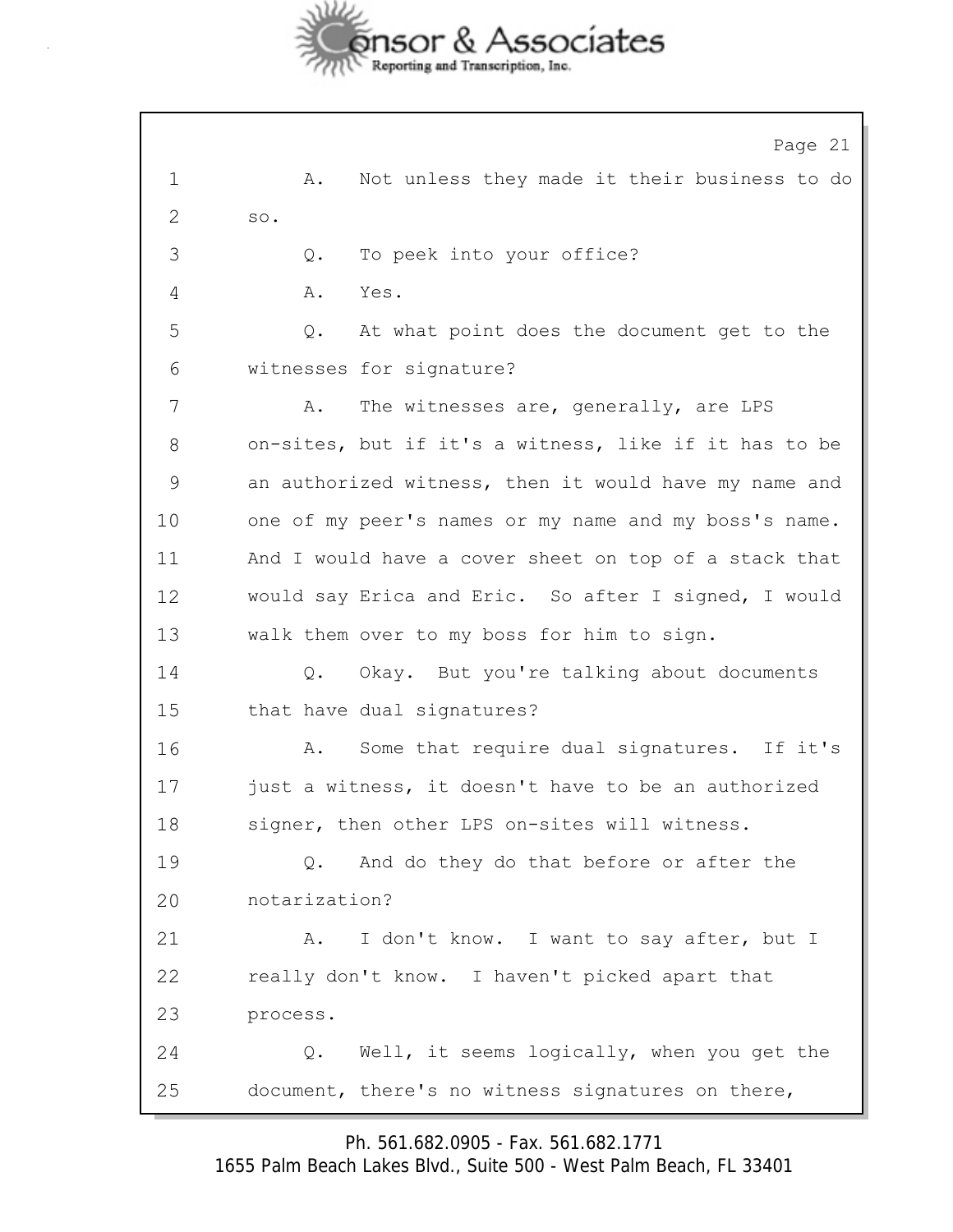1 A. Not unless they made it their business to do
2 so.
3 Q. To peek into your office?
4 A. Yes.
5 Q. At what point does the document get to the
6 witnesses for signature?
7 A. The witnesses are, generally, are LPS
8 on-sites, but if it's a witness, like if it has to be
9 an authorized witness, then it would have my name and
10 one of my peer's names or my name and my boss's name.
11 And I would have a cover sheet on top of a stack that
12 would say Erica and Eric. So after I signed, I would
13 walk them over to my boss for him to sign.
14 Q. Okay. But you're talking about documents
15 that have dual signatures?
16 A. Some that require dual signatures. If it's
17 just a witness, it doesn't have to be an authorized
18 signer, then other LPS on-sites will witness.
19 Q. And do they do that before or after the
20 notarization?
21 A. I don't know. I want to say after, but I
22 really don't know. I haven't picked apart that
23 process.
24 Q. Well, it seems logically, when you get the
25 document, there's no witness signatures on there,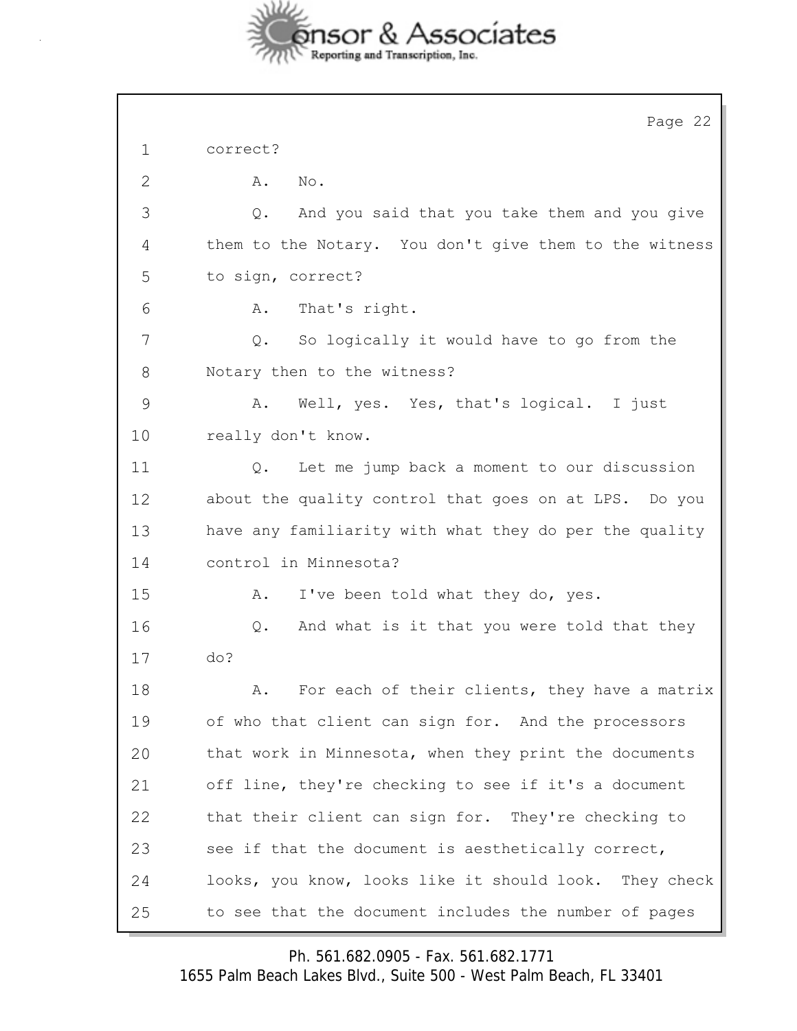1 correct?

2 A. No.

3 Q. And you said that you take them and you give

4 them to the Notary. You don't give them to the witness

5 to sign, correct?

6 A. That's right.

7 Q. So logically it would have to go from the

8 Notary then to the witness?

9 A. Well, yes. Yes, that's logical. I just

10 really don't know.

11 Q. Let me jump back a moment to our discussion

12 about the quality control that goes on at LPS. Do you

13 have any familiarity with what they do per the quality

14 control in Minnesota?

15 A. I've been told what they do, yes.

16 Q. And what is it that you were told that they

17 do?

18 A. For each of their clients, they have a matrix

19 of who that client can sign for. And the processors

20 that work in Minnesota, when they print the documents

21 off line, they're checking to see if it's a document

22 that their client can sign for. They're checking to

23 see if that the document is aesthetically correct,

24 looks, you know, looks like it should look. They check

25 to see that the document includes the number of pages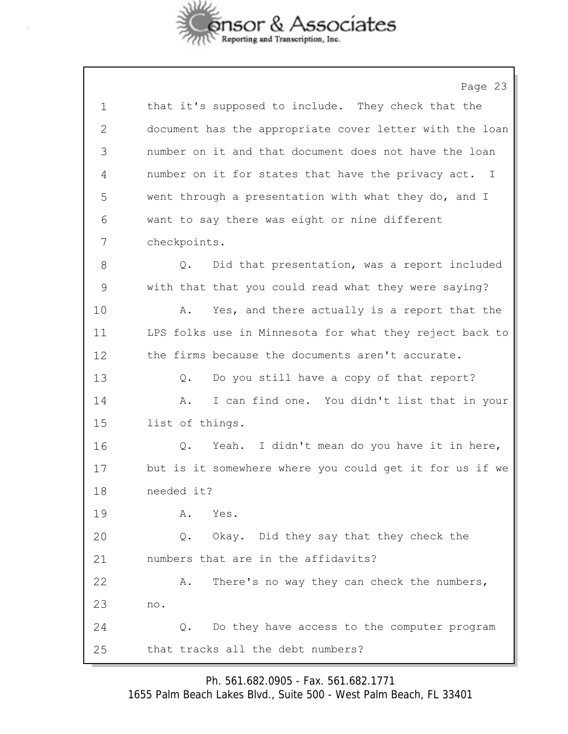1 that it's supposed to include. They check that the
2 document has the appropriate cover letter with the loan
3 number on it and that document does not have the loan
4 number on it for states that have the privacy act. I
5 went through a presentation with what they do, and I
6 want to say there was eight or nine different
7 checkpoints.
8 Q. Did that presentation, was a report included
9 with that that you could read what they were saying?
10 A. Yes, and there actually is a report that the
11 LPS folks use in Minnesota for what they reject back to
12 the firms because the documents aren't accurate.
13 Q. Do you still have a copy of that report?
14 A. I can find one. You didn't list that in your
15 list of things.
16 Q. Yeah. I didn't mean do you have it in here,
17 but is it somewhere where you could get it for us if we
18 needed it?
19 A. Yes.
20 Q. Okay. Did they say that they check the
21 numbers that are in the affidavits?
22 A. There's no way they can check the numbers,
23 no.
24 Q. Do they have access to the computer program
25 that tracks all the debt numbers?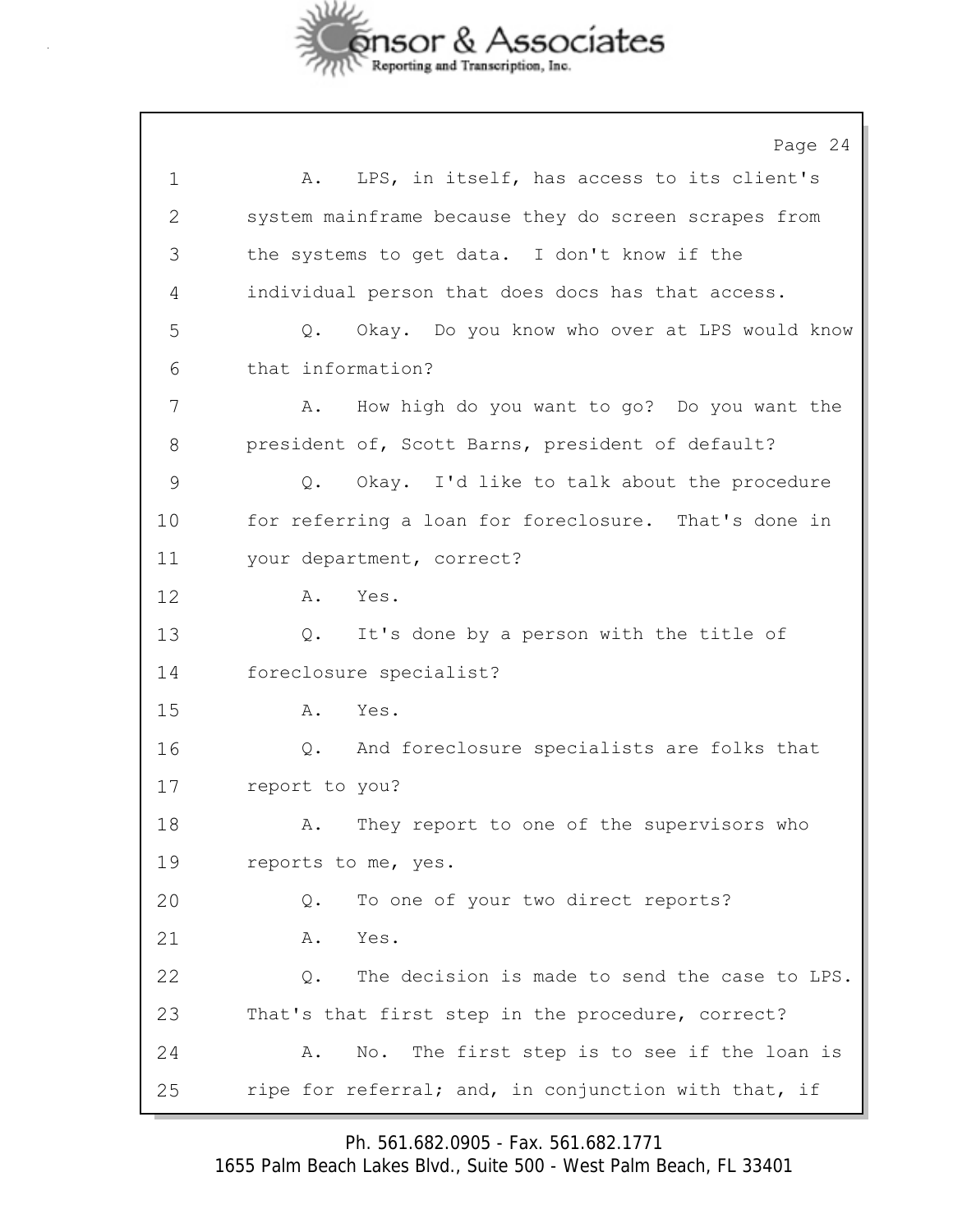1 A. LPS, in itself, has access to its client's
2 system mainframe because they do screen scrapes from
3 the systems to get data. I don't know if the
4 individual person that does docs has that access.
5 Q. Okay. Do you know who over at LPS would know
6 that information?
7 A. How high do you want to go? Do you want the
8 president of, Scott Barns, president of default?
9 Q. Okay. I'd like to talk about the procedure
10 for referring a loan for foreclosure. That's done in
11 your department, correct?
12 A. Yes.
13 Q. It's done by a person with the title of
14 foreclosure specialist?
15 A. Yes.
16 Q. And foreclosure specialists are folks that
17 report to you?
18 A. They report to one of the supervisors who
19 reports to me, yes.
20 Q. To one of your two direct reports?
21 A. Yes.
22 Q. The decision is made to send the case to LPS.
23 That's that first step in the procedure, correct?
24 A. No. The first step is to see if the loan is
25 ripe for referral; and, in conjunction with that, if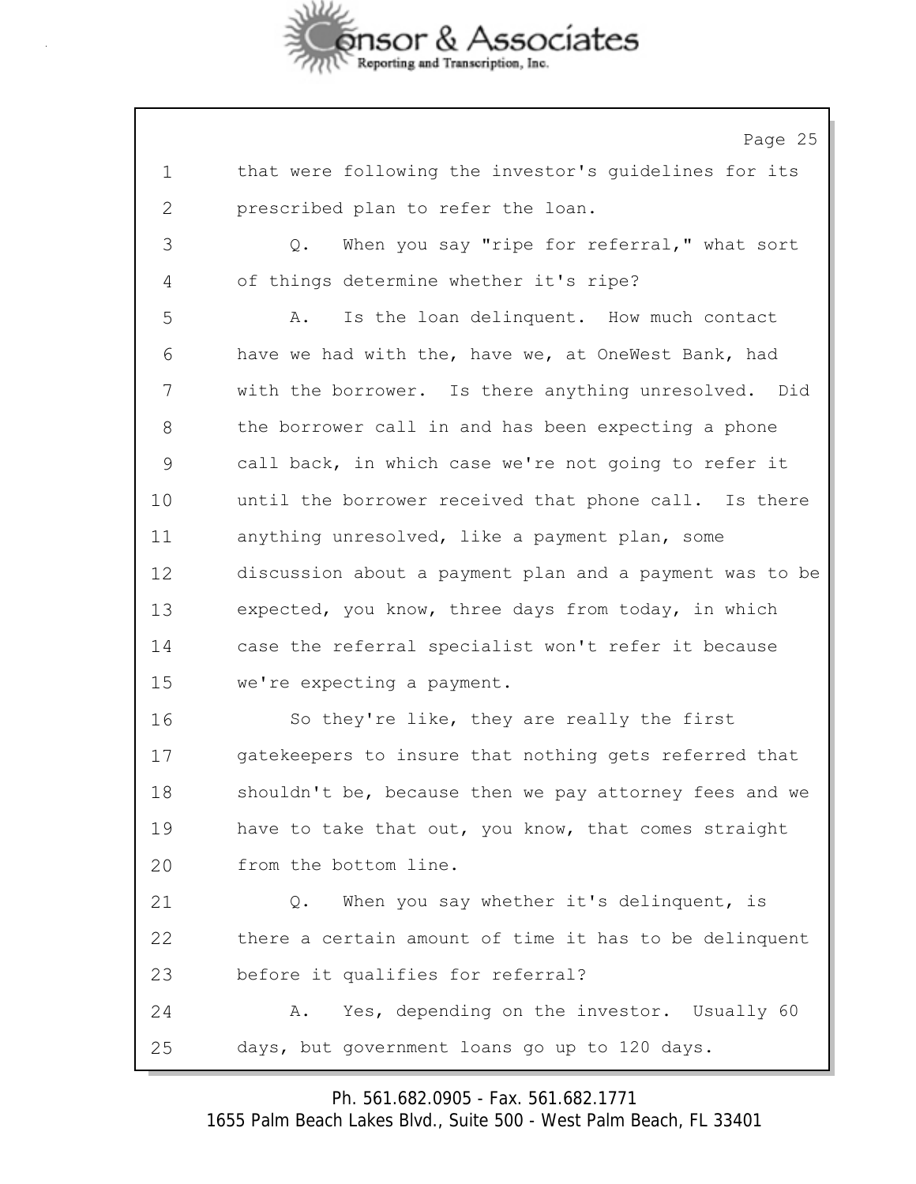that were following the investor's guidelines for its prescribed plan to refer the loan.

Q. When you say "ripe for referral," what sort of things determine whether it's ripe?

A. Is the loan delinquent. How much contact have we had with the, have we, at OneWest Bank, had with the borrower. Is there anything unresolved. Did the borrower call in and has been expecting a phone call back, in which case we're not going to refer it until the borrower received that phone call. Is there anything unresolved, like a payment plan, some discussion about a payment plan and a payment was to be expected, you know, three days from today, in which case the referral specialist won't refer it because we're expecting a payment.

So they're like, they are really the first gatekeepers to insure that nothing gets referred that shouldn't be, because then we pay attorney fees and we have to take that out, you know, that comes straight from the bottom line.

Q. When you say whether it's delinquent, is there a certain amount of time it has to be delinquent before it qualifies for referral?

A. Yes, depending on the investor. Usually 60 days, but government loans go up to 120 days.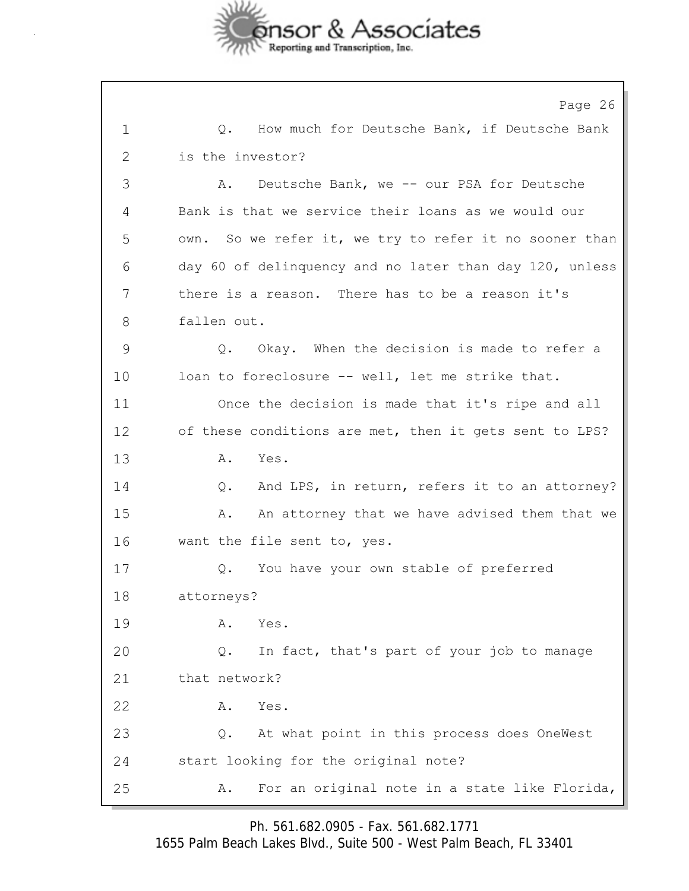1 Q. How much for Deutsche Bank, if Deutsche Bank
2 is the investor?
3 A. Deutsche Bank, we -- our PSA for Deutsche
4 Bank is that we service their loans as we would our
5 own. So we refer it, we try to refer it no sooner than
6 day 60 of delinquency and no later than day 120, unless
7 there is a reason. There has to be a reason it's
8 fallen out.
9 Q. Okay. When the decision is made to refer a
10 loan to foreclosure -- well, let me strike that.
11 Once the decision is made that it's ripe and all
12 of these conditions are met, then it gets sent to LPS?
13 A. Yes.
14 Q. And LPS, in return, refers it to an attorney?
15 A. An attorney that we have advised them that we
16 want the file sent to, yes.
17 Q. You have your own stable of preferred
18 attorneys?
19 A. Yes.
20 Q. In fact, that's part of your job to manage
21 that network?
22 A. Yes.
23 Q. At what point in this process does OneWest
24 start looking for the original note?
25 A. For an original note in a state like Florida,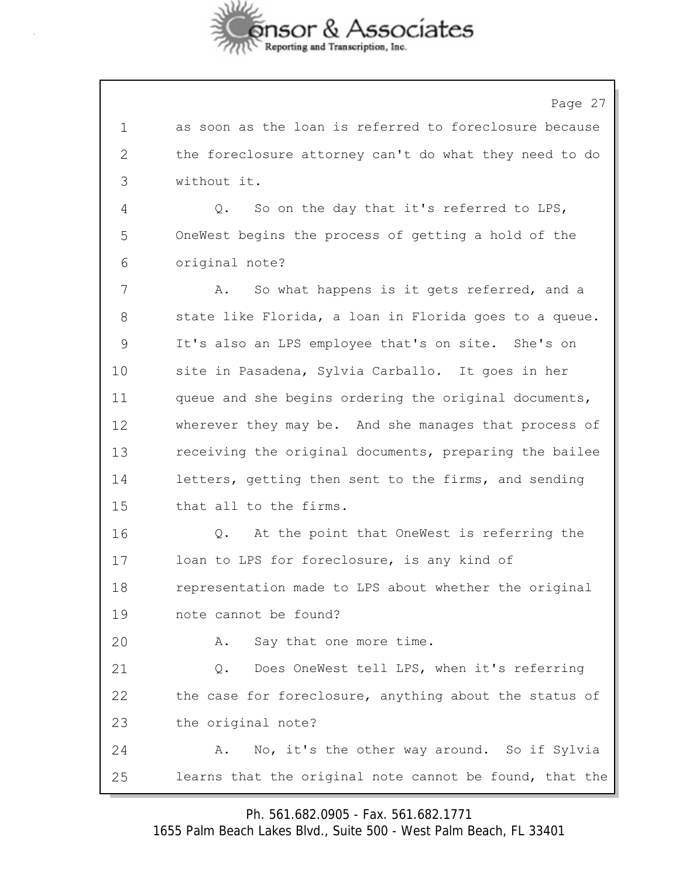1 as soon as the loan is referred to foreclosure because
2 the foreclosure attorney can't do what they need to do
3 without it.

4 Q. So on the day that it's referred to LPS,
5 OneWest begins the process of getting a hold of the
6 original note?

7 A. So what happens is it gets referred, and a
8 state like Florida, a loan in Florida goes to a queue.
9 It's also an LPS employee that's on site. She's on
10 site in Pasadena, Sylvia Carballo. It goes in her
11 queue and she begins ordering the original documents,
12 wherever they may be. And she manages that process of
13 receiving the original documents, preparing the bailee
14 letters, getting then sent to the firms, and sending
15 that all to the firms.

16 Q. At the point that OneWest is referring the
17 loan to LPS for foreclosure, is any kind of
18 representation made to LPS about whether the original
19 note cannot be found?

20 A. Say that one more time.

21 Q. Does OneWest tell LPS, when it's referring
22 the case for foreclosure, anything about the status of
23 the original note?

24 A. No, it's the other way around. So if Sylvia
25 learns that the original note cannot be found, that the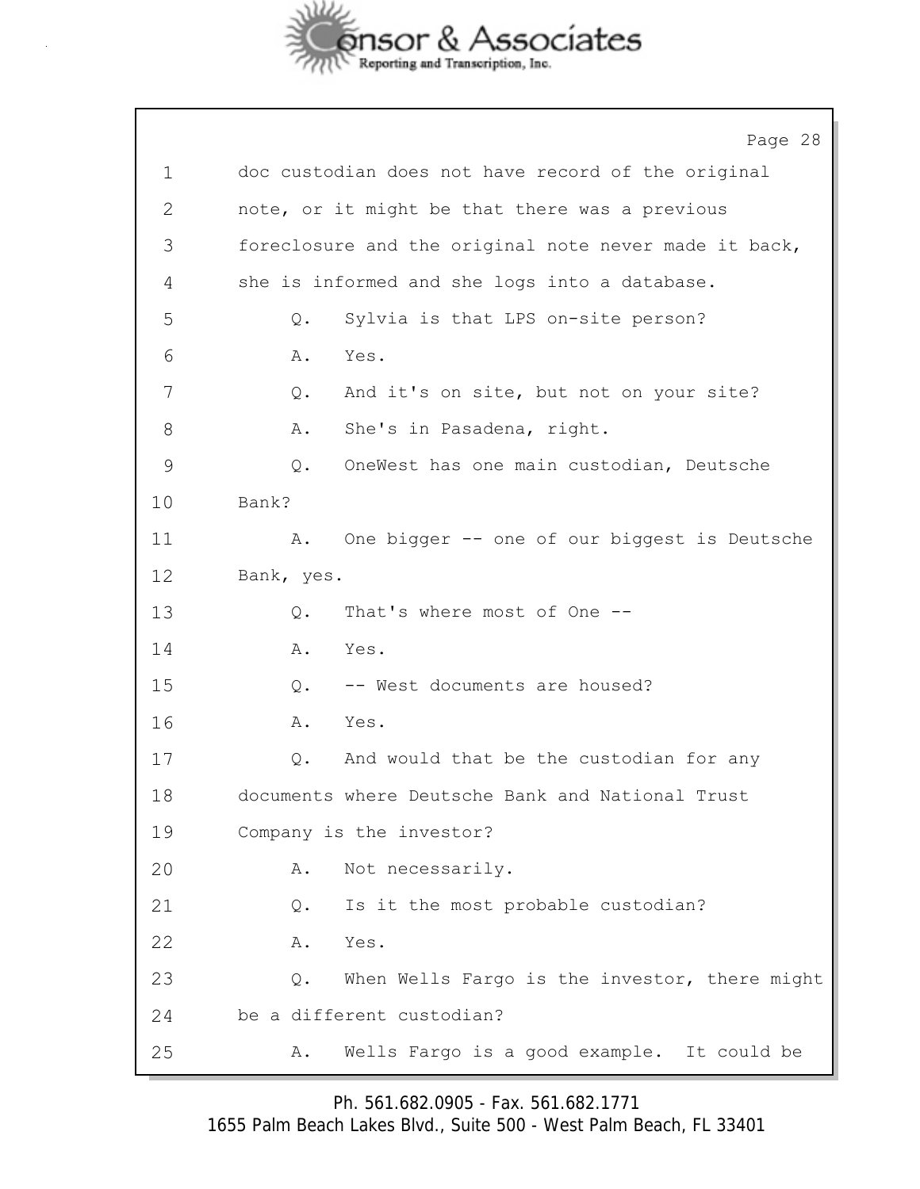1 doc custodian does not have record of the original
2 note, or it might be that there was a previous
3 foreclosure and the original note never made it back,
4 she is informed and she logs into a database.
5 Q. Sylvia is that LPS on-site person?
6 A. Yes.
7 Q. And it's on site, but not on your site?
8 A. She's in Pasadena, right.
9 Q. OneWest has one main custodian, Deutsche
10 Bank?
11 A. One bigger -- one of our biggest is Deutsche
12 Bank, yes.
13 Q. That's where most of One --
14 A. Yes.
15 Q. -- West documents are housed?
16 A. Yes.
17 Q. And would that be the custodian for any
18 documents where Deutsche Bank and National Trust
19 Company is the investor?
20 A. Not necessarily.
21 Q. Is it the most probable custodian?
22 A. Yes.
23 Q. When Wells Fargo is the investor, there might
24 be a different custodian?
25 A. Wells Fargo is a good example. It could be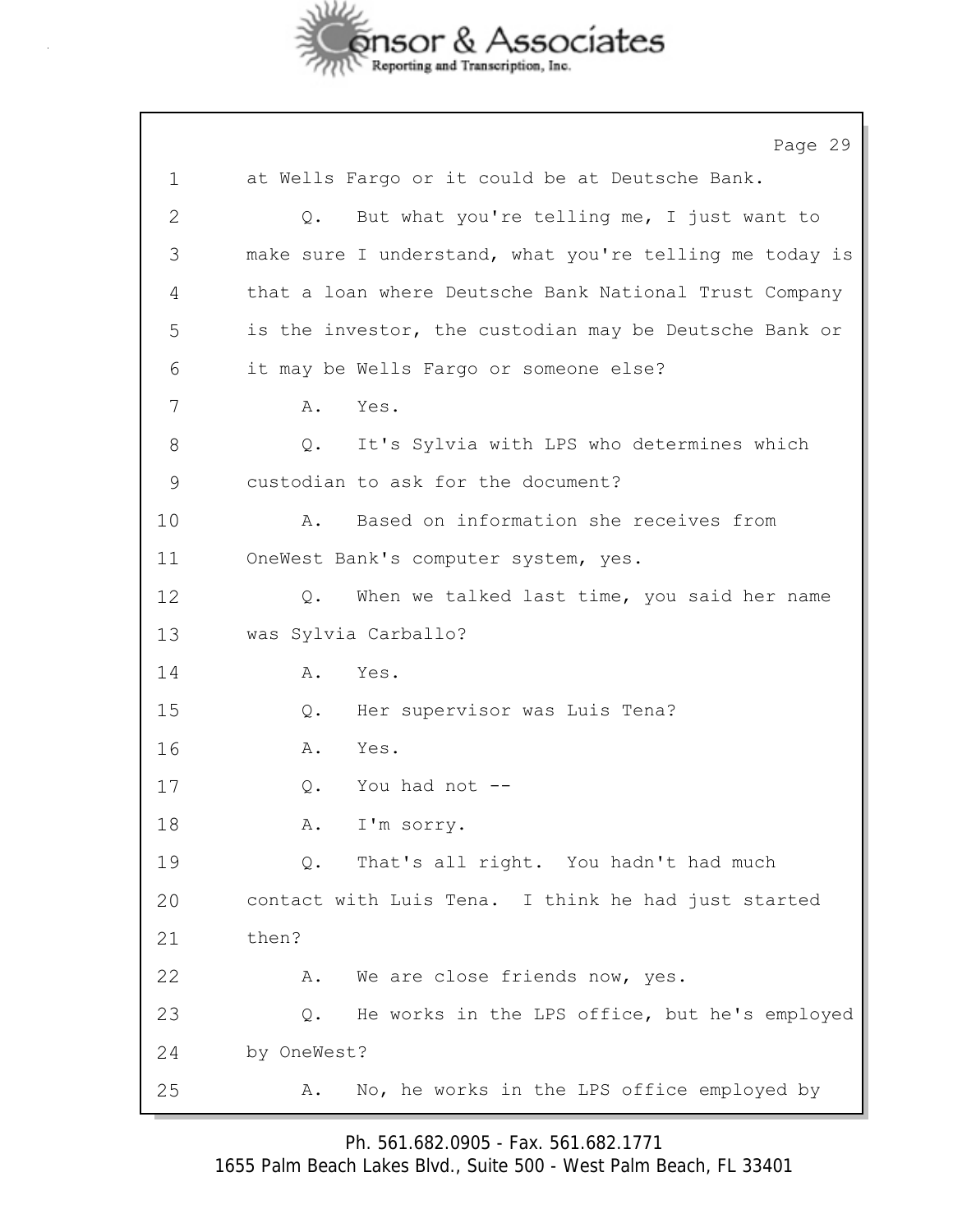1 at Wells Fargo or it could be at Deutsche Bank.

2 Q. But what you're telling me, I just want to

3 make sure I understand, what you're telling me today is

4 that a loan where Deutsche Bank National Trust Company

5 is the investor, the custodian may be Deutsche Bank or

6 it may be Wells Fargo or someone else?

7 A. Yes.

8 Q. It's Sylvia with LPS who determines which

9 custodian to ask for the document?

10 A. Based on information she receives from

11 OneWest Bank's computer system, yes.

12 Q. When we talked last time, you said her name

13 was Sylvia Carballo?

14 A. Yes.

15 Q. Her supervisor was Luis Tena?

16 A. Yes.

17 Q. You had not --

18 A. I'm sorry.

19 Q. That's all right. You hadn't had much

20 contact with Luis Tena. I think he had just started

21 then?

22 A. We are close friends now, yes.

23 Q. He works in the LPS office, but he's employed

24 by OneWest?

25 A. No, he works in the LPS office employed by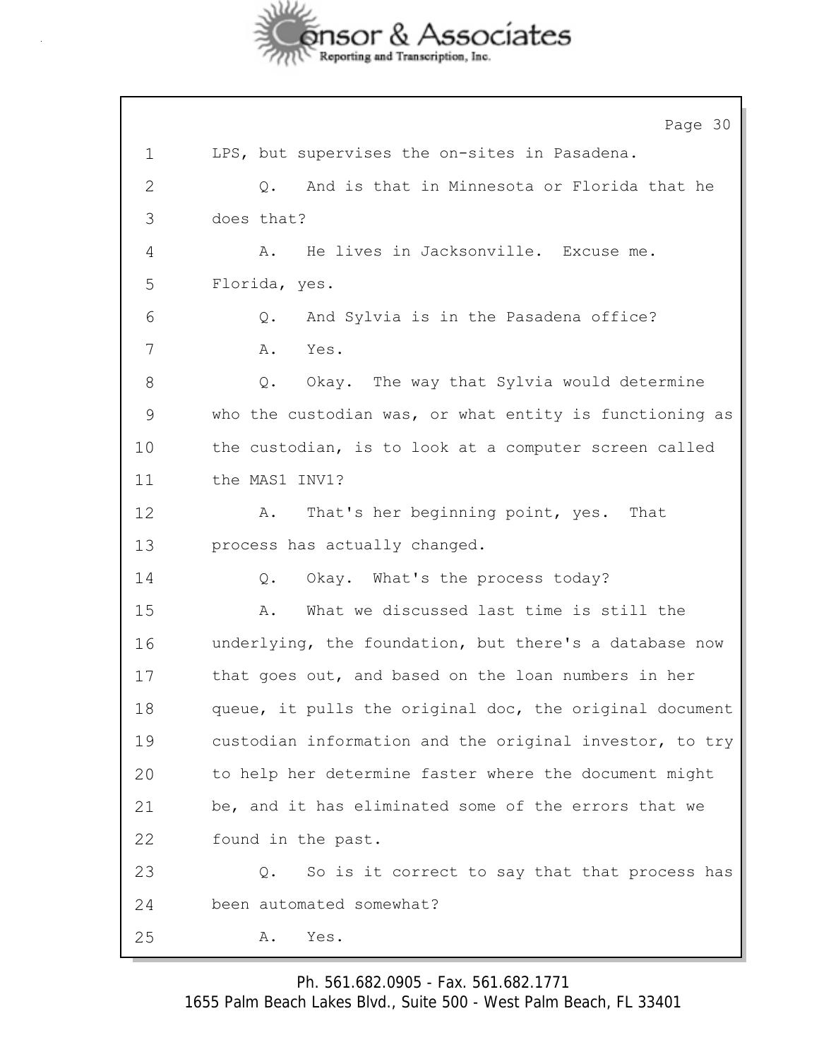1 LPS, but supervises the on-sites in Pasadena.

2 Q. And is that in Minnesota or Florida that he

3 does that?

4 A. He lives in Jacksonville. Excuse me.

5 Florida, yes.

6 Q. And Sylvia is in the Pasadena office?

7 A. Yes.

8 Q. Okay. The way that Sylvia would determine

9 who the custodian was, or what entity is functioning as

10 the custodian, is to look at a computer screen called

11 the MAS1 INV1?

12 A. That's her beginning point, yes. That

13 process has actually changed.

14 Q. Okay. What's the process today?

15 A. What we discussed last time is still the

16 underlying, the foundation, but there's a database now

17 that goes out, and based on the loan numbers in her

18 queue, it pulls the original doc, the original document

19 custodian information and the original investor, to try

20 to help her determine faster where the document might

21 be, and it has eliminated some of the errors that we

22 found in the past.

23 Q. So is it correct to say that that process has

24 been automated somewhat?

25 A. Yes.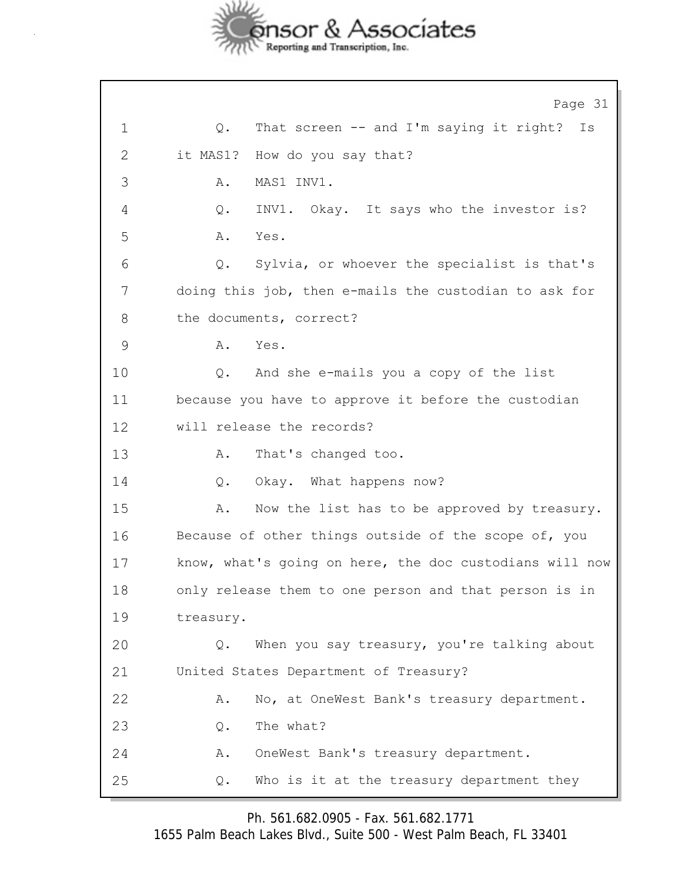1 Q. That screen -- and I'm saying it right? Is
2 it MAS1? How do you say that?
3 A. MAS1 INV1.
4 Q. INV1. Okay. It says who the investor is?
5 A. Yes.
6 Q. Sylvia, or whoever the specialist is that's
7 doing this job, then e-mails the custodian to ask for
8 the documents, correct?
9 A. Yes.
10 Q. And she e-mails you a copy of the list
11 because you have to approve it before the custodian
12 will release the records?
13 A. That's changed too.
14 Q. Okay. What happens now?
15 A. Now the list has to be approved by treasury.
16 Because of other things outside of the scope of, you
17 know, what's going on here, the doc custodians will now
18 only release them to one person and that person is in
19 treasury.
20 Q. When you say treasury, you're talking about
21 United States Department of Treasury?
22 A. No, at OneWest Bank's treasury department.
23 Q. The what?
24 A. OneWest Bank's treasury department.
25 Q. Who is it at the treasury department they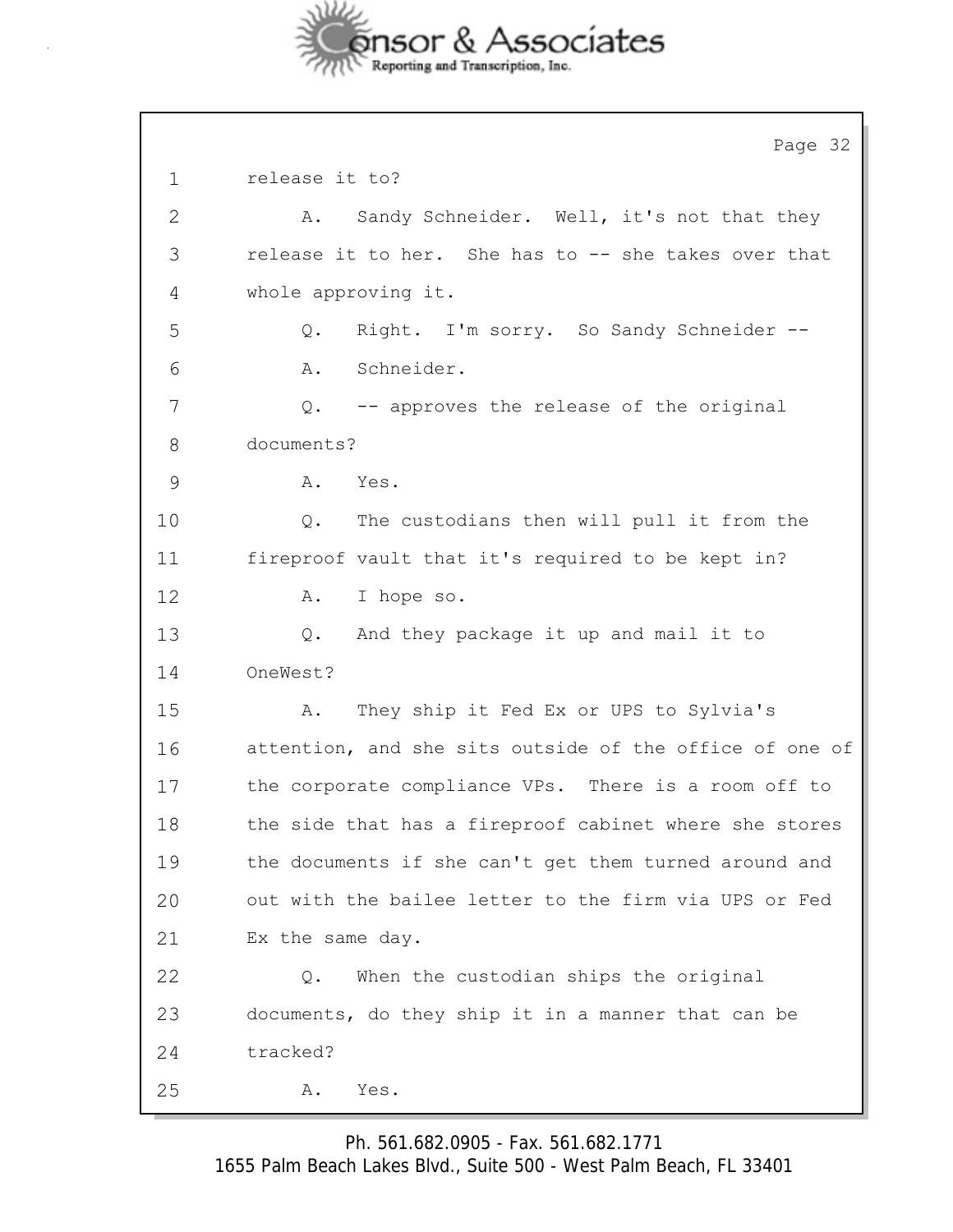1 release it to?

2 A. Sandy Schneider. Well, it's not that they

3 release it to her. She has to -- she takes over that

4 whole approving it.

5 Q. Right. I'm sorry. So Sandy Schneider --

6 A. Schneider.

7 Q. -- approves the release of the original

8 documents?

9 A. Yes.

10 Q. The custodians then will pull it from the

11 fireproof vault that it's required to be kept in?

12 A. I hope so.

13 Q. And they package it up and mail it to

14 OneWest?

15 A. They ship it Fed Ex or UPS to Sylvia's

16 attention, and she sits outside of the office of one of

17 the corporate compliance VPs. There is a room off to

18 the side that has a fireproof cabinet where she stores

19 the documents if she can't get them turned around and

20 out with the bailee letter to the firm via UPS or Fed

21 Ex the same day.

22 Q. When the custodian ships the original

23 documents, do they ship it in a manner that can be

24 tracked?

25 A. Yes.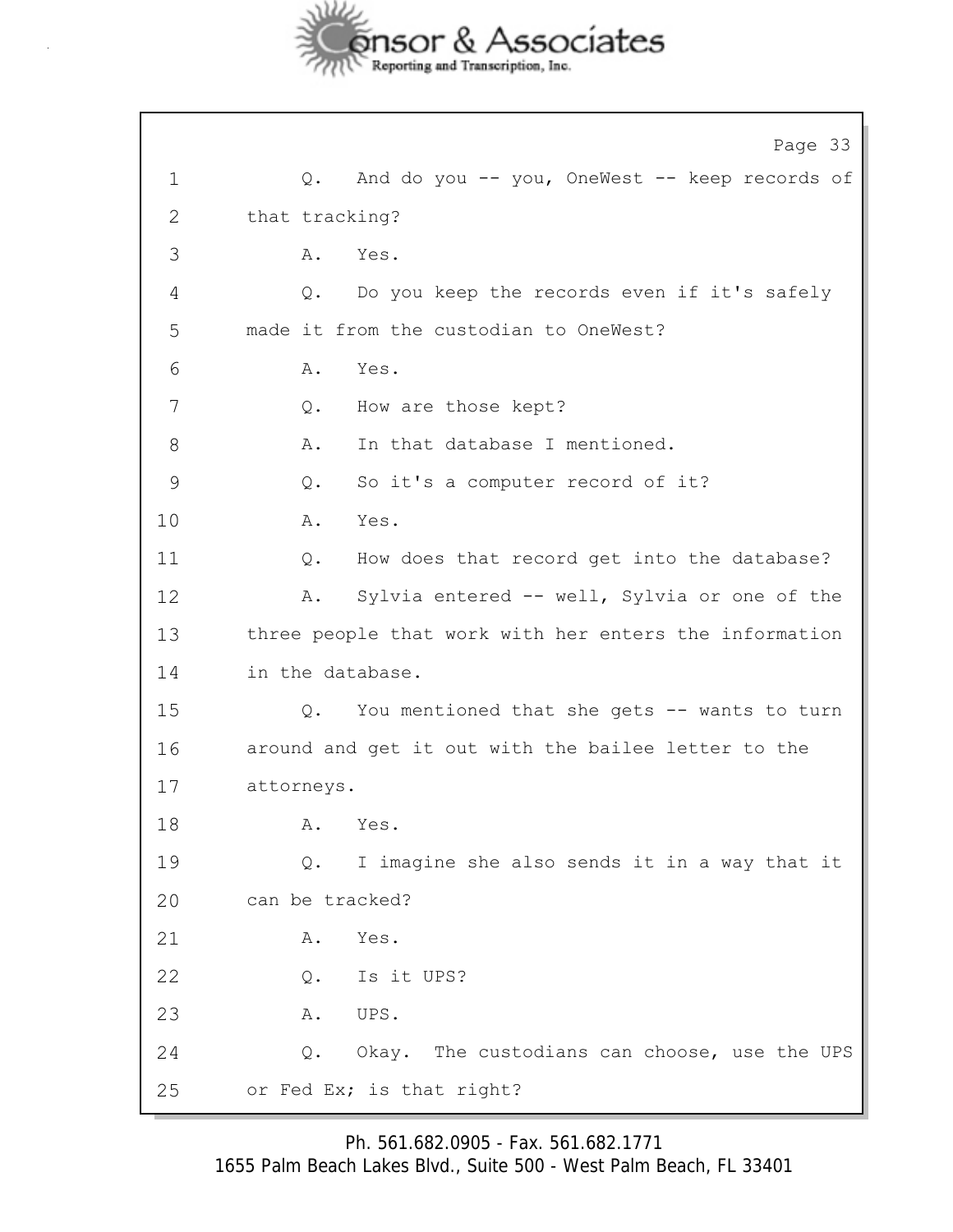Q. And do you -- you, OneWest -- keep records of that tracking?

A. Yes.

Q. Do you keep the records even if it's safely made it from the custodian to OneWest?

A. Yes.

Q. How are those kept?

A. In that database I mentioned.

Q. So it's a computer record of it?

A. Yes.

Q. How does that record get into the database?

A. Sylvia entered -- well, Sylvia or one of the three people that work with her enters the information in the database.

Q. You mentioned that she gets -- wants to turn around and get it out with the bailee letter to the attorneys.

A. Yes.

Q. I imagine she also sends it in a way that it can be tracked?

A. Yes.

Q. Is it UPS?

A. UPS.

Q. Okay. The custodians can choose, use the UPS or Fed Ex; is that right?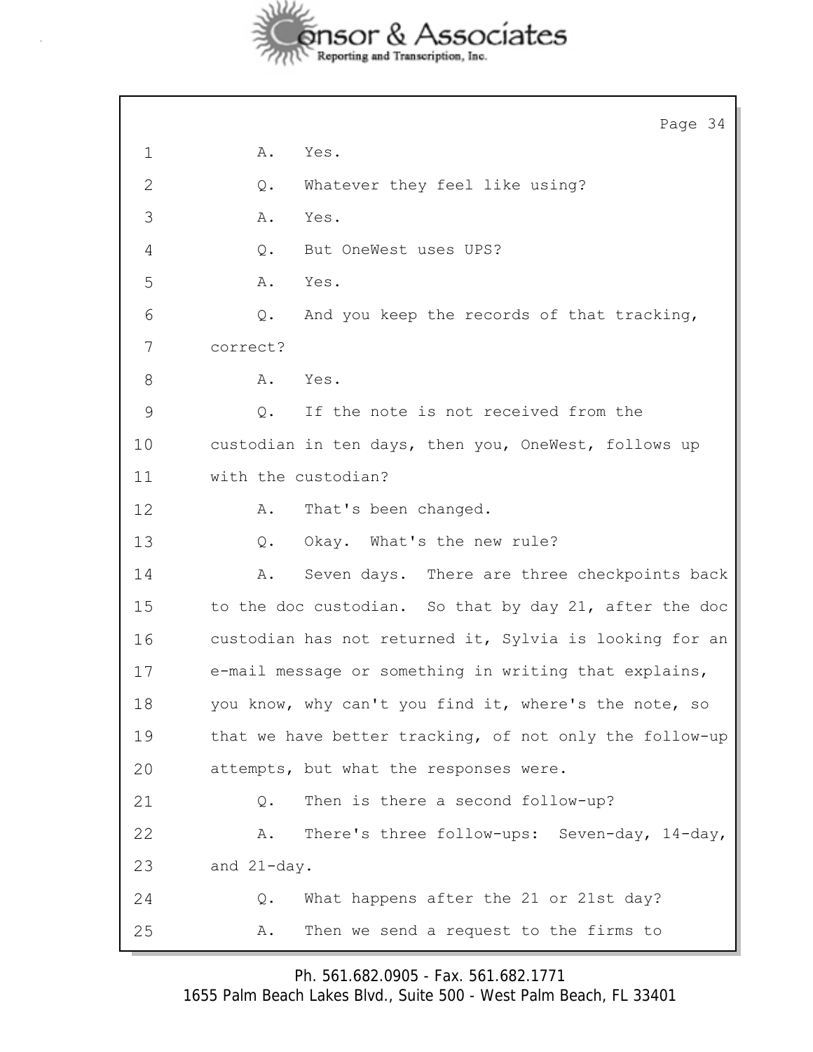1 A. Yes.

2 Q. Whatever they feel like using?

3 A. Yes.

4 Q. But OneWest uses UPS?

5 A. Yes.

6 Q. And you keep the records of that tracking,

7 correct?

8 A. Yes.

9 Q. If the note is not received from the

10 custodian in ten days, then you, OneWest, follows up

11 with the custodian?

12 A. That's been changed.

13 Q. Okay. What's the new rule?

14 A. Seven days. There are three checkpoints back

15 to the doc custodian. So that by day 21, after the doc

16 custodian has not returned it, Sylvia is looking for an

17 e-mail message or something in writing that explains,

18 you know, why can't you find it, where's the note, so

19 that we have better tracking, of not only the follow-up

20 attempts, but what the responses were.

21 Q. Then is there a second follow-up?

22 A. There's three follow-ups: Seven-day, 14-day,

23 and 21-day.

24 Q. What happens after the 21 or 21st day?

25 A. Then we send a request to the firms to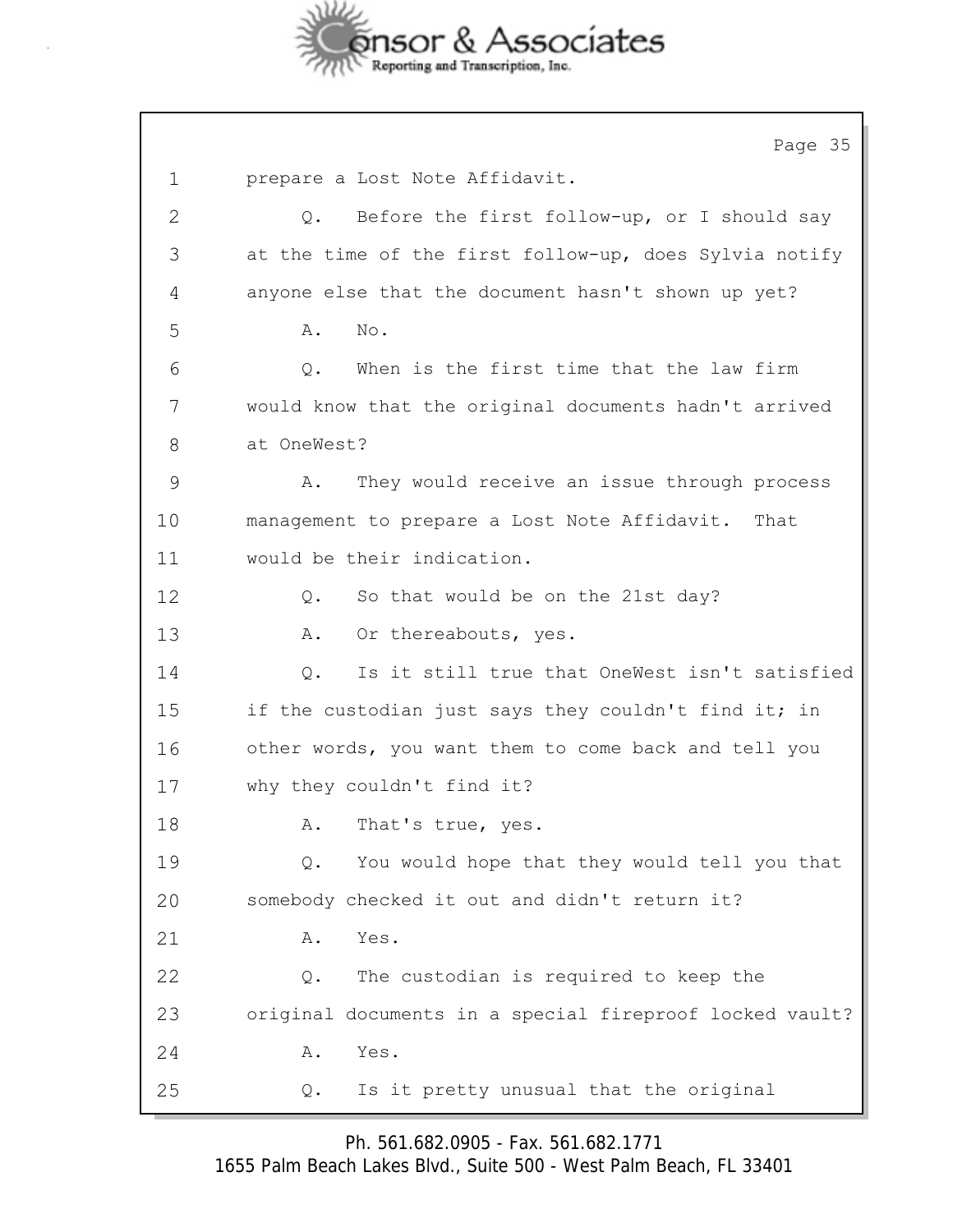1 prepare a Lost Note Affidavit.

2 Q. Before the first follow-up, or I should say

3 at the time of the first follow-up, does Sylvia notify

4 anyone else that the document hasn't shown up yet?

5 A. No.

6 Q. When is the first time that the law firm

7 would know that the original documents hadn't arrived

8 at OneWest?

9 A. They would receive an issue through process

10 management to prepare a Lost Note Affidavit. That

11 would be their indication.

12 Q. So that would be on the 21st day?

13 A. Or thereabouts, yes.

14 Q. Is it still true that OneWest isn't satisfied

15 if the custodian just says they couldn't find it; in

16 other words, you want them to come back and tell you

17 why they couldn't find it?

18 A. That's true, yes.

19 Q. You would hope that they would tell you that

20 somebody checked it out and didn't return it?

21 A. Yes.

22 Q. The custodian is required to keep the

23 original documents in a special fireproof locked vault?

24 A. Yes.

25 Q. Is it pretty unusual that the original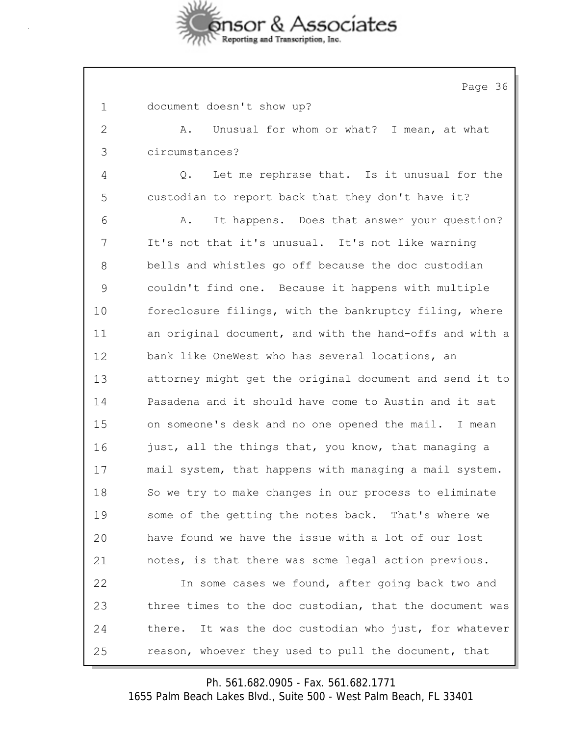1 document doesn't show up?

2 A. Unusual for whom or what? I mean, at what

3 circumstances?

4 Q. Let me rephrase that. Is it unusual for the

5 custodian to report back that they don't have it?

6 A. It happens. Does that answer your question?

7 It's not that it's unusual. It's not like warning

8 bells and whistles go off because the doc custodian

9 couldn't find one. Because it happens with multiple

10 foreclosure filings, with the bankruptcy filing, where

11 an original document, and with the hand-offs and with a

12 bank like OneWest who has several locations, an

13 attorney might get the original document and send it to

14 Pasadena and it should have come to Austin and it sat

15 on someone's desk and no one opened the mail. I mean

16 just, all the things that, you know, that managing a

17 mail system, that happens with managing a mail system.

18 So we try to make changes in our process to eliminate

19 some of the getting the notes back. That's where we

20 have found we have the issue with a lot of our lost

21 notes, is that there was some legal action previous.

22 In some cases we found, after going back two and

23 three times to the doc custodian, that the document was

24 there. It was the doc custodian who just, for whatever

25 reason, whoever they used to pull the document, that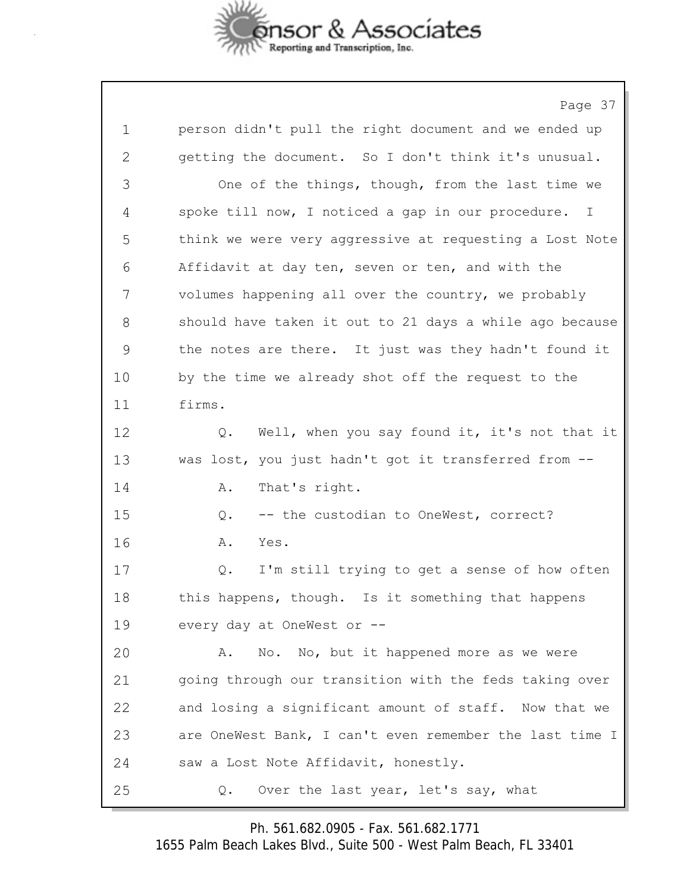1 person didn't pull the right document and we ended up
2 getting the document. So I don't think it's unusual.
3 One of the things, though, from the last time we
4 spoke till now, I noticed a gap in our procedure. I
5 think we were very aggressive at requesting a Lost Note
6 Affidavit at day ten, seven or ten, and with the
7 volumes happening all over the country, we probably
8 should have taken it out to 21 days a while ago because
9 the notes are there. It just was they hadn't found it
10 by the time we already shot off the request to the
11 firms.
12 Q. Well, when you say found it, it's not that it
13 was lost, you just hadn't got it transferred from --
14 A. That's right.
15 Q. -- the custodian to OneWest, correct?
16 A. Yes.
17 Q. I'm still trying to get a sense of how often
18 this happens, though. Is it something that happens
19 every day at OneWest or --
20 A. No. No, but it happened more as we were
21 going through our transition with the feds taking over
22 and losing a significant amount of staff. Now that we
23 are OneWest Bank, I can't even remember the last time I
24 saw a Lost Note Affidavit, honestly.
25 Q. Over the last year, let's say, what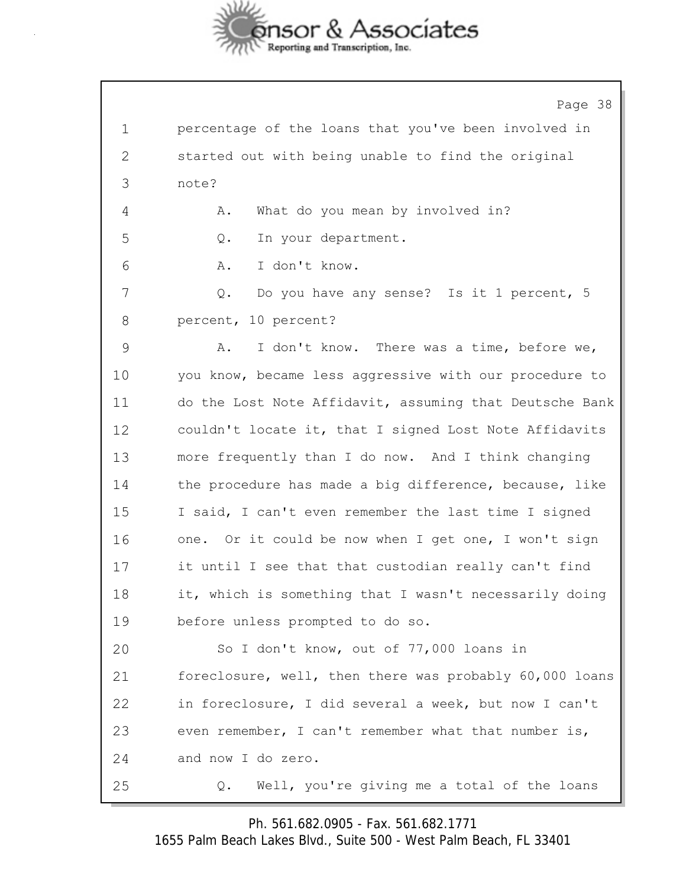1 percentage of the loans that you've been involved in
2 started out with being unable to find the original
3 note?

4 A. What do you mean by involved in?

5 Q. In your department.

6 A. I don't know.

7 Q. Do you have any sense? Is it 1 percent, 5
8 percent, 10 percent?

9 A. I don't know. There was a time, before we,
10 you know, became less aggressive with our procedure to
11 do the Lost Note Affidavit, assuming that Deutsche Bank
12 couldn't locate it, that I signed Lost Note Affidavits
13 more frequently than I do now. And I think changing
14 the procedure has made a big difference, because, like
15 I said, I can't even remember the last time I signed
16 one. Or it could be now when I get one, I won't sign
17 it until I see that that custodian really can't find
18 it, which is something that I wasn't necessarily doing
19 before unless prompted to do so.

20 So I don't know, out of 77,000 loans in
21 foreclosure, well, then there was probably 60,000 loans
22 in foreclosure, I did several a week, but now I can't
23 even remember, I can't remember what that number is,
24 and now I do zero.

25 Q. Well, you're giving me a total of the loans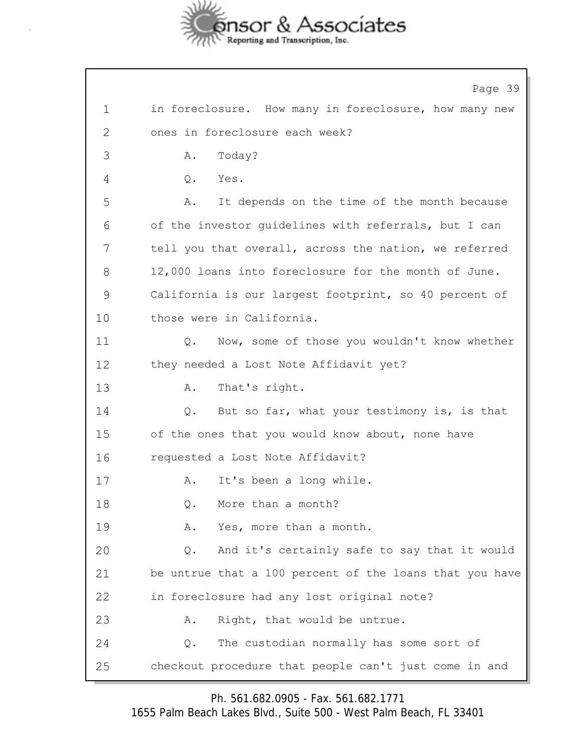1 in foreclosure. How many in foreclosure, how many new
2 ones in foreclosure each week?
3 A. Today?
4 Q. Yes.
5 A. It depends on the time of the month because
6 of the investor guidelines with referrals, but I can
7 tell you that overall, across the nation, we referred
8 12,000 loans into foreclosure for the month of June.
9 California is our largest footprint, so 40 percent of
10 those were in California.
11 Q. Now, some of those you wouldn't know whether
12 they needed a Lost Note Affidavit yet?
13 A. That's right.
14 Q. But so far, what your testimony is, is that
15 of the ones that you would know about, none have
16 requested a Lost Note Affidavit?
17 A. It's been a long while.
18 Q. More than a month?
19 A. Yes, more than a month.
20 Q. And it's certainly safe to say that it would
21 be untrue that a 100 percent of the loans that you have
22 in foreclosure had any lost original note?
23 A. Right, that would be untrue.
24 Q. The custodian normally has some sort of
25 checkout procedure that people can't just come in and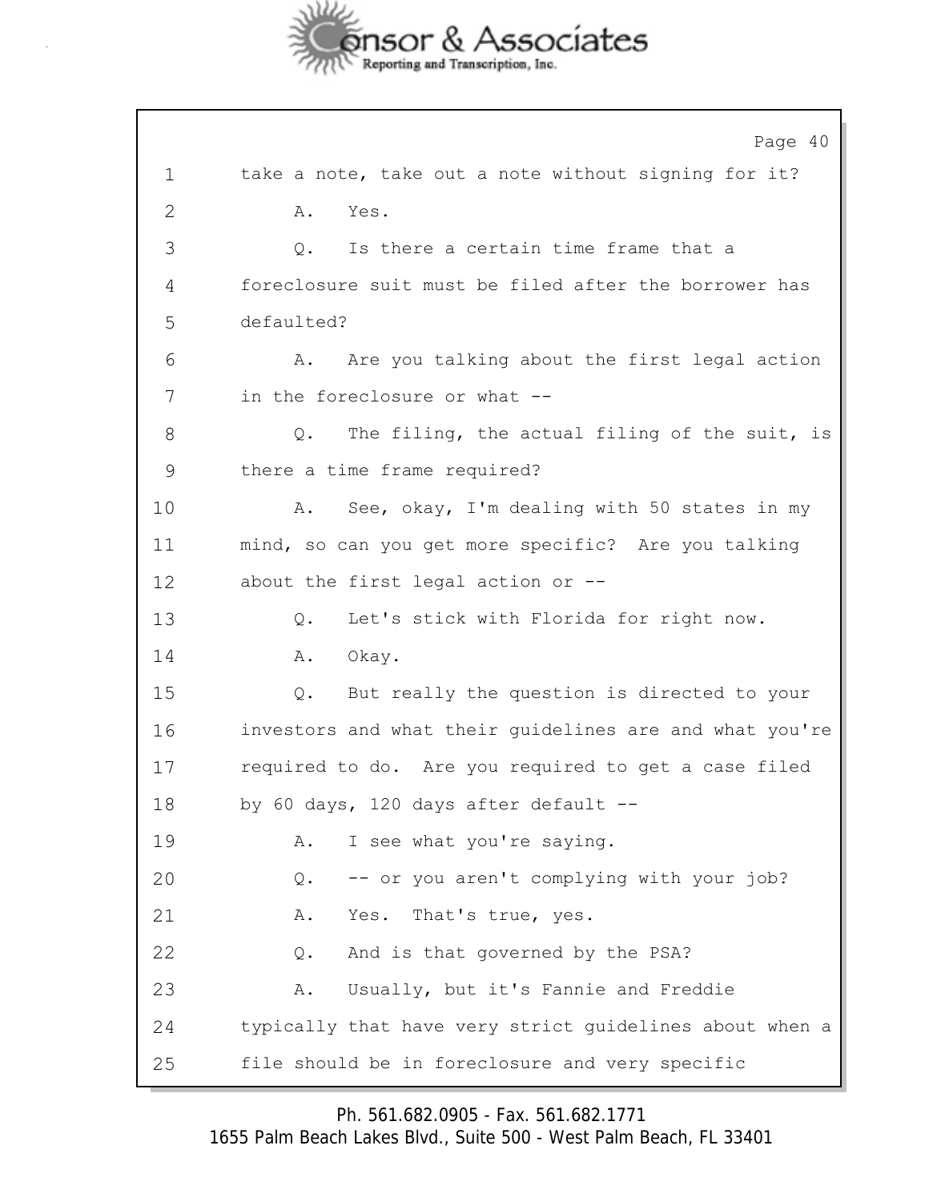1 take a note, take out a note without signing for it?

2 A. Yes.

3 Q. Is there a certain time frame that a

4 foreclosure suit must be filed after the borrower has

5 defaulted?

6 A. Are you talking about the first legal action

7 in the foreclosure or what --

8 Q. The filing, the actual filing of the suit, is

9 there a time frame required?

10 A. See, okay, I'm dealing with 50 states in my

11 mind, so can you get more specific? Are you talking

12 about the first legal action or --

13 Q. Let's stick with Florida for right now.

14 A. Okay.

15 Q. But really the question is directed to your

16 investors and what their guidelines are and what you're

17 required to do. Are you required to get a case filed

18 by 60 days, 120 days after default --

19 A. I see what you're saying.

20 Q. -- or you aren't complying with your job?

21 A. Yes. That's true, yes.

22 Q. And is that governed by the PSA?

23 A. Usually, but it's Fannie and Freddie

24 typically that have very strict guidelines about when a

25 file should be in foreclosure and very specific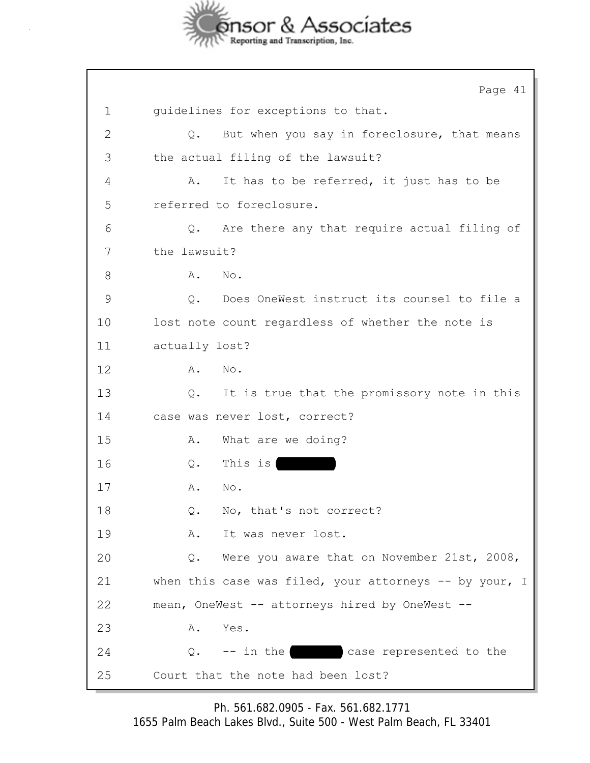1 guidelines for exceptions to that.

2 Q. But when you say in foreclosure, that means

3 the actual filing of the lawsuit?

4 A. It has to be referred, it just has to be

5 referred to foreclosure.

6 Q. Are there any that require actual filing of

7 the lawsuit?

8 A. No.

9 Q. Does OneWest instruct its counsel to file a

10 lost note count regardless of whether the note is

11 actually lost?

12 A. No.

13 Q. It is true that the promissory note in this

14 case was never lost, correct?

15 A. What are we doing?

16 Q. This is [REDACTED]

17 A. No.

18 Q. No, that's not correct?

19 A. It was never lost.

20 Q. Were you aware that on November 21st, 2008,

21 when this case was filed, your attorneys -- by your, I

22 mean, OneWest -- attorneys hired by OneWest --

23 A. Yes.

24 Q. -- in the [REDACTED] case represented to the

25 Court that the note had been lost?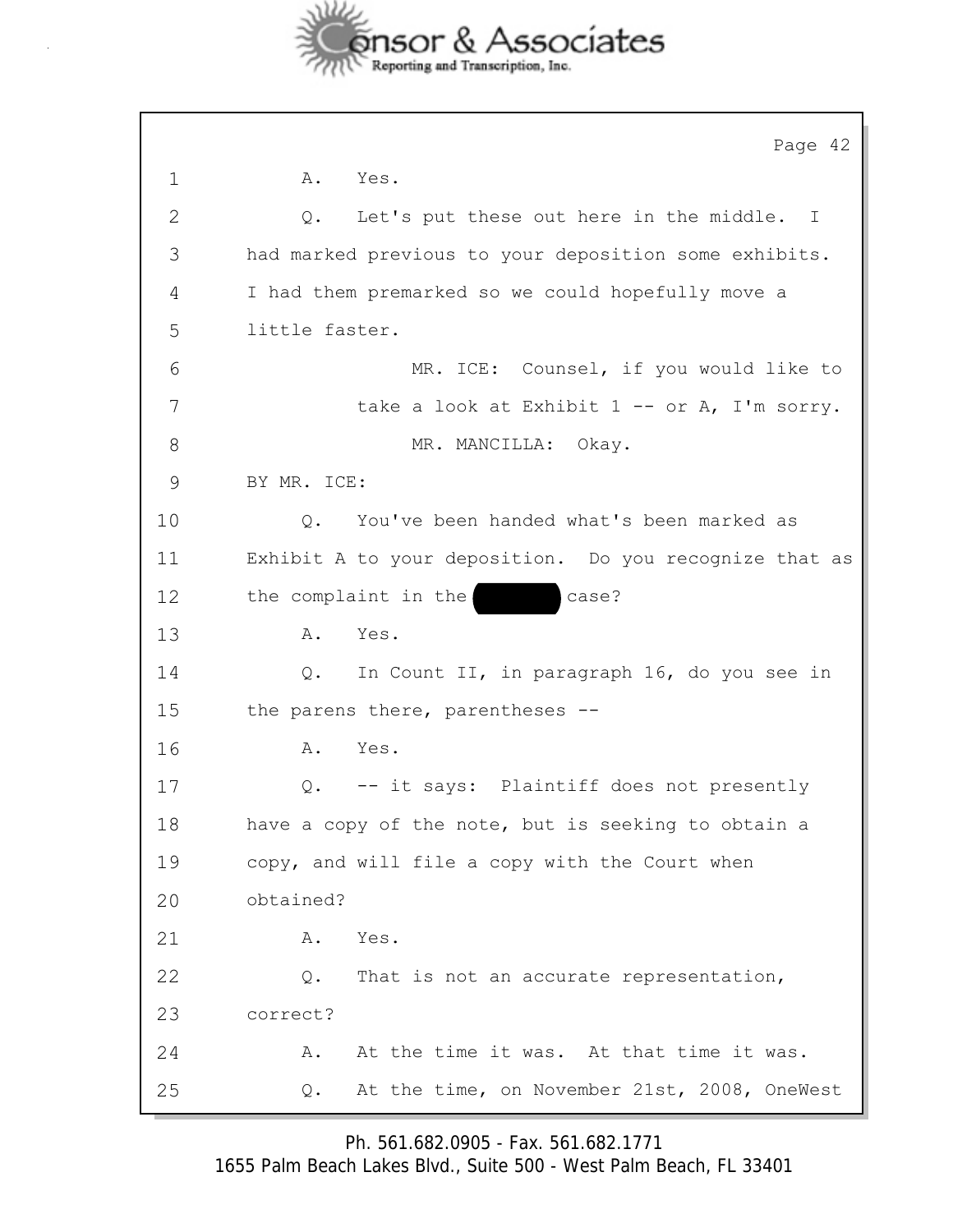1 A. Yes.

2 Q. Let's put these out here in the middle. I

3 had marked previous to your deposition some exhibits.

4 I had them premarked so we could hopefully move a

5 little faster.

6 MR. ICE: Counsel, if you would like to

7 take a look at Exhibit 1 -- or A, I'm sorry.

8 MR. MANCILLA: Okay.

9 BY MR. ICE:

10 Q. You've been handed what's been marked as

11 Exhibit A to your deposition. Do you recognize that as

12 the complaint in the [REDACTED] case?

13 A. Yes.

14 Q. In Count II, in paragraph 16, do you see in

15 the parens there, parentheses --

16 A. Yes.

17 Q. -- it says: Plaintiff does not presently

18 have a copy of the note, but is seeking to obtain a

19 copy, and will file a copy with the Court when

20 obtained?

21 A. Yes.

22 Q. That is not an accurate representation,

23 correct?

24 A. At the time it was. At that time it was.

25 Q. At the time, on November 21st, 2008, OneWest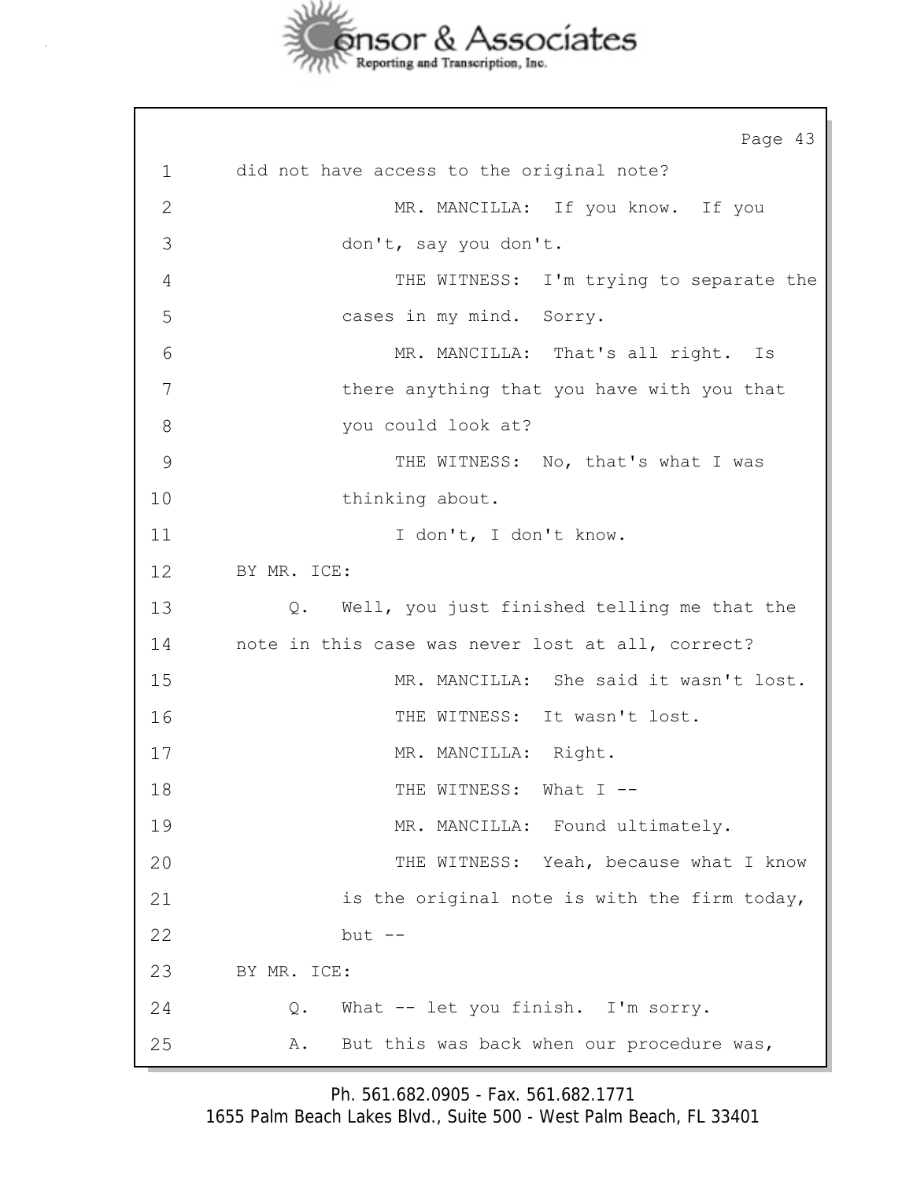did not have access to the original note?

MR. MANCILLA: If you know. If you don't, say you don't.

THE WITNESS: I'm trying to separate the cases in my mind. Sorry.

MR. MANCILLA: That's all right. Is there anything that you have with you that you could look at?

THE WITNESS: No, that's what I was thinking about.

I don't, I don't know.

BY MR. ICE:

Q. Well, you just finished telling me that the note in this case was never lost at all, correct?

MR. MANCILLA: She said it wasn't lost.

THE WITNESS: It wasn't lost.

MR. MANCILLA: Right.

THE WITNESS: What I --

MR. MANCILLA: Found ultimately.

THE WITNESS: Yeah, because what I know is the original note is with the firm today, but --

BY MR. ICE:

Q. What -- let you finish. I'm sorry.

A. But this was back when our procedure was,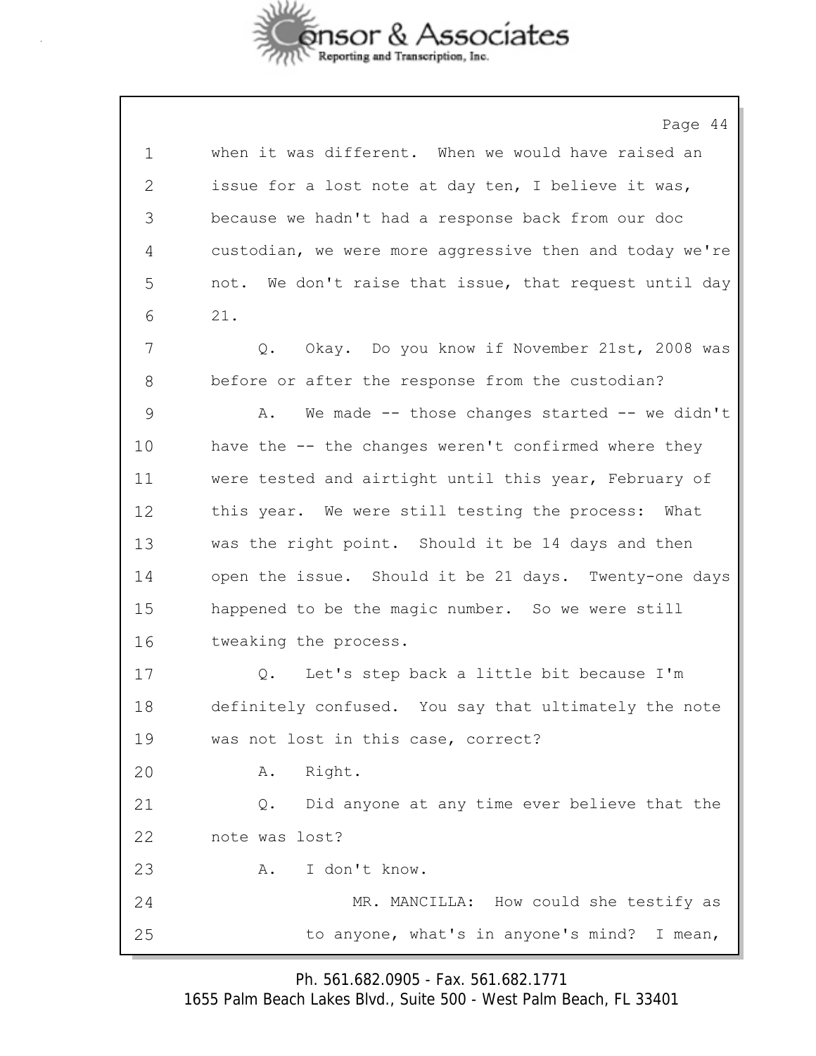1 when it was different. When we would have raised an
2 issue for a lost note at day ten, I believe it was,
3 because we hadn't had a response back from our doc
4 custodian, we were more aggressive then and today we're
5 not. We don't raise that issue, that request until day
6 21.

7 Q. Okay. Do you know if November 21st, 2008 was
8 before or after the response from the custodian?

9 A. We made -- those changes started -- we didn't
10 have the -- the changes weren't confirmed where they
11 were tested and airtight until this year, February of
12 this year. We were still testing the process: What
13 was the right point. Should it be 14 days and then
14 open the issue. Should it be 21 days. Twenty-one days
15 happened to be the magic number. So we were still
16 tweaking the process.

17 Q. Let's step back a little bit because I'm
18 definitely confused. You say that ultimately the note
19 was not lost in this case, correct?

20 A. Right.

21 Q. Did anyone at any time ever believe that the
22 note was lost?

23 A. I don't know.

24 MR. MANCILLA: How could she testify as
25 to anyone, what's in anyone's mind? I mean,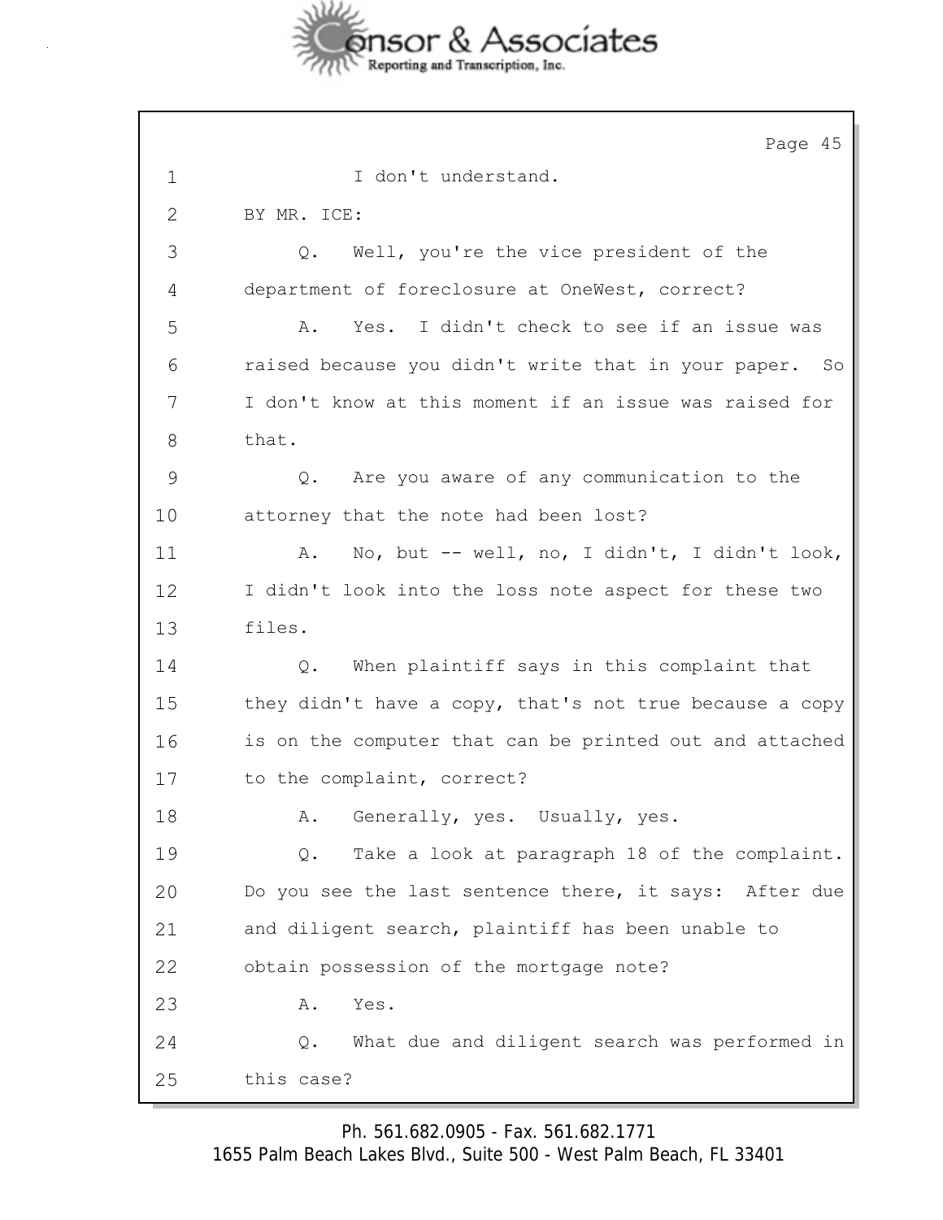I don't understand.

BY MR. ICE:

Q. Well, you're the vice president of the department of foreclosure at OneWest, correct?

A. Yes. I didn't check to see if an issue was raised because you didn't write that in your paper. So I don't know at this moment if an issue was raised for that.

Q. Are you aware of any communication to the attorney that the note had been lost?

A. No, but -- well, no, I didn't, I didn't look, I didn't look into the loss note aspect for these two files.

Q. When plaintiff says in this complaint that they didn't have a copy, that's not true because a copy is on the computer that can be printed out and attached to the complaint, correct?

A. Generally, yes. Usually, yes.

Q. Take a look at paragraph 18 of the complaint. Do you see the last sentence there, it says: After due and diligent search, plaintiff has been unable to obtain possession of the mortgage note?

A. Yes.

Q. What due and diligent search was performed in this case?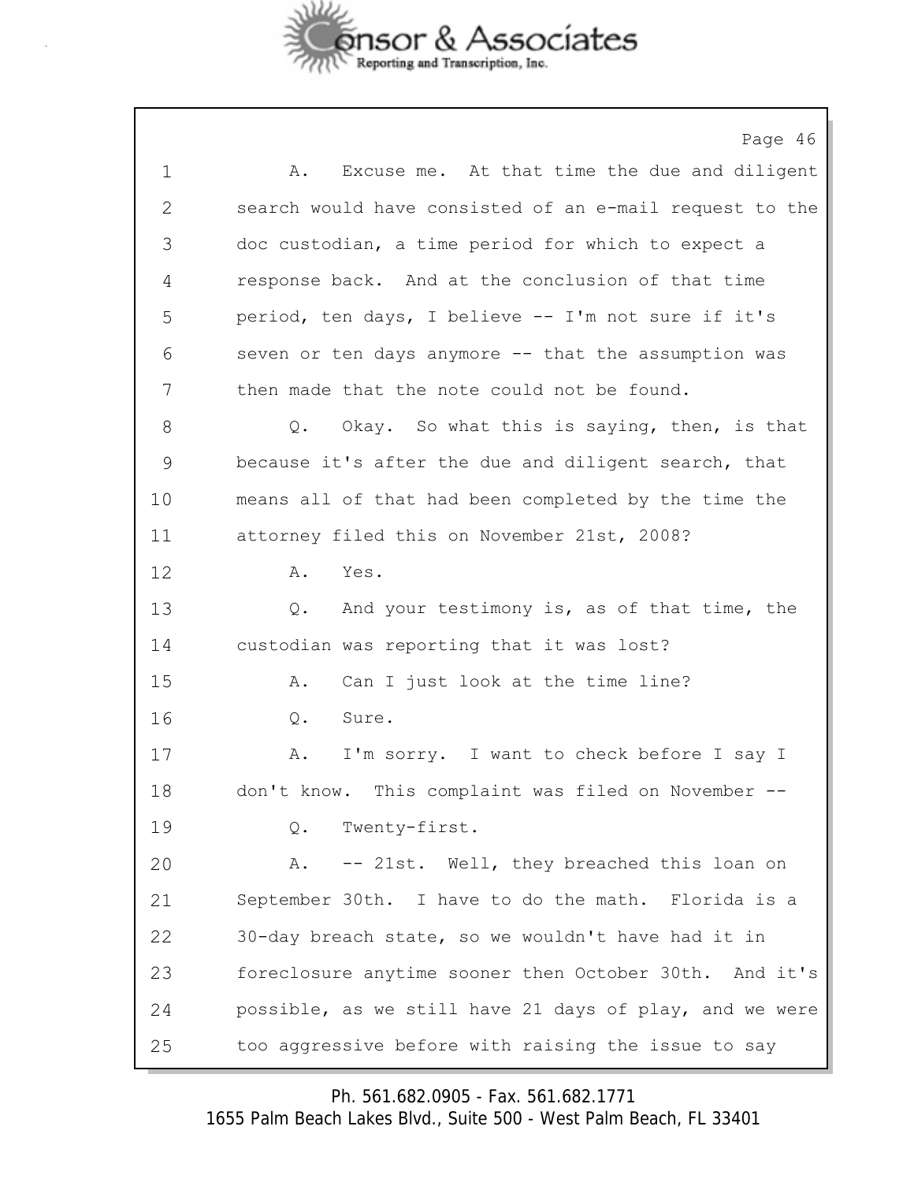1 A. Excuse me. At that time the due and diligent
2 search would have consisted of an e-mail request to the
3 doc custodian, a time period for which to expect a
4 response back. And at the conclusion of that time
5 period, ten days, I believe -- I'm not sure if it's
6 seven or ten days anymore -- that the assumption was
7 then made that the note could not be found.
8 Q. Okay. So what this is saying, then, is that
9 because it's after the due and diligent search, that
10 means all of that had been completed by the time the
11 attorney filed this on November 21st, 2008?
12 A. Yes.
13 Q. And your testimony is, as of that time, the
14 custodian was reporting that it was lost?
15 A. Can I just look at the time line?
16 Q. Sure.
17 A. I'm sorry. I want to check before I say I
18 don't know. This complaint was filed on November --
19 Q. Twenty-first.
20 A. -- 21st. Well, they breached this loan on
21 September 30th. I have to do the math. Florida is a
22 30-day breach state, so we wouldn't have had it in
23 foreclosure anytime sooner then October 30th. And it's
24 possible, as we still have 21 days of play, and we were
25 too aggressive before with raising the issue to say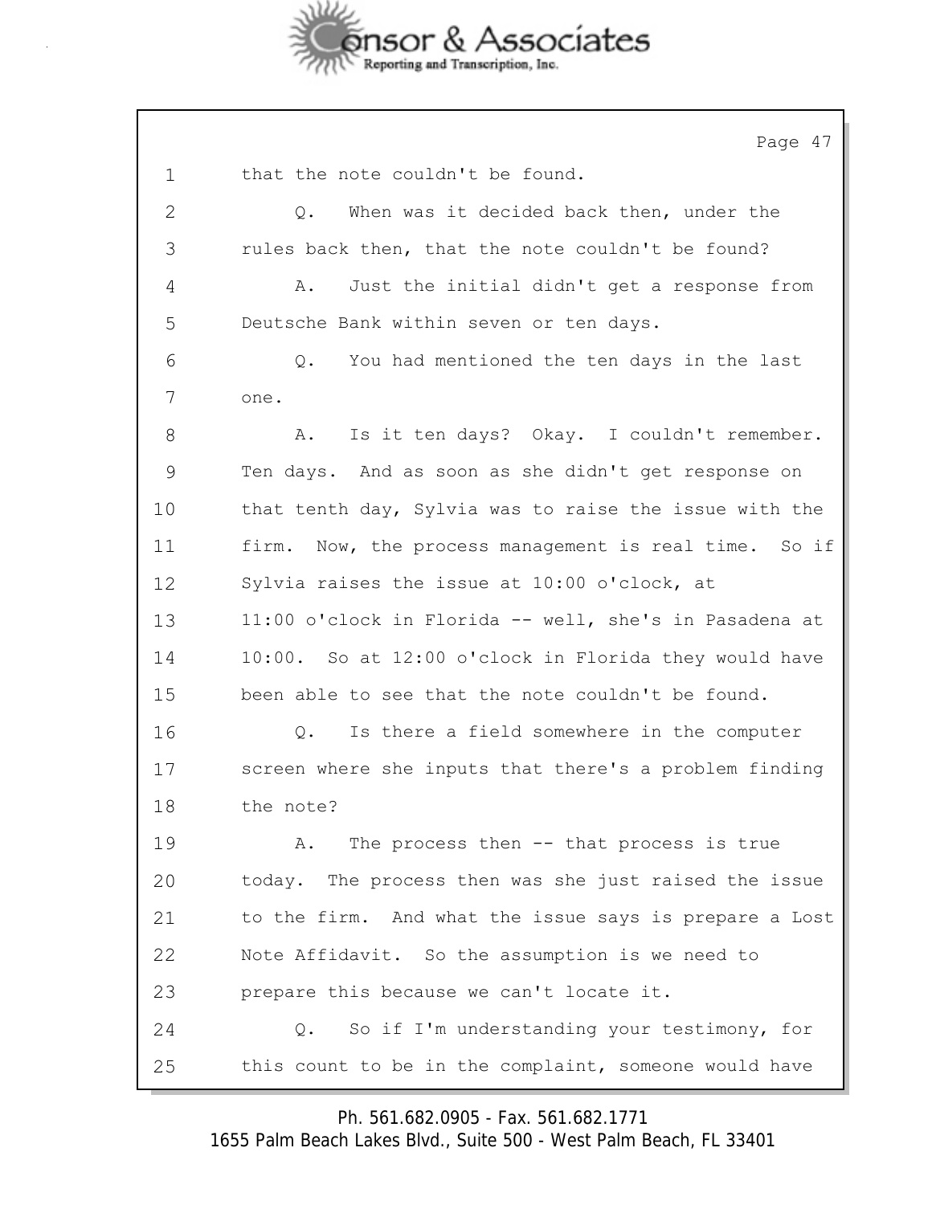1 that the note couldn't be found.

2 Q. When was it decided back then, under the

3 rules back then, that the note couldn't be found?

4 A. Just the initial didn't get a response from

5 Deutsche Bank within seven or ten days.

6 Q. You had mentioned the ten days in the last

7 one.

8 A. Is it ten days? Okay. I couldn't remember.

9 Ten days. And as soon as she didn't get response on

10 that tenth day, Sylvia was to raise the issue with the

11 firm. Now, the process management is real time. So if

12 Sylvia raises the issue at 10:00 o'clock, at

13 11:00 o'clock in Florida -- well, she's in Pasadena at

14 10:00. So at 12:00 o'clock in Florida they would have

15 been able to see that the note couldn't be found.

16 Q. Is there a field somewhere in the computer

17 screen where she inputs that there's a problem finding

18 the note?

19 A. The process then -- that process is true

20 today. The process then was she just raised the issue

21 to the firm. And what the issue says is prepare a Lost

22 Note Affidavit. So the assumption is we need to

23 prepare this because we can't locate it.

24 Q. So if I'm understanding your testimony, for

25 this count to be in the complaint, someone would have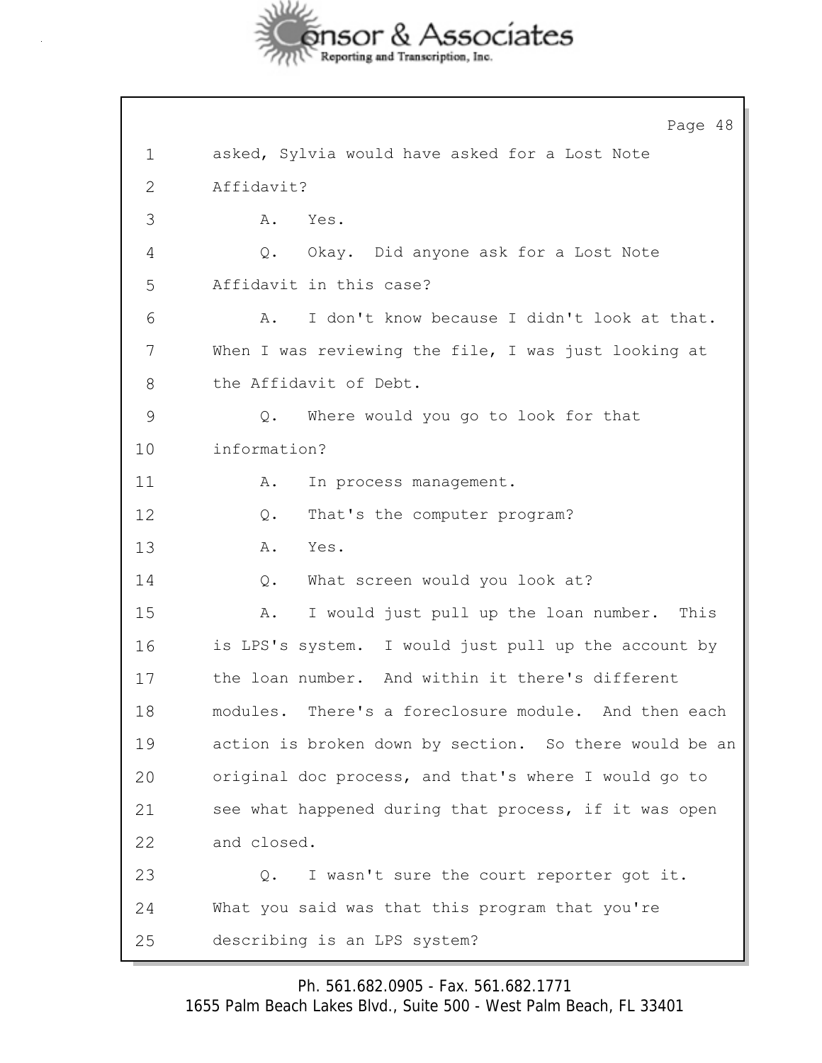1 asked, Sylvia would have asked for a Lost Note
2 Affidavit?
3 A. Yes.
4 Q. Okay. Did anyone ask for a Lost Note
5 Affidavit in this case?
6 A. I don't know because I didn't look at that.
7 When I was reviewing the file, I was just looking at
8 the Affidavit of Debt.
9 Q. Where would you go to look for that
10 information?
11 A. In process management.
12 Q. That's the computer program?
13 A. Yes.
14 Q. What screen would you look at?
15 A. I would just pull up the loan number. This
16 is LPS's system. I would just pull up the account by
17 the loan number. And within it there's different
18 modules. There's a foreclosure module. And then each
19 action is broken down by section. So there would be an
20 original doc process, and that's where I would go to
21 see what happened during that process, if it was open
22 and closed.
23 Q. I wasn't sure the court reporter got it.
24 What you said was that this program that you're
25 describing is an LPS system?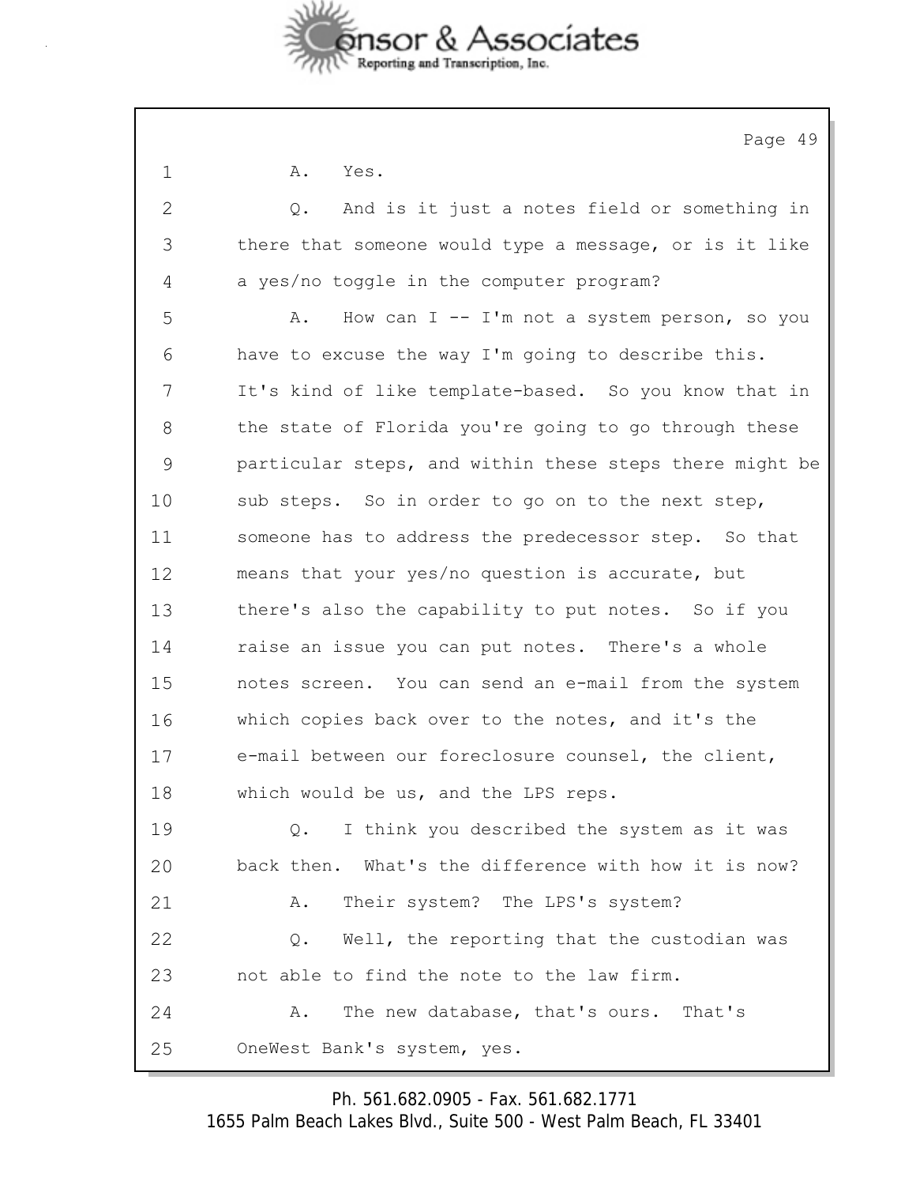1 A. Yes.

2 Q. And is it just a notes field or something in

3 there that someone would type a message, or is it like

4 a yes/no toggle in the computer program?

5 A. How can I -- I'm not a system person, so you

6 have to excuse the way I'm going to describe this.

7 It's kind of like template-based. So you know that in

8 the state of Florida you're going to go through these

9 particular steps, and within these steps there might be

10 sub steps. So in order to go on to the next step,

11 someone has to address the predecessor step. So that

12 means that your yes/no question is accurate, but

13 there's also the capability to put notes. So if you

14 raise an issue you can put notes. There's a whole

15 notes screen. You can send an e-mail from the system

16 which copies back over to the notes, and it's the

17 e-mail between our foreclosure counsel, the client,

18 which would be us, and the LPS reps.

19 Q. I think you described the system as it was

20 back then. What's the difference with how it is now?

21 A. Their system? The LPS's system?

22 Q. Well, the reporting that the custodian was

23 not able to find the note to the law firm.

24 A. The new database, that's ours. That's

25 OneWest Bank's system, yes.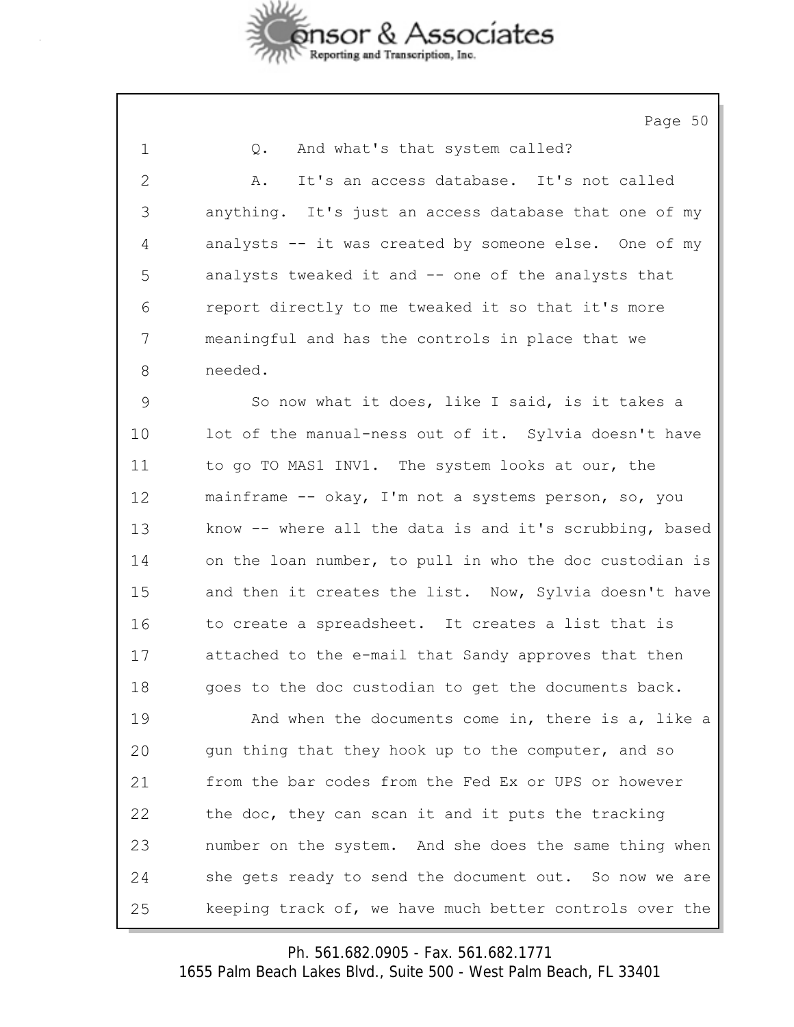1 Q. And what's that system called?

2 A. It's an access database. It's not called

3 anything. It's just an access database that one of my

4 analysts -- it was created by someone else. One of my

5 analysts tweaked it and -- one of the analysts that

6 report directly to me tweaked it so that it's more

7 meaningful and has the controls in place that we

8 needed.

9 So now what it does, like I said, is it takes a

10 lot of the manual-ness out of it. Sylvia doesn't have

11 to go TO MAS1 INV1. The system looks at our, the

12 mainframe -- okay, I'm not a systems person, so, you

13 know -- where all the data is and it's scrubbing, based

14 on the loan number, to pull in who the doc custodian is

15 and then it creates the list. Now, Sylvia doesn't have

16 to create a spreadsheet. It creates a list that is

17 attached to the e-mail that Sandy approves that then

18 goes to the doc custodian to get the documents back.

19 And when the documents come in, there is a, like a

20 gun thing that they hook up to the computer, and so

21 from the bar codes from the Fed Ex or UPS or however

22 the doc, they can scan it and it puts the tracking

23 number on the system. And she does the same thing when

24 she gets ready to send the document out. So now we are

25 keeping track of, we have much better controls over the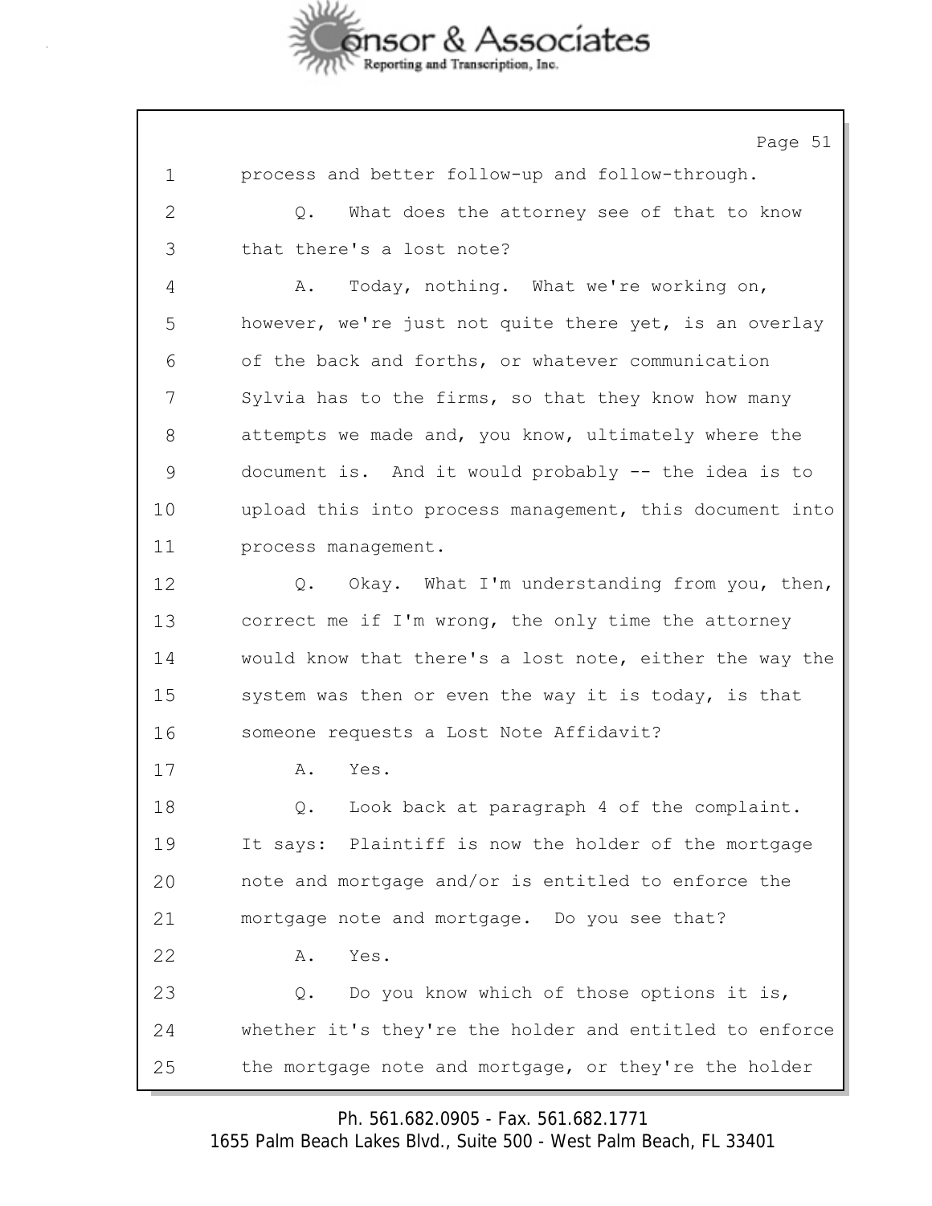1 process and better follow-up and follow-through.

2 Q. What does the attorney see of that to know

3 that there's a lost note?

4 A. Today, nothing. What we're working on,

5 however, we're just not quite there yet, is an overlay

6 of the back and forths, or whatever communication

7 Sylvia has to the firms, so that they know how many

8 attempts we made and, you know, ultimately where the

9 document is. And it would probably -- the idea is to

10 upload this into process management, this document into

11 process management.

12 Q. Okay. What I'm understanding from you, then,

13 correct me if I'm wrong, the only time the attorney

14 would know that there's a lost note, either the way the

15 system was then or even the way it is today, is that

16 someone requests a Lost Note Affidavit?

17 A. Yes.

18 Q. Look back at paragraph 4 of the complaint.

19 It says: Plaintiff is now the holder of the mortgage

20 note and mortgage and/or is entitled to enforce the

21 mortgage note and mortgage. Do you see that?

22 A. Yes.

23 Q. Do you know which of those options it is,

24 whether it's they're the holder and entitled to enforce

25 the mortgage note and mortgage, or they're the holder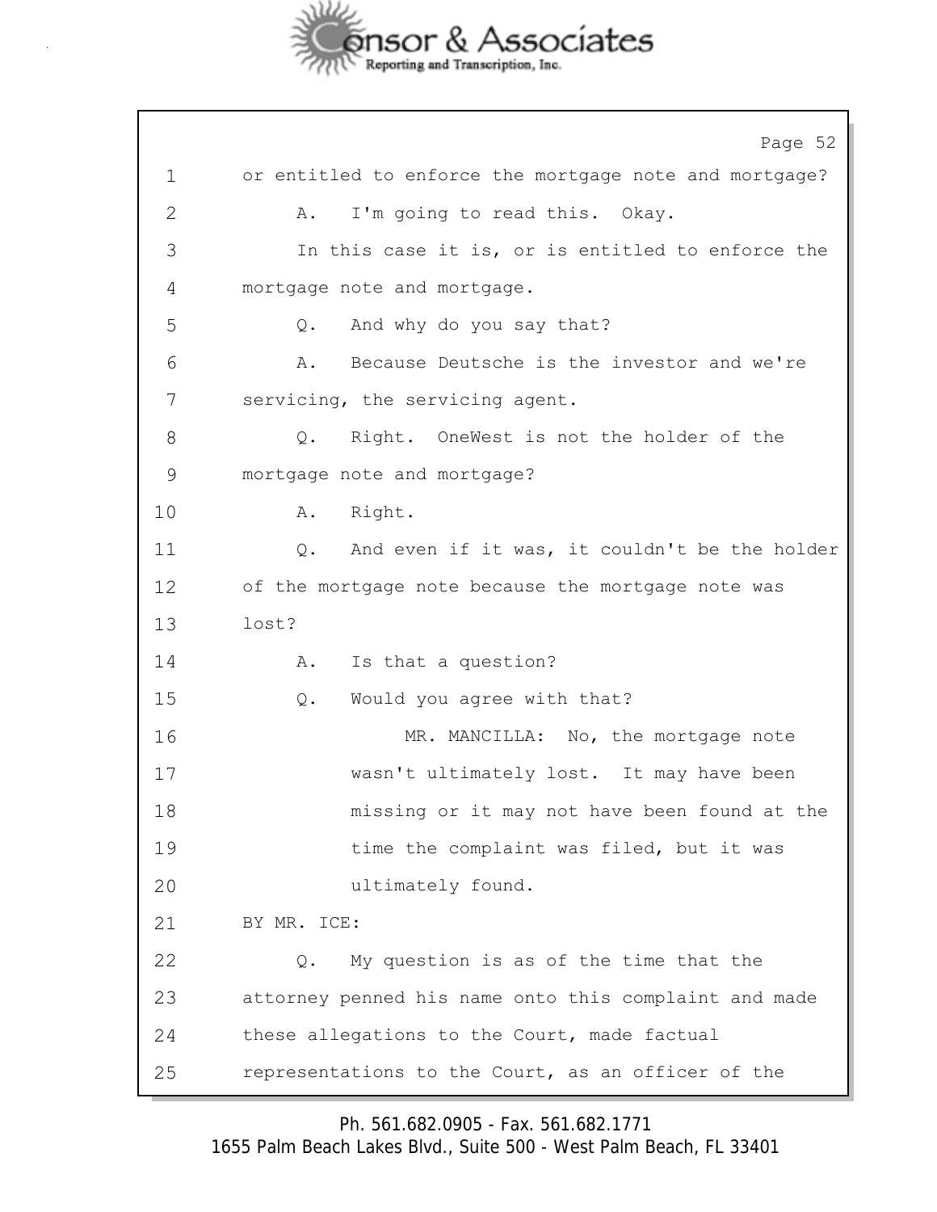1 or entitled to enforce the mortgage note and mortgage?

2 A. I'm going to read this. Okay.

3 In this case it is, or is entitled to enforce the

4 mortgage note and mortgage.

5 Q. And why do you say that?

6 A. Because Deutsche is the investor and we're

7 servicing, the servicing agent.

8 Q. Right. OneWest is not the holder of the

9 mortgage note and mortgage?

10 A. Right.

11 Q. And even if it was, it couldn't be the holder

12 of the mortgage note because the mortgage note was

13 lost?

14 A. Is that a question?

15 Q. Would you agree with that?

16 MR. MANCILLA: No, the mortgage note

17 wasn't ultimately lost. It may have been

18 missing or it may not have been found at the

19 time the complaint was filed, but it was

20 ultimately found.

21 BY MR. ICE:

22 Q. My question is as of the time that the

23 attorney penned his name onto this complaint and made

24 these allegations to the Court, made factual

25 representations to the Court, as an officer of the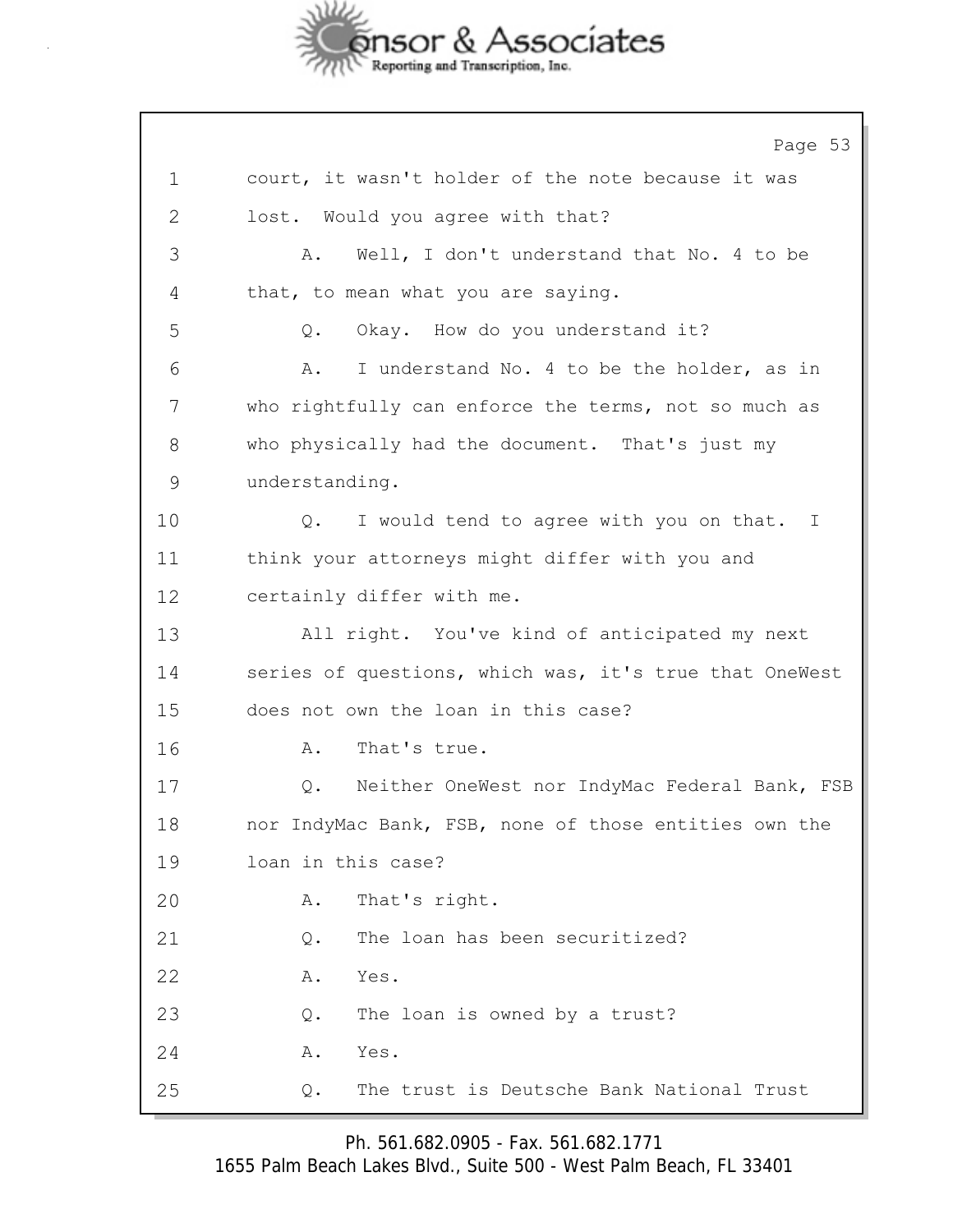1 court, it wasn't holder of the note because it was
2 lost. Would you agree with that?
3 A. Well, I don't understand that No. 4 to be
4 that, to mean what you are saying.
5 Q. Okay. How do you understand it?
6 A. I understand No. 4 to be the holder, as in
7 who rightfully can enforce the terms, not so much as
8 who physically had the document. That's just my
9 understanding.
10 Q. I would tend to agree with you on that. I
11 think your attorneys might differ with you and
12 certainly differ with me.
13 All right. You've kind of anticipated my next
14 series of questions, which was, it's true that OneWest
15 does not own the loan in this case?
16 A. That's true.
17 Q. Neither OneWest nor IndyMac Federal Bank, FSB
18 nor IndyMac Bank, FSB, none of those entities own the
19 loan in this case?
20 A. That's right.
21 Q. The loan has been securitized?
22 A. Yes.
23 Q. The loan is owned by a trust?
24 A. Yes.
25 Q. The trust is Deutsche Bank National Trust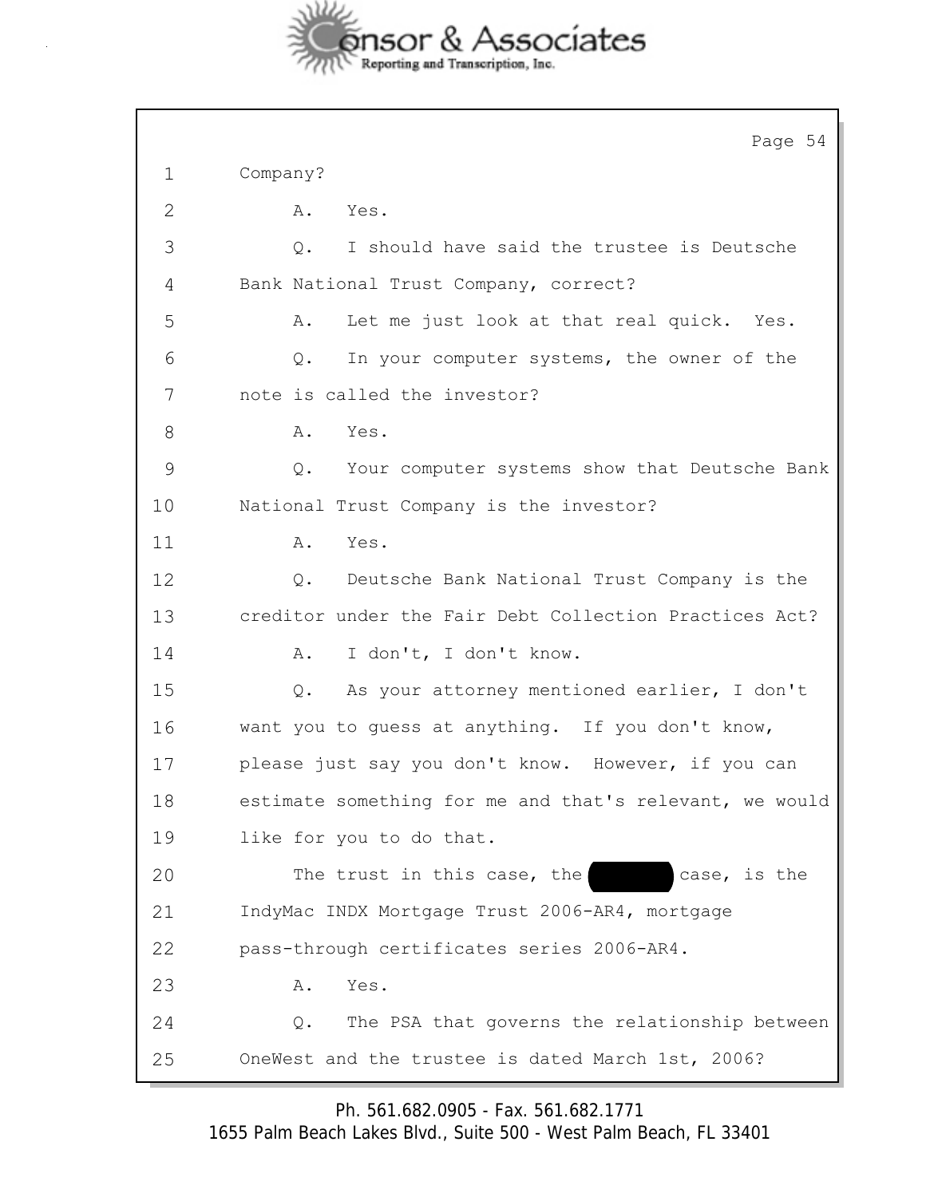1 Company?

2 A. Yes.

3 Q. I should have said the trustee is Deutsche

4 Bank National Trust Company, correct?

5 A. Let me just look at that real quick. Yes.

6 Q. In your computer systems, the owner of the

7 note is called the investor?

8 A. Yes.

9 Q. Your computer systems show that Deutsche Bank

10 National Trust Company is the investor?

11 A. Yes.

12 Q. Deutsche Bank National Trust Company is the

13 creditor under the Fair Debt Collection Practices Act?

14 A. I don't, I don't know.

15 Q. As your attorney mentioned earlier, I don't

16 want you to guess at anything. If you don't know,

17 please just say you don't know. However, if you can

18 estimate something for me and that's relevant, we would

19 like for you to do that.

20 The trust in this case, the [REDACTED] case, is the

21 IndyMac INDX Mortgage Trust 2006-AR4, mortgage

22 pass-through certificates series 2006-AR4.

23 A. Yes.

24 Q. The PSA that governs the relationship between

25 OneWest and the trustee is dated March 1st, 2006?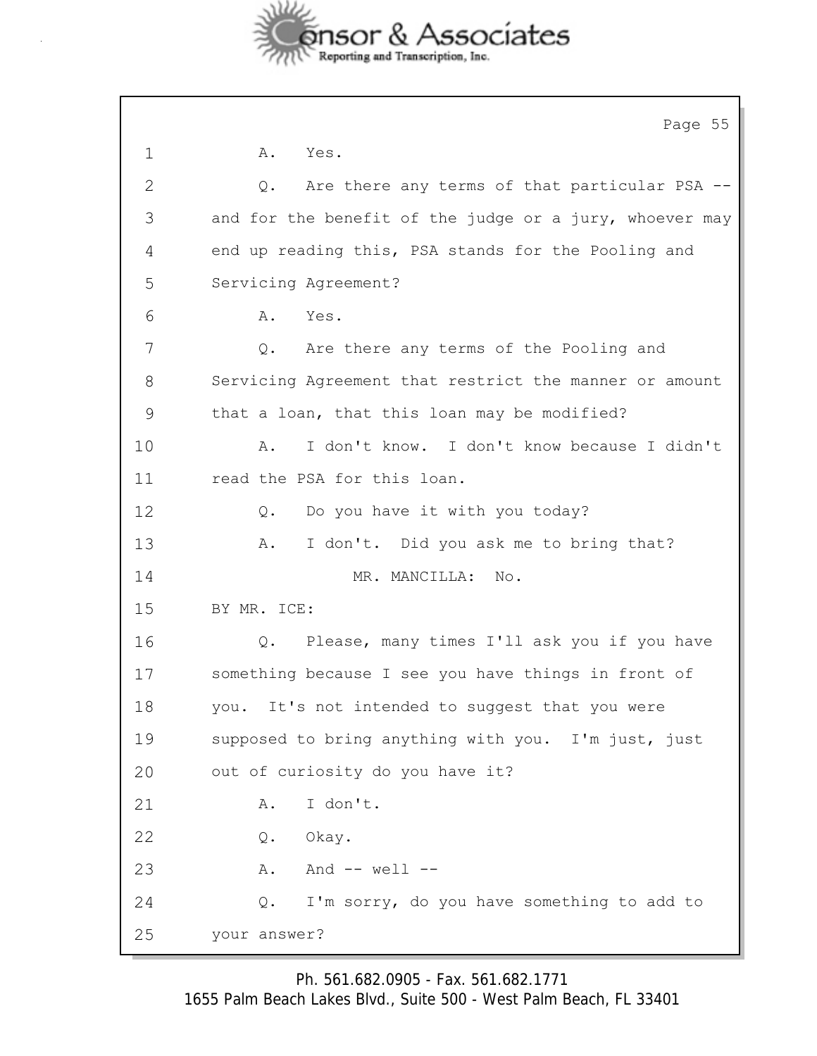A. Yes.

Q. Are there any terms of that particular PSA -- and for the benefit of the judge or a jury, whoever may end up reading this, PSA stands for the Pooling and Servicing Agreement?

A. Yes.

Q. Are there any terms of the Pooling and Servicing Agreement that restrict the manner or amount that a loan, that this loan may be modified?

A. I don't know. I don't know because I didn't read the PSA for this loan.

Q. Do you have it with you today?

A. I don't. Did you ask me to bring that?

MR. MANCILLA: No.

BY MR. ICE:

Q. Please, many times I'll ask you if you have something because I see you have things in front of you. It's not intended to suggest that you were supposed to bring anything with you. I'm just, just out of curiosity do you have it?

A. I don't.

Q. Okay.

A. And -- well --

Q. I'm sorry, do you have something to add to your answer?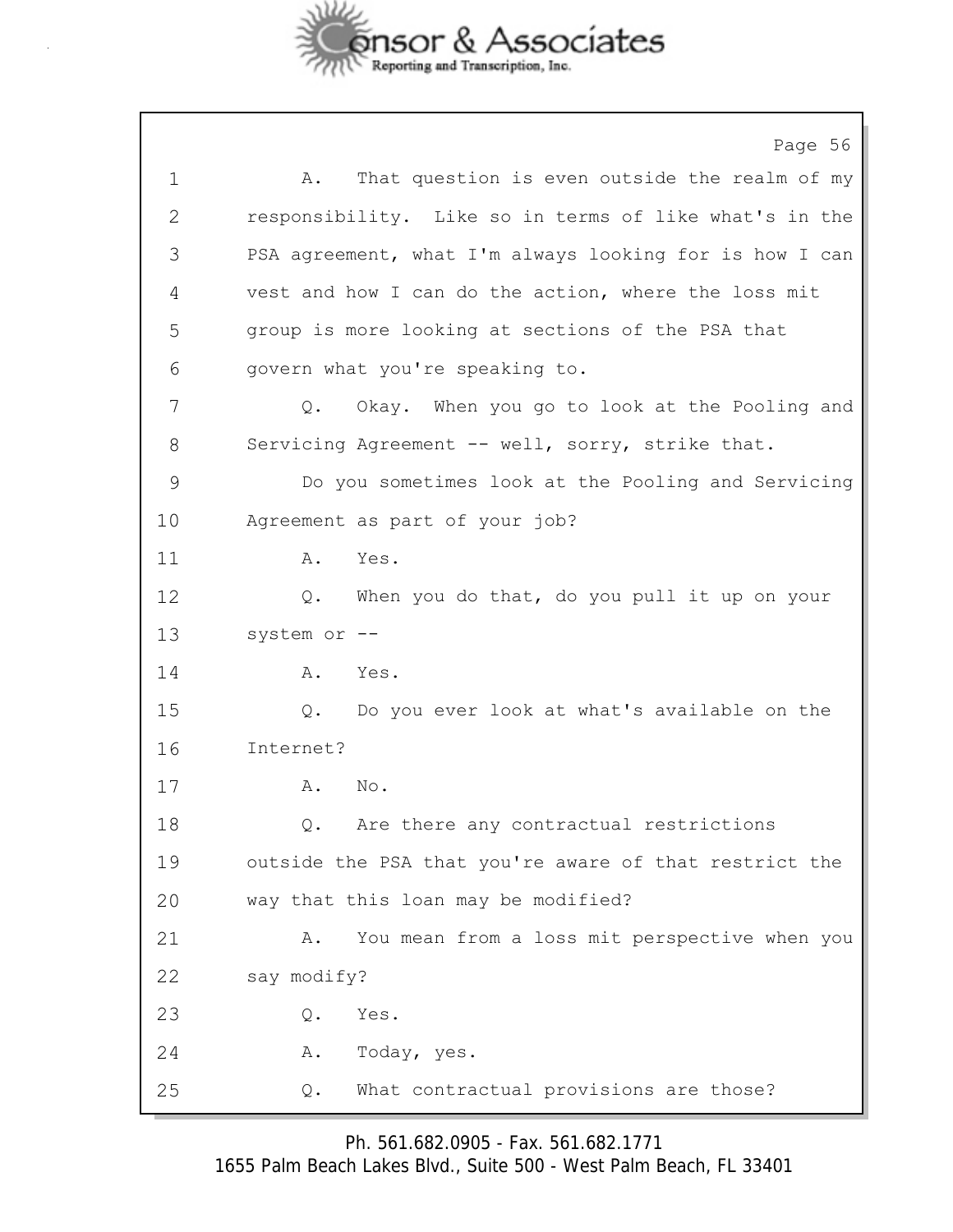1 A. That question is even outside the realm of my
2 responsibility. Like so in terms of like what's in the
3 PSA agreement, what I'm always looking for is how I can
4 vest and how I can do the action, where the loss mit
5 group is more looking at sections of the PSA that
6 govern what you're speaking to.
7 Q. Okay. When you go to look at the Pooling and
8 Servicing Agreement -- well, sorry, strike that.
9 Do you sometimes look at the Pooling and Servicing
10 Agreement as part of your job?
11 A. Yes.
12 Q. When you do that, do you pull it up on your
13 system or --
14 A. Yes.
15 Q. Do you ever look at what's available on the
16 Internet?
17 A. No.
18 Q. Are there any contractual restrictions
19 outside the PSA that you're aware of that restrict the
20 way that this loan may be modified?
21 A. You mean from a loss mit perspective when you
22 say modify?
23 Q. Yes.
24 A. Today, yes.
25 Q. What contractual provisions are those?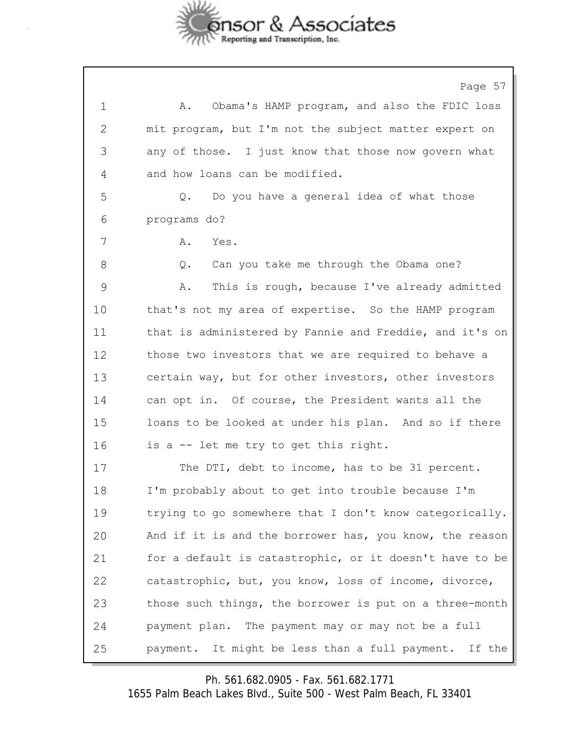1 A. Obama's HAMP program, and also the FDIC loss
2 mit program, but I'm not the subject matter expert on
3 any of those. I just know that those now govern what
4 and how loans can be modified.
5 Q. Do you have a general idea of what those
6 programs do?
7 A. Yes.
8 Q. Can you take me through the Obama one?
9 A. This is rough, because I've already admitted
10 that's not my area of expertise. So the HAMP program
11 that is administered by Fannie and Freddie, and it's on
12 those two investors that we are required to behave a
13 certain way, but for other investors, other investors
14 can opt in. Of course, the President wants all the
15 loans to be looked at under his plan. And so if there
16 is a -- let me try to get this right.
17 The DTI, debt to income, has to be 31 percent.
18 I'm probably about to get into trouble because I'm
19 trying to go somewhere that I don't know categorically.
20 And if it is and the borrower has, you know, the reason
21 for a default is catastrophic, or it doesn't have to be
22 catastrophic, but, you know, loss of income, divorce,
23 those such things, the borrower is put on a three-month
24 payment plan. The payment may or may not be a full
25 payment. It might be less than a full payment. If the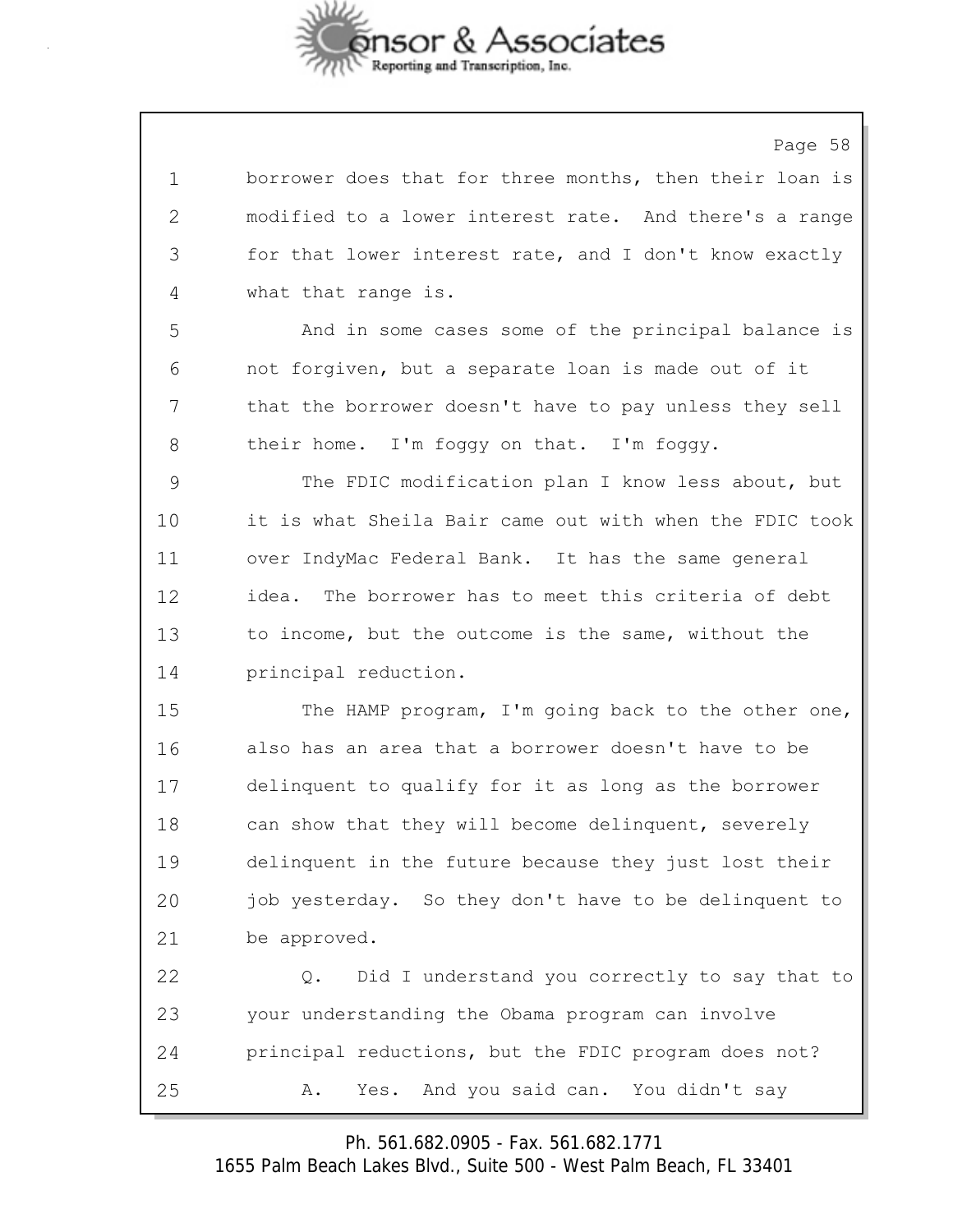1 borrower does that for three months, then their loan is
2 modified to a lower interest rate. And there's a range
3 for that lower interest rate, and I don't know exactly
4 what that range is.
5 And in some cases some of the principal balance is
6 not forgiven, but a separate loan is made out of it
7 that the borrower doesn't have to pay unless they sell
8 their home. I'm foggy on that. I'm foggy.
9 The FDIC modification plan I know less about, but
10 it is what Sheila Bair came out with when the FDIC took
11 over IndyMac Federal Bank. It has the same general
12 idea. The borrower has to meet this criteria of debt
13 to income, but the outcome is the same, without the
14 principal reduction.
15 The HAMP program, I'm going back to the other one,
16 also has an area that a borrower doesn't have to be
17 delinquent to qualify for it as long as the borrower
18 can show that they will become delinquent, severely
19 delinquent in the future because they just lost their
20 job yesterday. So they don't have to be delinquent to
21 be approved.
22 Q. Did I understand you correctly to say that to
23 your understanding the Obama program can involve
24 principal reductions, but the FDIC program does not?
25 A. Yes. And you said can. You didn't say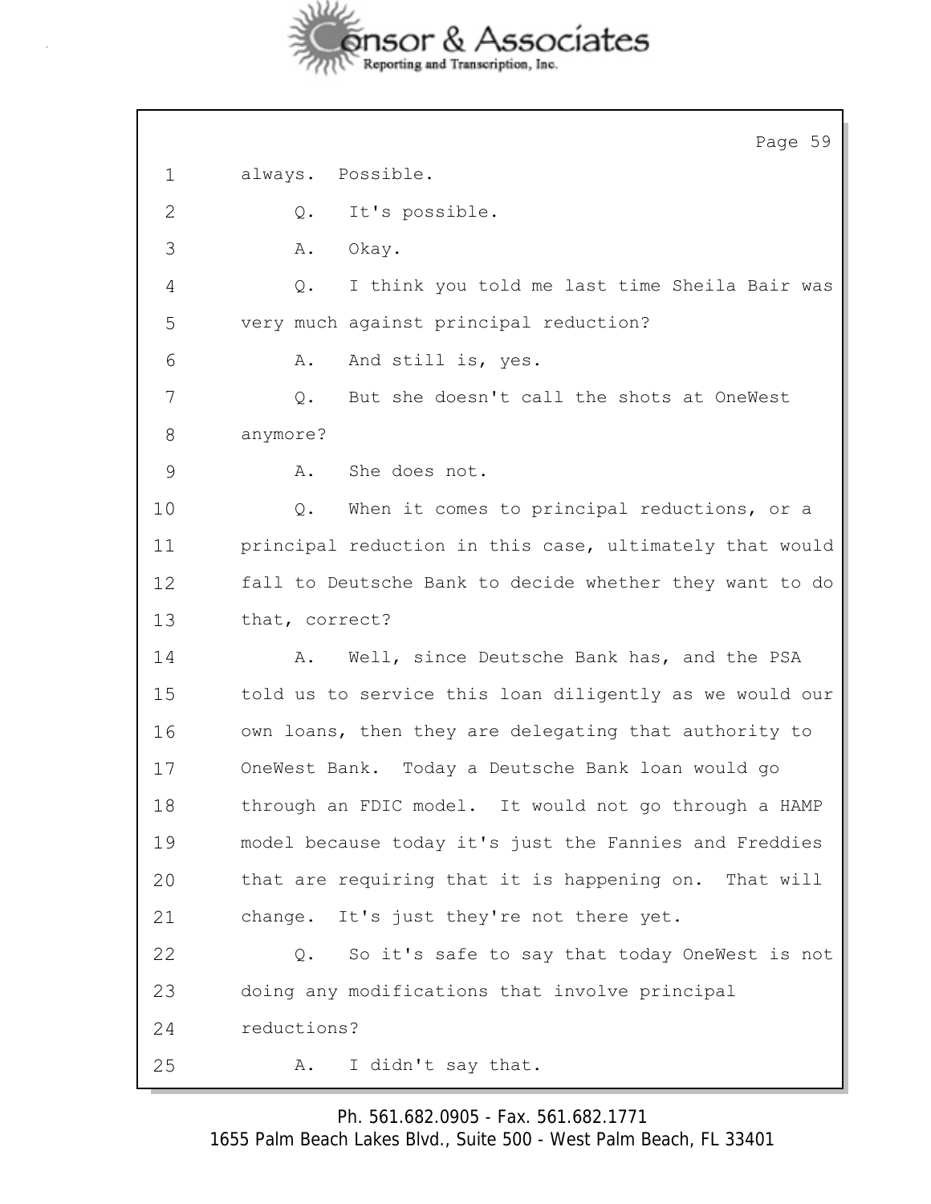1 always. Possible.

2 Q. It's possible.

3 A. Okay.

4 Q. I think you told me last time Sheila Bair was

5 very much against principal reduction?

6 A. And still is, yes.

7 Q. But she doesn't call the shots at OneWest

8 anymore?

9 A. She does not.

10 Q. When it comes to principal reductions, or a

11 principal reduction in this case, ultimately that would

12 fall to Deutsche Bank to decide whether they want to do

13 that, correct?

14 A. Well, since Deutsche Bank has, and the PSA

15 told us to service this loan diligently as we would our

16 own loans, then they are delegating that authority to

17 OneWest Bank. Today a Deutsche Bank loan would go

18 through an FDIC model. It would not go through a HAMP

19 model because today it's just the Fannies and Freddies

20 that are requiring that it is happening on. That will

21 change. It's just they're not there yet.

22 Q. So it's safe to say that today OneWest is not

23 doing any modifications that involve principal

24 reductions?

25 A. I didn't say that.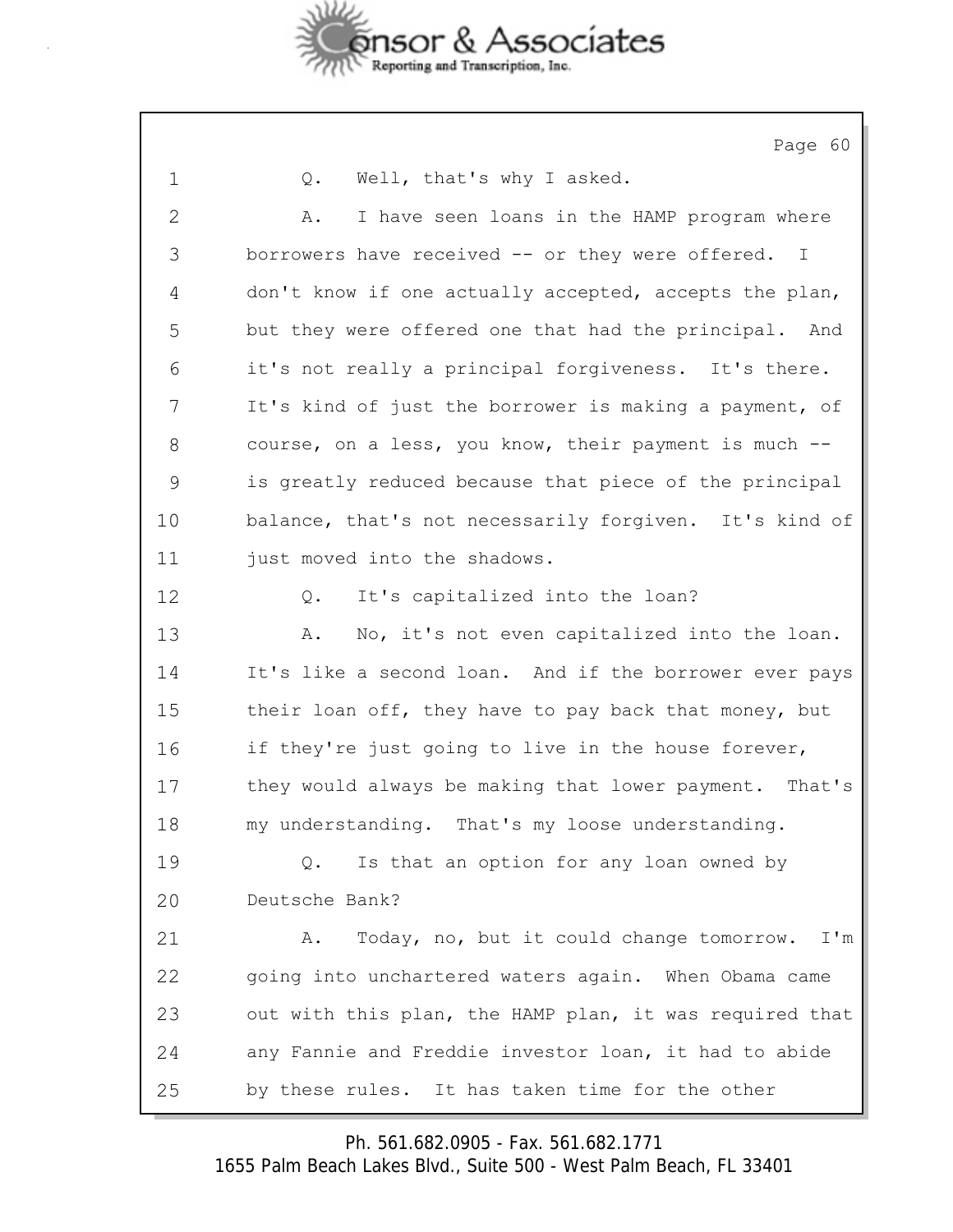1 Q. Well, that's why I asked.

2 A. I have seen loans in the HAMP program where

3 borrowers have received -- or they were offered. I

4 don't know if one actually accepted, accepts the plan,

5 but they were offered one that had the principal. And

6 it's not really a principal forgiveness. It's there.

7 It's kind of just the borrower is making a payment, of

8 course, on a less, you know, their payment is much --

9 is greatly reduced because that piece of the principal

10 balance, that's not necessarily forgiven. It's kind of

11 just moved into the shadows.

12 Q. It's capitalized into the loan?

13 A. No, it's not even capitalized into the loan.

14 It's like a second loan. And if the borrower ever pays

15 their loan off, they have to pay back that money, but

16 if they're just going to live in the house forever,

17 they would always be making that lower payment. That's

18 my understanding. That's my loose understanding.

19 Q. Is that an option for any loan owned by

20 Deutsche Bank?

21 A. Today, no, but it could change tomorrow. I'm

22 going into unchartered waters again. When Obama came

23 out with this plan, the HAMP plan, it was required that

24 any Fannie and Freddie investor loan, it had to abide

25 by these rules. It has taken time for the other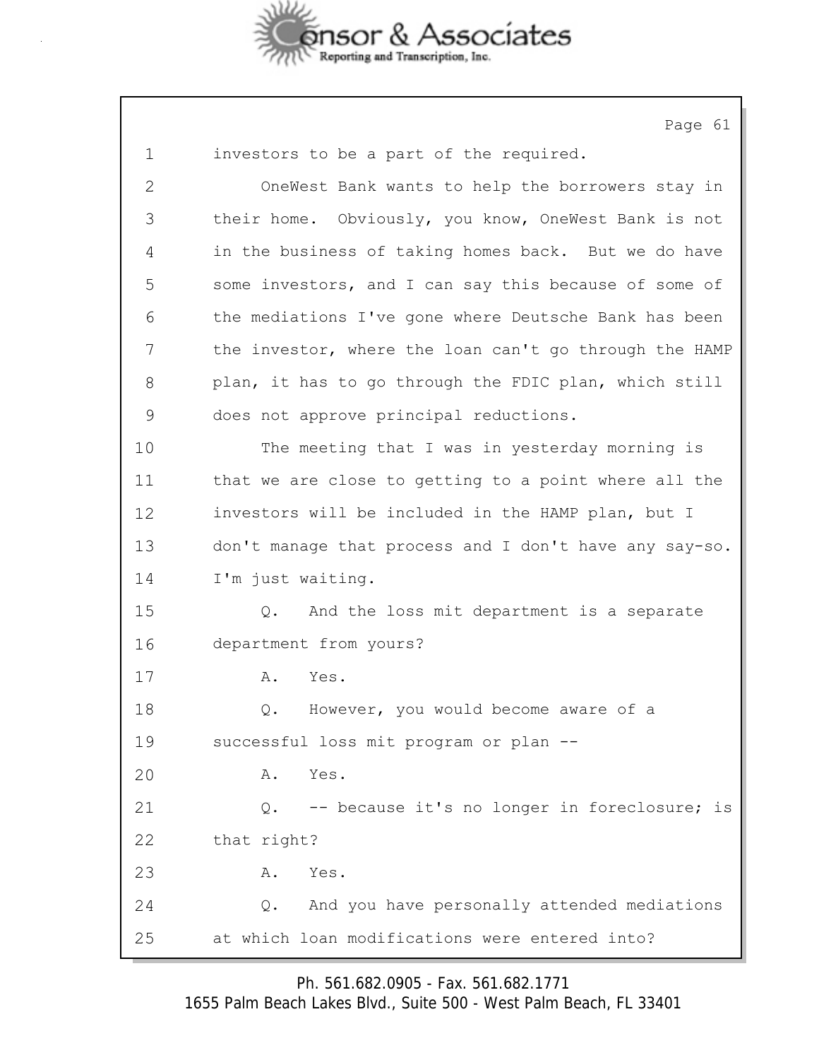1 investors to be a part of the required.

2 OneWest Bank wants to help the borrowers stay in

3 their home. Obviously, you know, OneWest Bank is not

4 in the business of taking homes back. But we do have

5 some investors, and I can say this because of some of

6 the mediations I've gone where Deutsche Bank has been

7 the investor, where the loan can't go through the HAMP

8 plan, it has to go through the FDIC plan, which still

9 does not approve principal reductions.

10 The meeting that I was in yesterday morning is

11 that we are close to getting to a point where all the

12 investors will be included in the HAMP plan, but I

13 don't manage that process and I don't have any say-so.

14 I'm just waiting.

15 Q. And the loss mit department is a separate

16 department from yours?

17 A. Yes.

18 Q. However, you would become aware of a

19 successful loss mit program or plan --

20 A. Yes.

21 Q. -- because it's no longer in foreclosure; is

22 that right?

23 A. Yes.

24 Q. And you have personally attended mediations

25 at which loan modifications were entered into?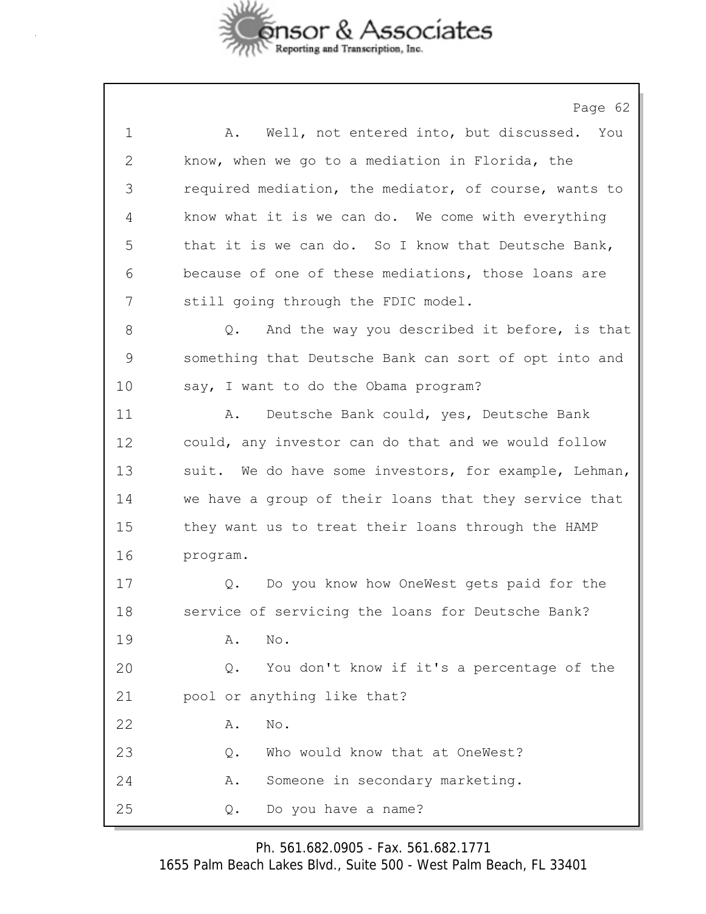1 A. Well, not entered into, but discussed. You
2 know, when we go to a mediation in Florida, the
3 required mediation, the mediator, of course, wants to
4 know what it is we can do. We come with everything
5 that it is we can do. So I know that Deutsche Bank,
6 because of one of these mediations, those loans are
7 still going through the FDIC model.
8 Q. And the way you described it before, is that
9 something that Deutsche Bank can sort of opt into and
10 say, I want to do the Obama program?
11 A. Deutsche Bank could, yes, Deutsche Bank
12 could, any investor can do that and we would follow
13 suit. We do have some investors, for example, Lehman,
14 we have a group of their loans that they service that
15 they want us to treat their loans through the HAMP
16 program.
17 Q. Do you know how OneWest gets paid for the
18 service of servicing the loans for Deutsche Bank?
19 A. No.
20 Q. You don't know if it's a percentage of the
21 pool or anything like that?
22 A. No.
23 Q. Who would know that at OneWest?
24 A. Someone in secondary marketing.
25 Q. Do you have a name?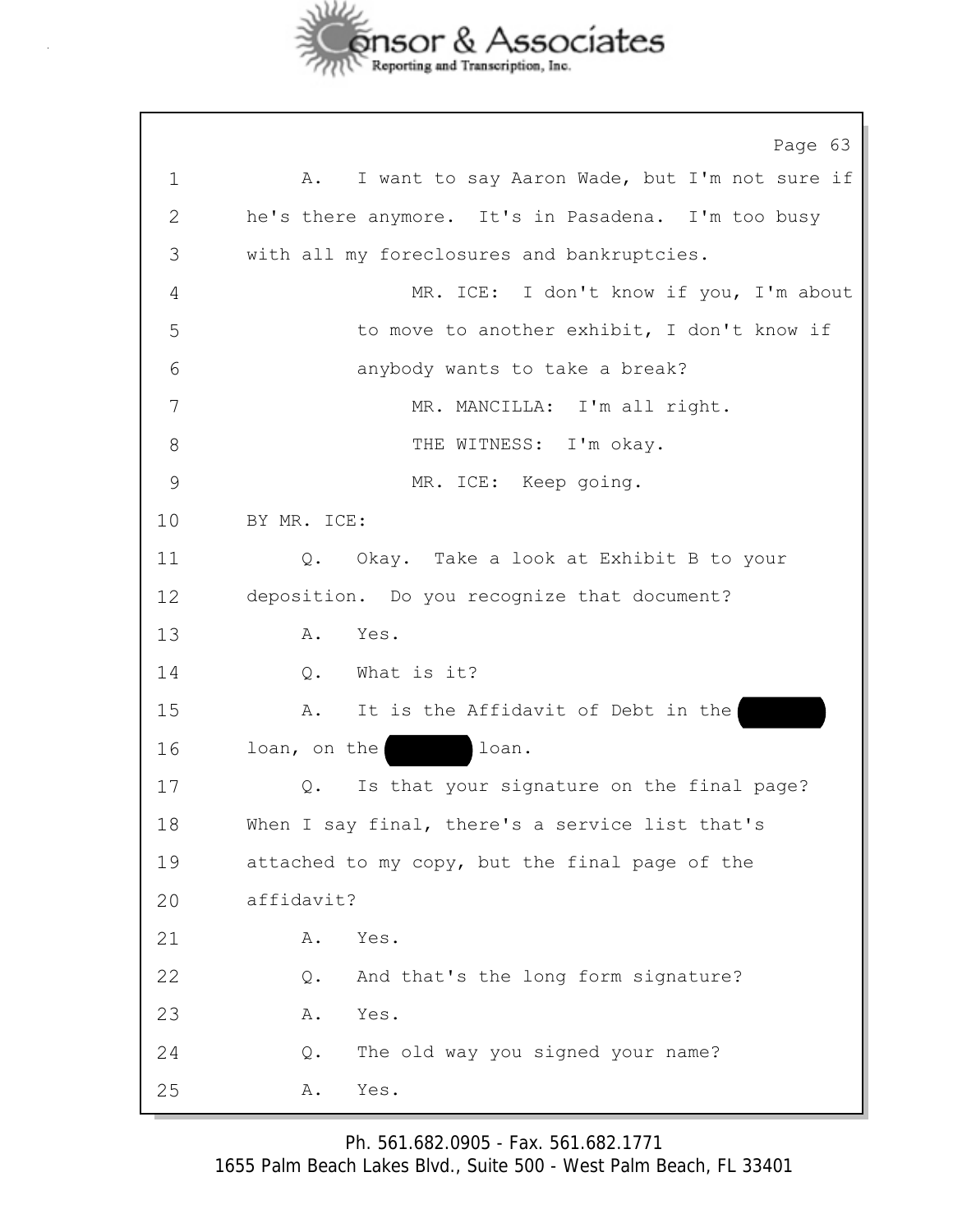1 A. I want to say Aaron Wade, but I'm not sure if
2 he's there anymore. It's in Pasadena. I'm too busy
3 with all my foreclosures and bankruptcies.
4 MR. ICE: I don't know if you, I'm about
5 to move to another exhibit, I don't know if
6 anybody wants to take a break?
7 MR. MANCILLA: I'm all right.
8 THE WITNESS: I'm okay.
9 MR. ICE: Keep going.
10 BY MR. ICE:
11 Q. Okay. Take a look at Exhibit B to your
12 deposition. Do you recognize that document?
13 A. Yes.
14 Q. What is it?
15 A. It is the Affidavit of Debt in the [REDACTED]
16 loan, on the [REDACTED] loan.
17 Q. Is that your signature on the final page?
18 When I say final, there's a service list that's
19 attached to my copy, but the final page of the
20 affidavit?
21 A. Yes.
22 Q. And that's the long form signature?
23 A. Yes.
24 Q. The old way you signed your name?
25 A. Yes.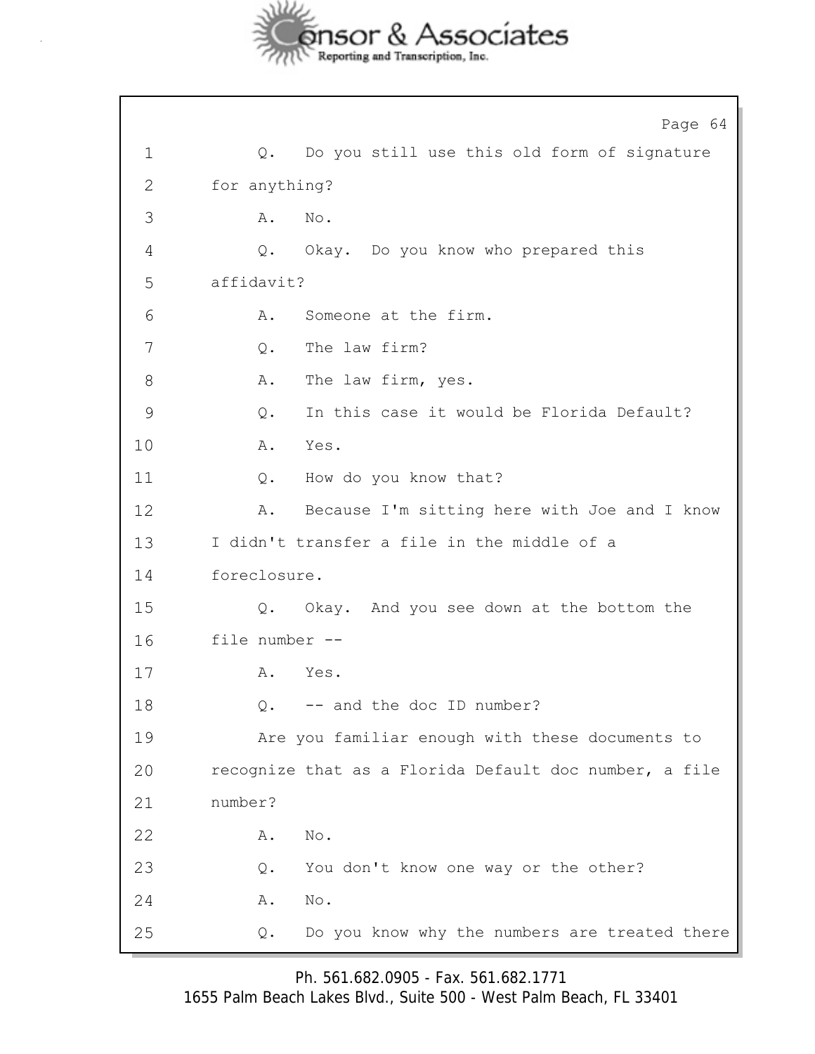1 Q. Do you still use this old form of signature
2 for anything?
3 A. No.
4 Q. Okay. Do you know who prepared this
5 affidavit?
6 A. Someone at the firm.
7 Q. The law firm?
8 A. The law firm, yes.
9 Q. In this case it would be Florida Default?
10 A. Yes.
11 Q. How do you know that?
12 A. Because I'm sitting here with Joe and I know
13 I didn't transfer a file in the middle of a
14 foreclosure.
15 Q. Okay. And you see down at the bottom the
16 file number --
17 A. Yes.
18 Q. -- and the doc ID number?
19 Are you familiar enough with these documents to
20 recognize that as a Florida Default doc number, a file
21 number?
22 A. No.
23 Q. You don't know one way or the other?
24 A. No.
25 Q. Do you know why the numbers are treated there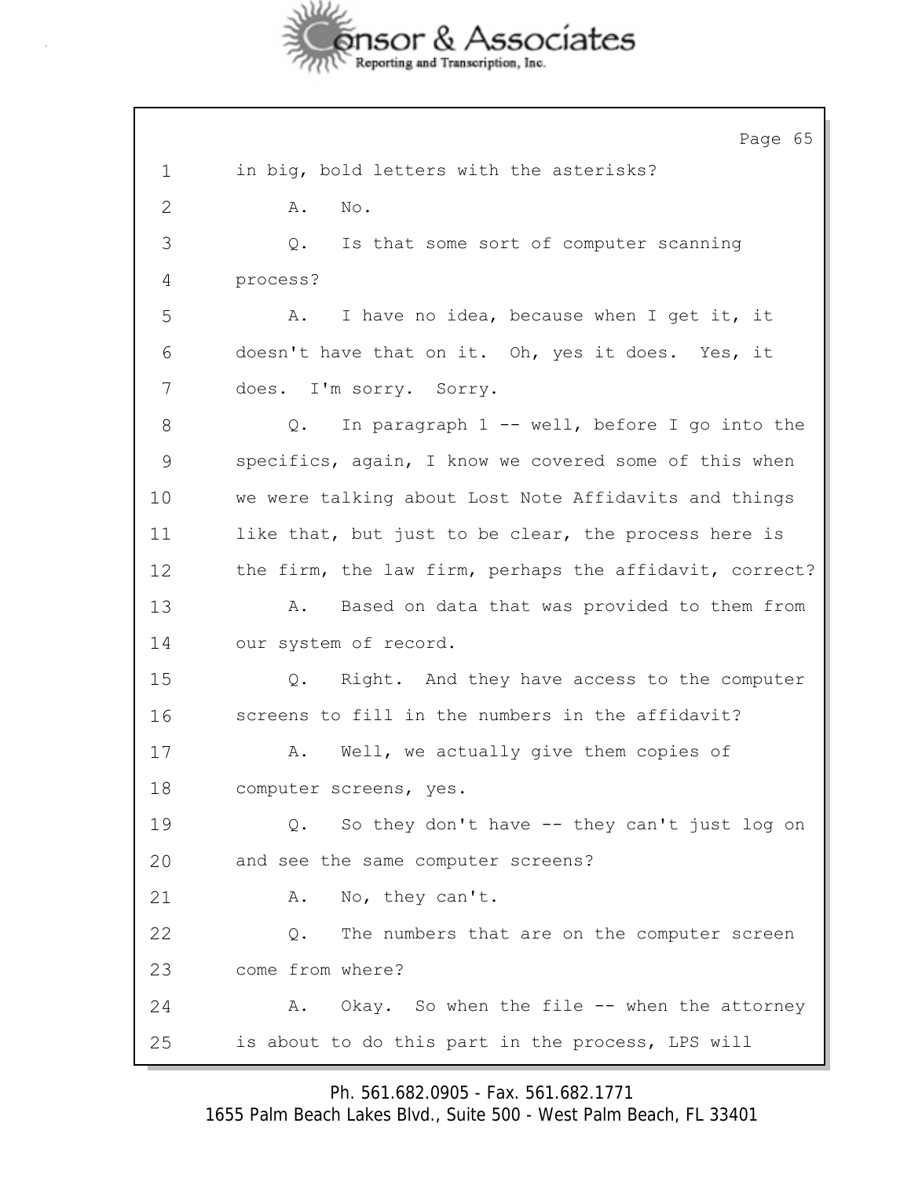1 in big, bold letters with the asterisks?

2 A. No.

3 Q. Is that some sort of computer scanning

4 process?

5 A. I have no idea, because when I get it, it

6 doesn't have that on it. Oh, yes it does. Yes, it

7 does. I'm sorry. Sorry.

8 Q. In paragraph 1 -- well, before I go into the

9 specifics, again, I know we covered some of this when

10 we were talking about Lost Note Affidavits and things

11 like that, but just to be clear, the process here is

12 the firm, the law firm, perhaps the affidavit, correct?

13 A. Based on data that was provided to them from

14 our system of record.

15 Q. Right. And they have access to the computer

16 screens to fill in the numbers in the affidavit?

17 A. Well, we actually give them copies of

18 computer screens, yes.

19 Q. So they don't have -- they can't just log on

20 and see the same computer screens?

21 A. No, they can't.

22 Q. The numbers that are on the computer screen

23 come from where?

24 A. Okay. So when the file -- when the attorney

25 is about to do this part in the process, LPS will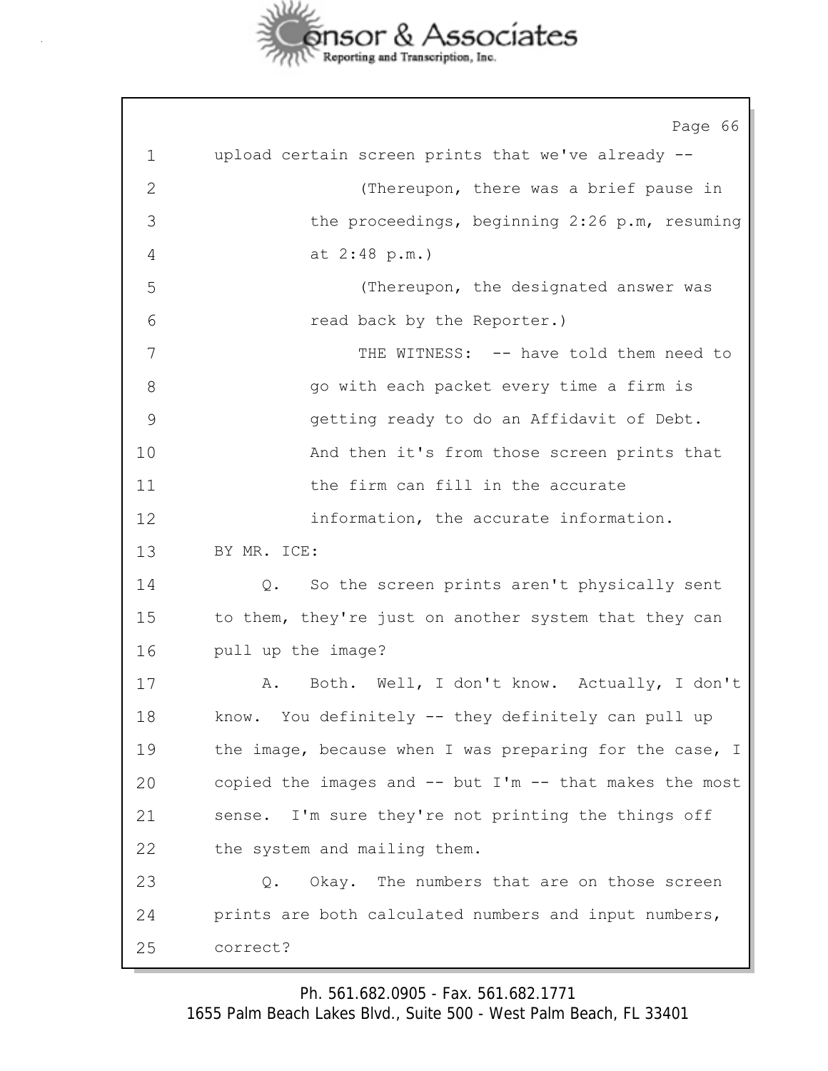1 upload certain screen prints that we've already --

2 (Thereupon, there was a brief pause in

3 the proceedings, beginning 2:26 p.m, resuming

4 at 2:48 p.m.)

5 (Thereupon, the designated answer was

6 read back by the Reporter.)

7 THE WITNESS: -- have told them need to

8 go with each packet every time a firm is

9 getting ready to do an Affidavit of Debt.

10 And then it's from those screen prints that

11 the firm can fill in the accurate

12 information, the accurate information.

13 BY MR. ICE:

14 Q. So the screen prints aren't physically sent

15 to them, they're just on another system that they can

16 pull up the image?

17 A. Both. Well, I don't know. Actually, I don't

18 know. You definitely -- they definitely can pull up

19 the image, because when I was preparing for the case, I

20 copied the images and -- but I'm -- that makes the most

21 sense. I'm sure they're not printing the things off

22 the system and mailing them.

23 Q. Okay. The numbers that are on those screen

24 prints are both calculated numbers and input numbers,

25 correct?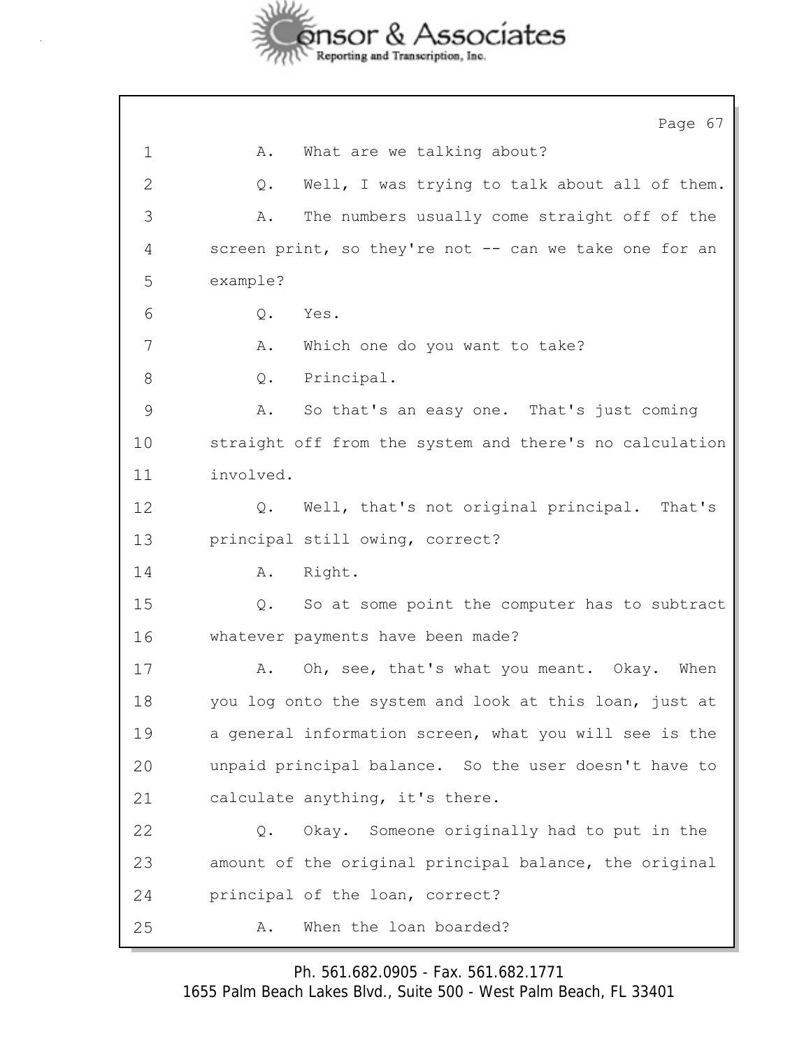1 A. What are we talking about?

2 Q. Well, I was trying to talk about all of them.

3 A. The numbers usually come straight off of the

4 screen print, so they're not -- can we take one for an

5 example?

6 Q. Yes.

7 A. Which one do you want to take?

8 Q. Principal.

9 A. So that's an easy one. That's just coming

10 straight off from the system and there's no calculation

11 involved.

12 Q. Well, that's not original principal. That's

13 principal still owing, correct?

14 A. Right.

15 Q. So at some point the computer has to subtract

16 whatever payments have been made?

17 A. Oh, see, that's what you meant. Okay. When

18 you log onto the system and look at this loan, just at

19 a general information screen, what you will see is the

20 unpaid principal balance. So the user doesn't have to

21 calculate anything, it's there.

22 Q. Okay. Someone originally had to put in the

23 amount of the original principal balance, the original

24 principal of the loan, correct?

25 A. When the loan boarded?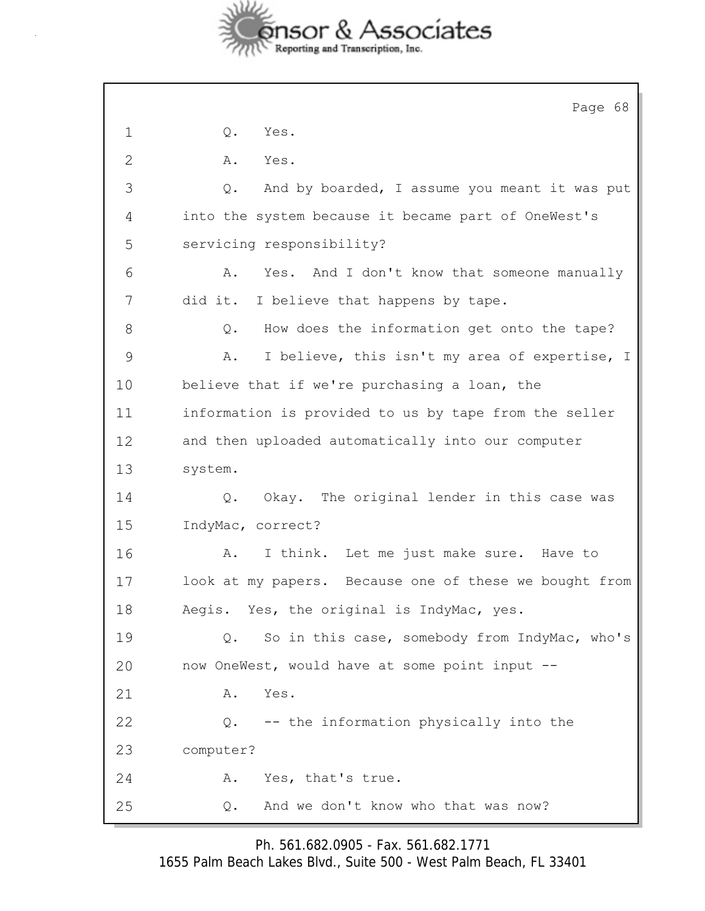1 Q. Yes.

2 A. Yes.

3 Q. And by boarded, I assume you meant it was put

4 into the system because it became part of OneWest's

5 servicing responsibility?

6 A. Yes. And I don't know that someone manually

7 did it. I believe that happens by tape.

8 Q. How does the information get onto the tape?

9 A. I believe, this isn't my area of expertise, I

10 believe that if we're purchasing a loan, the

11 information is provided to us by tape from the seller

12 and then uploaded automatically into our computer

13 system.

14 Q. Okay. The original lender in this case was

15 IndyMac, correct?

16 A. I think. Let me just make sure. Have to

17 look at my papers. Because one of these we bought from

18 Aegis. Yes, the original is IndyMac, yes.

19 Q. So in this case, somebody from IndyMac, who's

20 now OneWest, would have at some point input --

21 A. Yes.

22 Q. -- the information physically into the

23 computer?

24 A. Yes, that's true.

25 Q. And we don't know who that was now?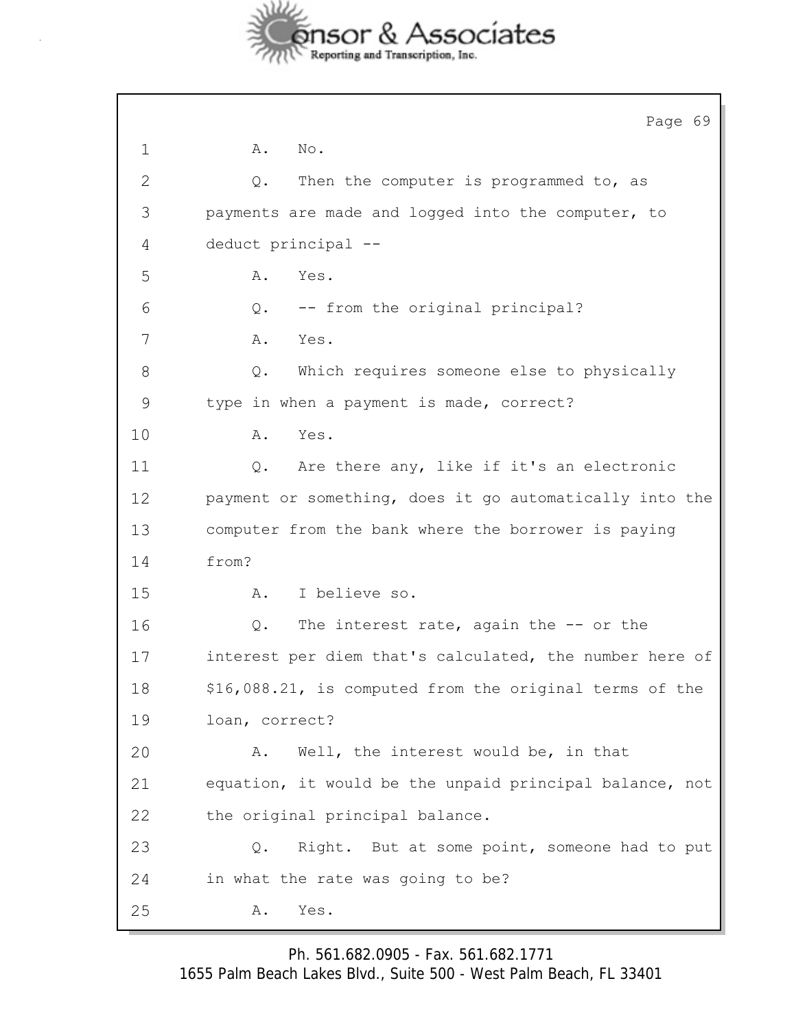1 A. No.

2 Q. Then the computer is programmed to, as

3 payments are made and logged into the computer, to

4 deduct principal --

5 A. Yes.

6 Q. -- from the original principal?

7 A. Yes.

8 Q. Which requires someone else to physically

9 type in when a payment is made, correct?

10 A. Yes.

11 Q. Are there any, like if it's an electronic

12 payment or something, does it go automatically into the

13 computer from the bank where the borrower is paying

14 from?

15 A. I believe so.

16 Q. The interest rate, again the -- or the

17 interest per diem that's calculated, the number here of

18 $16,088.21, is computed from the original terms of the

19 loan, correct?

20 A. Well, the interest would be, in that

21 equation, it would be the unpaid principal balance, not

22 the original principal balance.

23 Q. Right. But at some point, someone had to put

24 in what the rate was going to be?

25 A. Yes.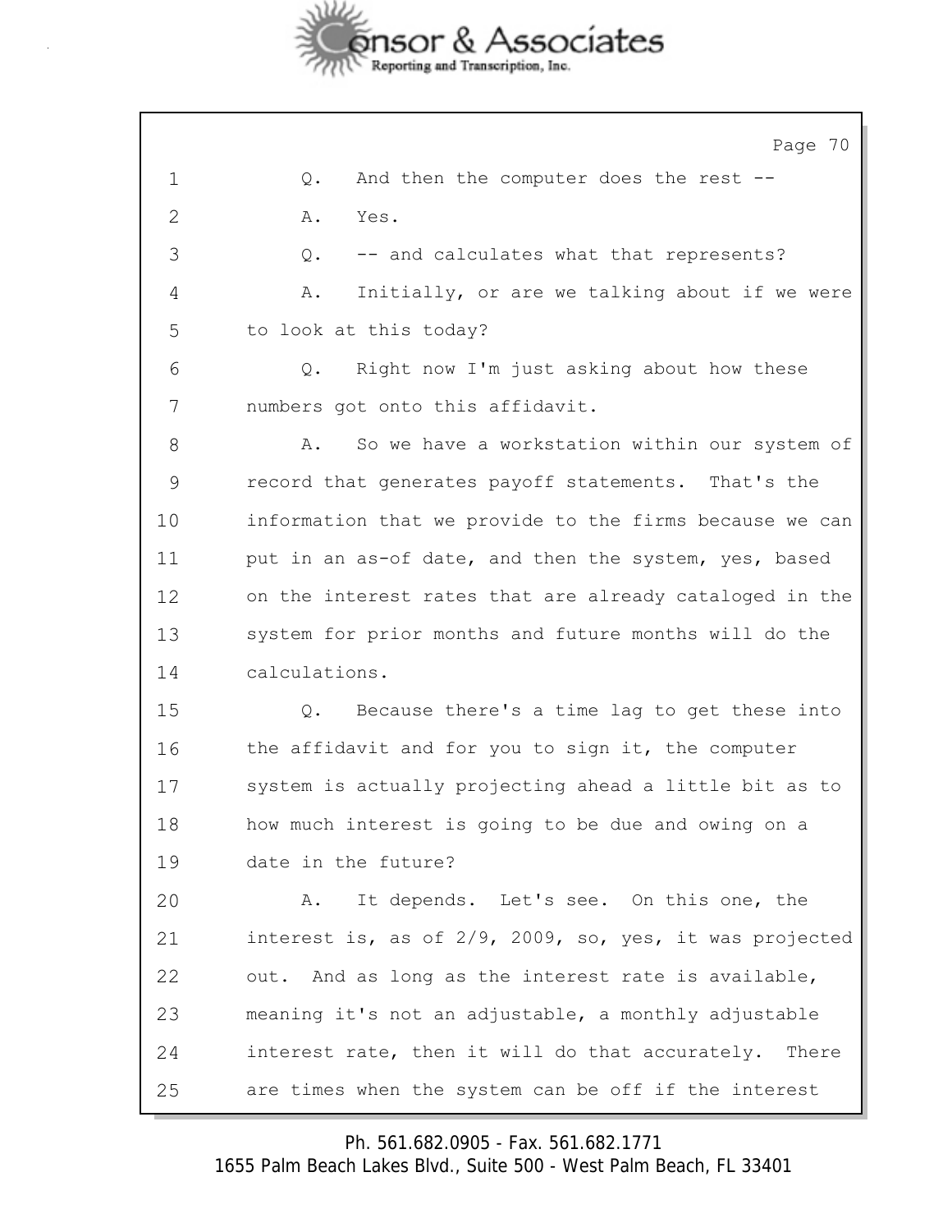Q. And then the computer does the rest --

A. Yes.

Q. -- and calculates what that represents?

A. Initially, or are we talking about if we were to look at this today?

Q. Right now I'm just asking about how these numbers got onto this affidavit.

A. So we have a workstation within our system of record that generates payoff statements. That's the information that we provide to the firms because we can put in an as-of date, and then the system, yes, based on the interest rates that are already cataloged in the system for prior months and future months will do the calculations.

Q. Because there's a time lag to get these into the affidavit and for you to sign it, the computer system is actually projecting ahead a little bit as to how much interest is going to be due and owing on a date in the future?

A. It depends. Let's see. On this one, the interest is, as of 2/9, 2009, so, yes, it was projected out. And as long as the interest rate is available, meaning it's not an adjustable, a monthly adjustable interest rate, then it will do that accurately. There are times when the system can be off if the interest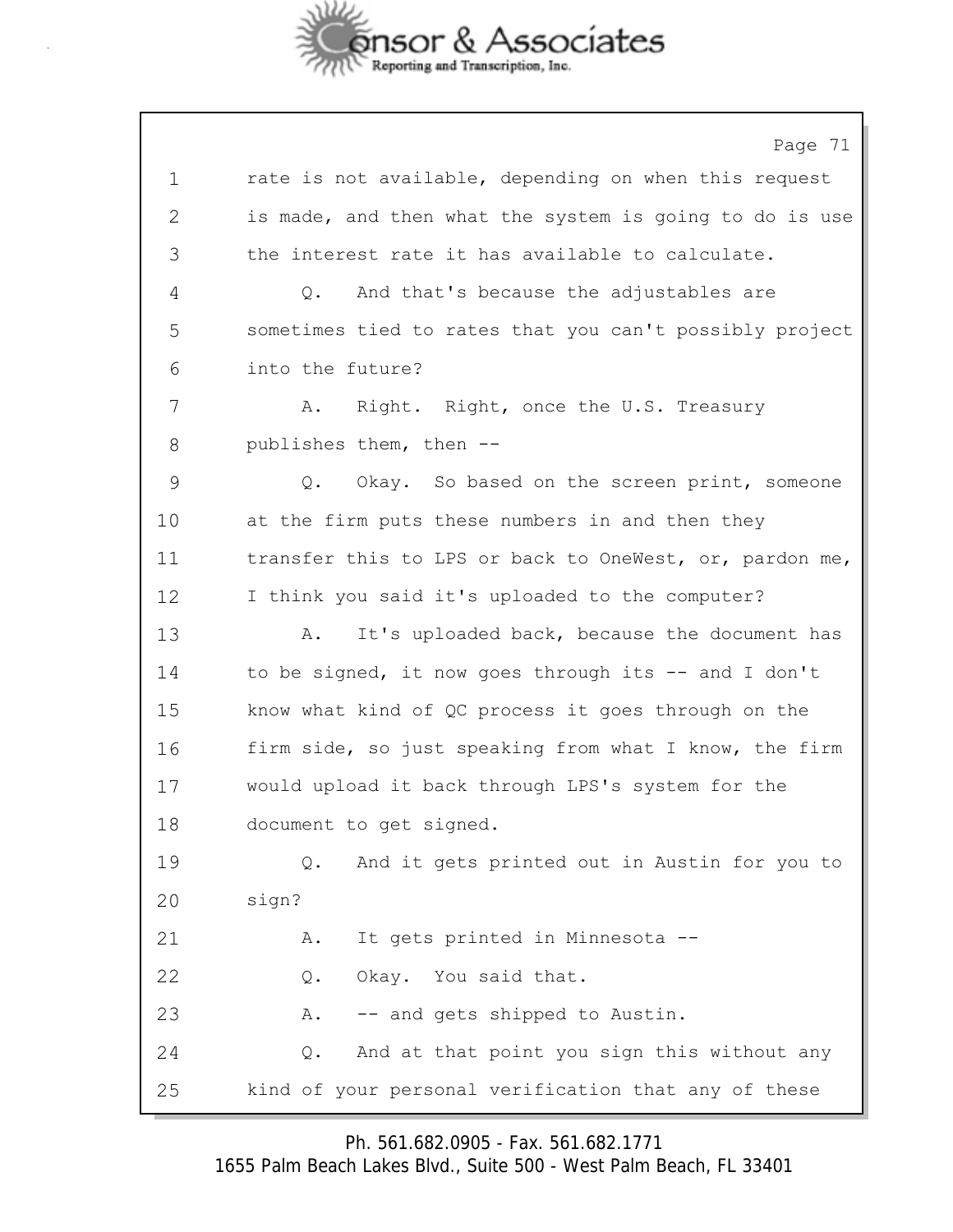1 rate is not available, depending on when this request
2 is made, and then what the system is going to do is use
3 the interest rate it has available to calculate.
4 Q. And that's because the adjustables are
5 sometimes tied to rates that you can't possibly project
6 into the future?
7 A. Right. Right, once the U.S. Treasury
8 publishes them, then --
9 Q. Okay. So based on the screen print, someone
10 at the firm puts these numbers in and then they
11 transfer this to LPS or back to OneWest, or, pardon me,
12 I think you said it's uploaded to the computer?
13 A. It's uploaded back, because the document has
14 to be signed, it now goes through its -- and I don't
15 know what kind of QC process it goes through on the
16 firm side, so just speaking from what I know, the firm
17 would upload it back through LPS's system for the
18 document to get signed.
19 Q. And it gets printed out in Austin for you to
20 sign?
21 A. It gets printed in Minnesota --
22 Q. Okay. You said that.
23 A. -- and gets shipped to Austin.
24 Q. And at that point you sign this without any
25 kind of your personal verification that any of these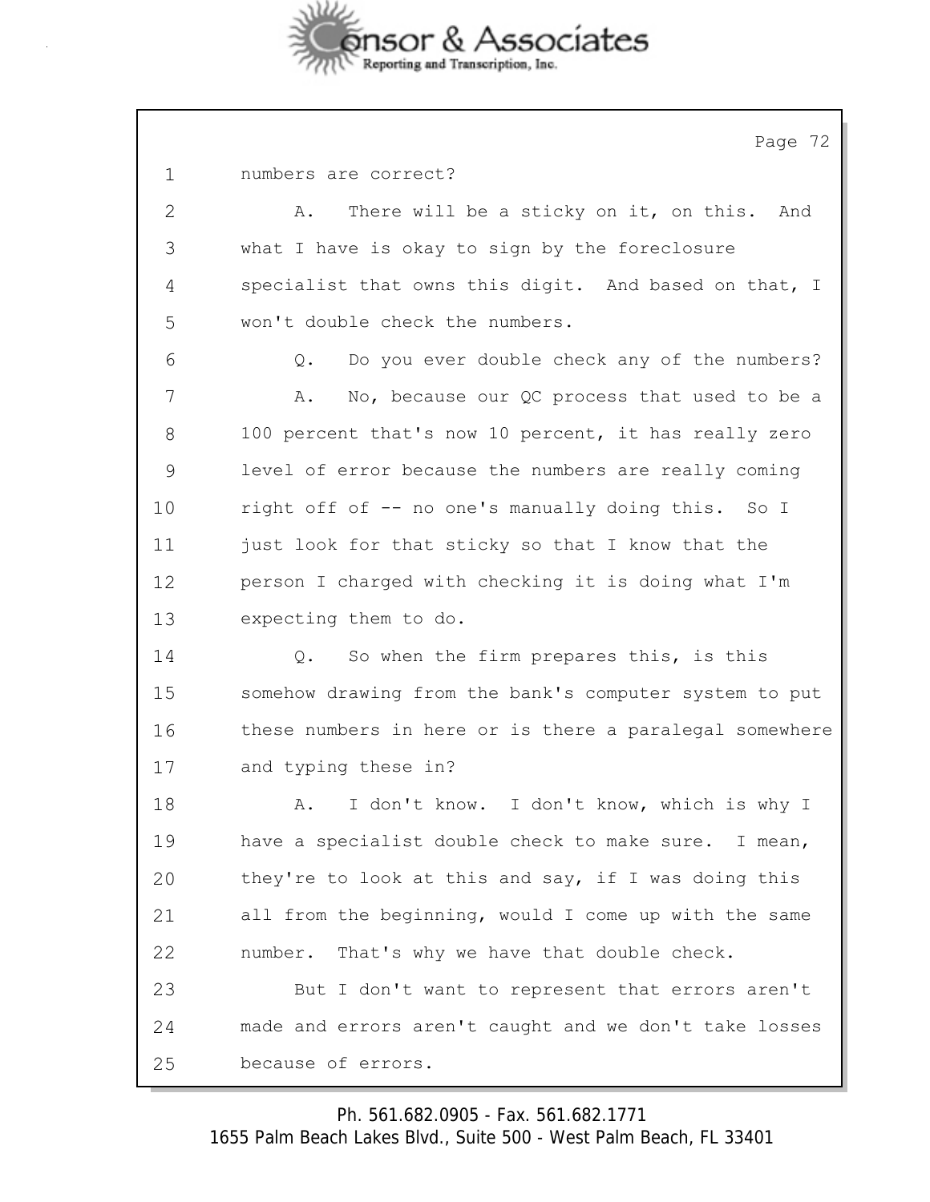1 numbers are correct?

2 A. There will be a sticky on it, on this. And

3 what I have is okay to sign by the foreclosure

4 specialist that owns this digit. And based on that, I

5 won't double check the numbers.

6 Q. Do you ever double check any of the numbers?

7 A. No, because our QC process that used to be a

8 100 percent that's now 10 percent, it has really zero

9 level of error because the numbers are really coming

10 right off of -- no one's manually doing this. So I

11 just look for that sticky so that I know that the

12 person I charged with checking it is doing what I'm

13 expecting them to do.

14 Q. So when the firm prepares this, is this

15 somehow drawing from the bank's computer system to put

16 these numbers in here or is there a paralegal somewhere

17 and typing these in?

18 A. I don't know. I don't know, which is why I

19 have a specialist double check to make sure. I mean,

20 they're to look at this and say, if I was doing this

21 all from the beginning, would I come up with the same

22 number. That's why we have that double check.

23 But I don't want to represent that errors aren't

24 made and errors aren't caught and we don't take losses

25 because of errors.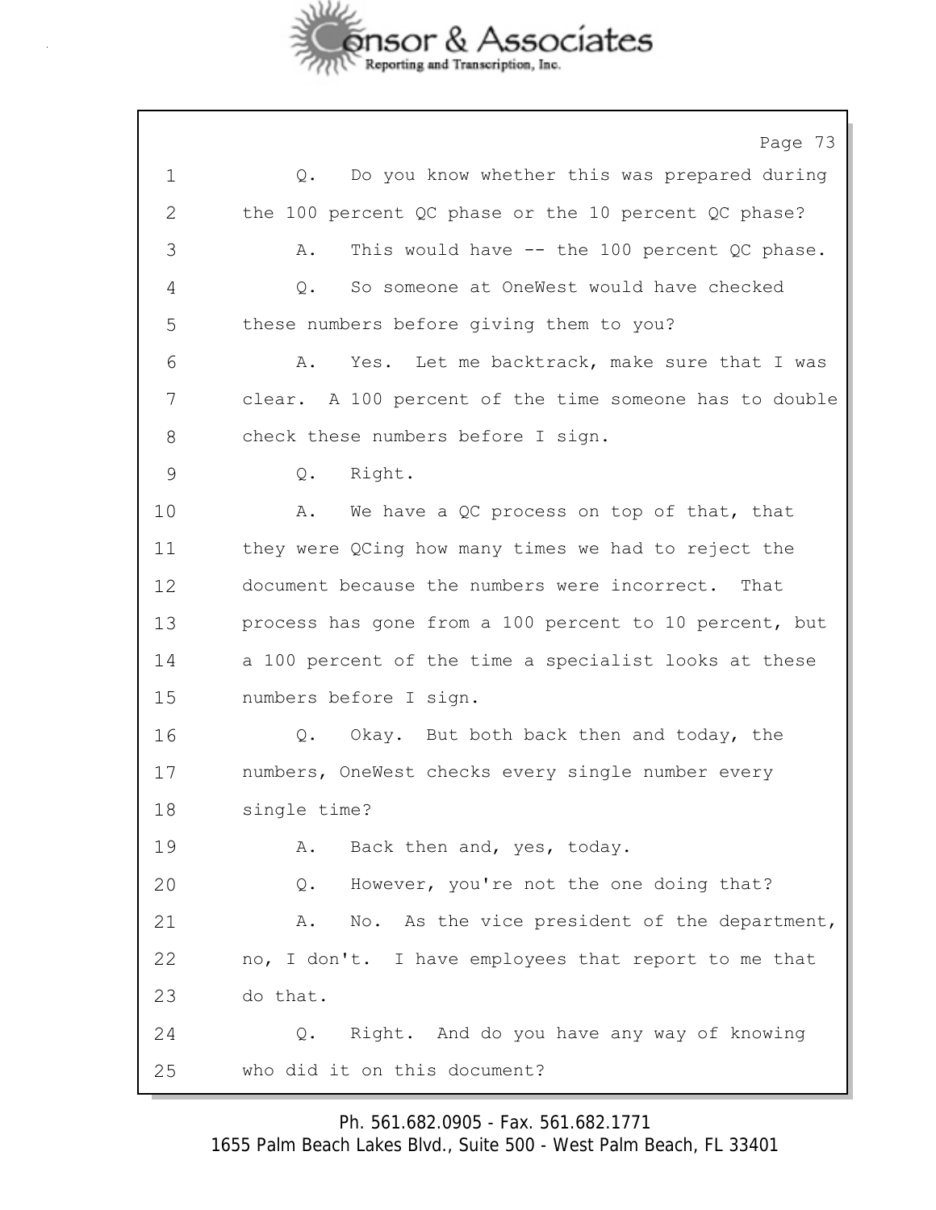1 Q. Do you know whether this was prepared during
2 the 100 percent QC phase or the 10 percent QC phase?
3 A. This would have -- the 100 percent QC phase.
4 Q. So someone at OneWest would have checked
5 these numbers before giving them to you?
6 A. Yes. Let me backtrack, make sure that I was
7 clear. A 100 percent of the time someone has to double
8 check these numbers before I sign.
9 Q. Right.
10 A. We have a QC process on top of that, that
11 they were QCing how many times we had to reject the
12 document because the numbers were incorrect. That
13 process has gone from a 100 percent to 10 percent, but
14 a 100 percent of the time a specialist looks at these
15 numbers before I sign.
16 Q. Okay. But both back then and today, the
17 numbers, OneWest checks every single number every
18 single time?
19 A. Back then and, yes, today.
20 Q. However, you're not the one doing that?
21 A. No. As the vice president of the department,
22 no, I don't. I have employees that report to me that
23 do that.
24 Q. Right. And do you have any way of knowing
25 who did it on this document?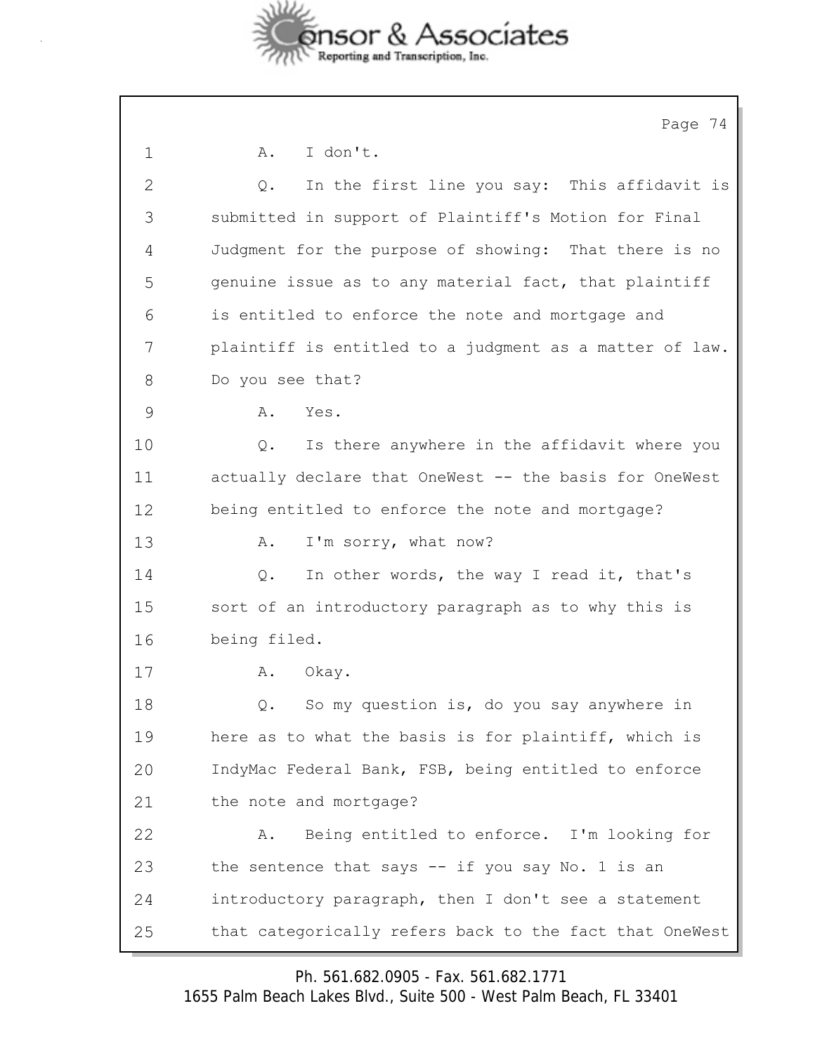1 A. I don't.

2 Q. In the first line you say: This affidavit is

3 submitted in support of Plaintiff's Motion for Final

4 Judgment for the purpose of showing: That there is no

5 genuine issue as to any material fact, that plaintiff

6 is entitled to enforce the note and mortgage and

7 plaintiff is entitled to a judgment as a matter of law.

8 Do you see that?

9 A. Yes.

10 Q. Is there anywhere in the affidavit where you

11 actually declare that OneWest -- the basis for OneWest

12 being entitled to enforce the note and mortgage?

13 A. I'm sorry, what now?

14 Q. In other words, the way I read it, that's

15 sort of an introductory paragraph as to why this is

16 being filed.

17 A. Okay.

18 Q. So my question is, do you say anywhere in

19 here as to what the basis is for plaintiff, which is

20 IndyMac Federal Bank, FSB, being entitled to enforce

21 the note and mortgage?

22 A. Being entitled to enforce. I'm looking for

23 the sentence that says -- if you say No. 1 is an

24 introductory paragraph, then I don't see a statement

25 that categorically refers back to the fact that OneWest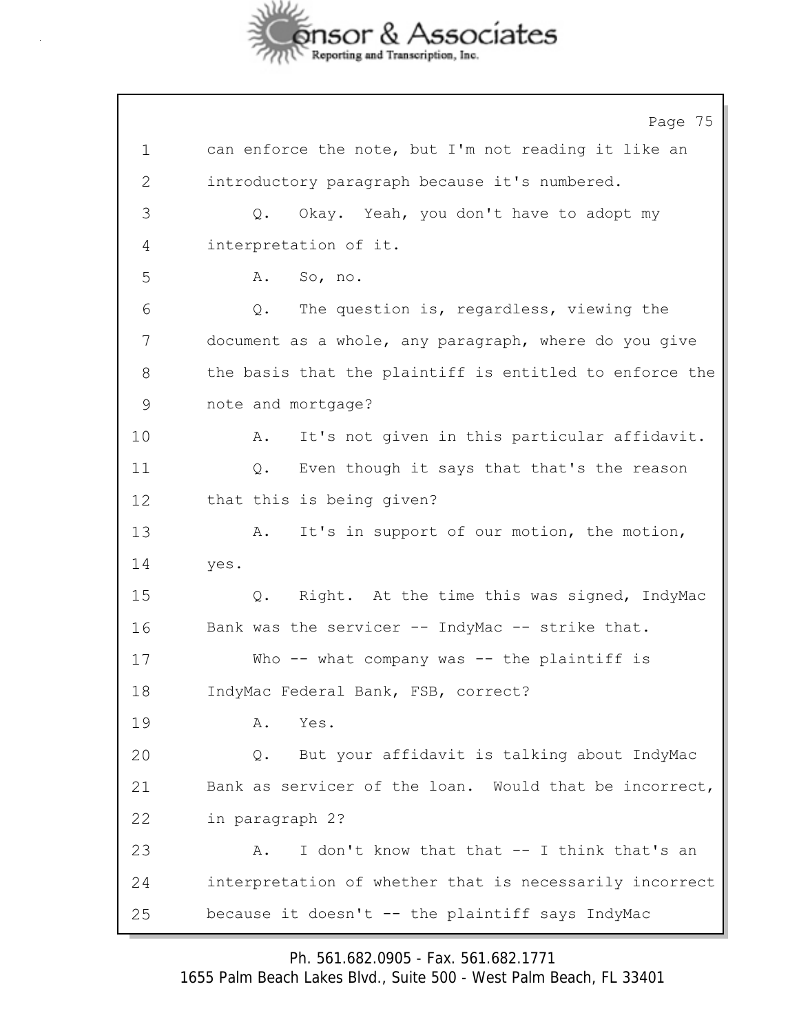1 can enforce the note, but I'm not reading it like an
2 introductory paragraph because it's numbered.
3 Q. Okay. Yeah, you don't have to adopt my
4 interpretation of it.
5 A. So, no.
6 Q. The question is, regardless, viewing the
7 document as a whole, any paragraph, where do you give
8 the basis that the plaintiff is entitled to enforce the
9 note and mortgage?
10 A. It's not given in this particular affidavit.
11 Q. Even though it says that that's the reason
12 that this is being given?
13 A. It's in support of our motion, the motion,
14 yes.
15 Q. Right. At the time this was signed, IndyMac
16 Bank was the servicer -- IndyMac -- strike that.
17 Who -- what company was -- the plaintiff is
18 IndyMac Federal Bank, FSB, correct?
19 A. Yes.
20 Q. But your affidavit is talking about IndyMac
21 Bank as servicer of the loan. Would that be incorrect,
22 in paragraph 2?
23 A. I don't know that that -- I think that's an
24 interpretation of whether that is necessarily incorrect
25 because it doesn't -- the plaintiff says IndyMac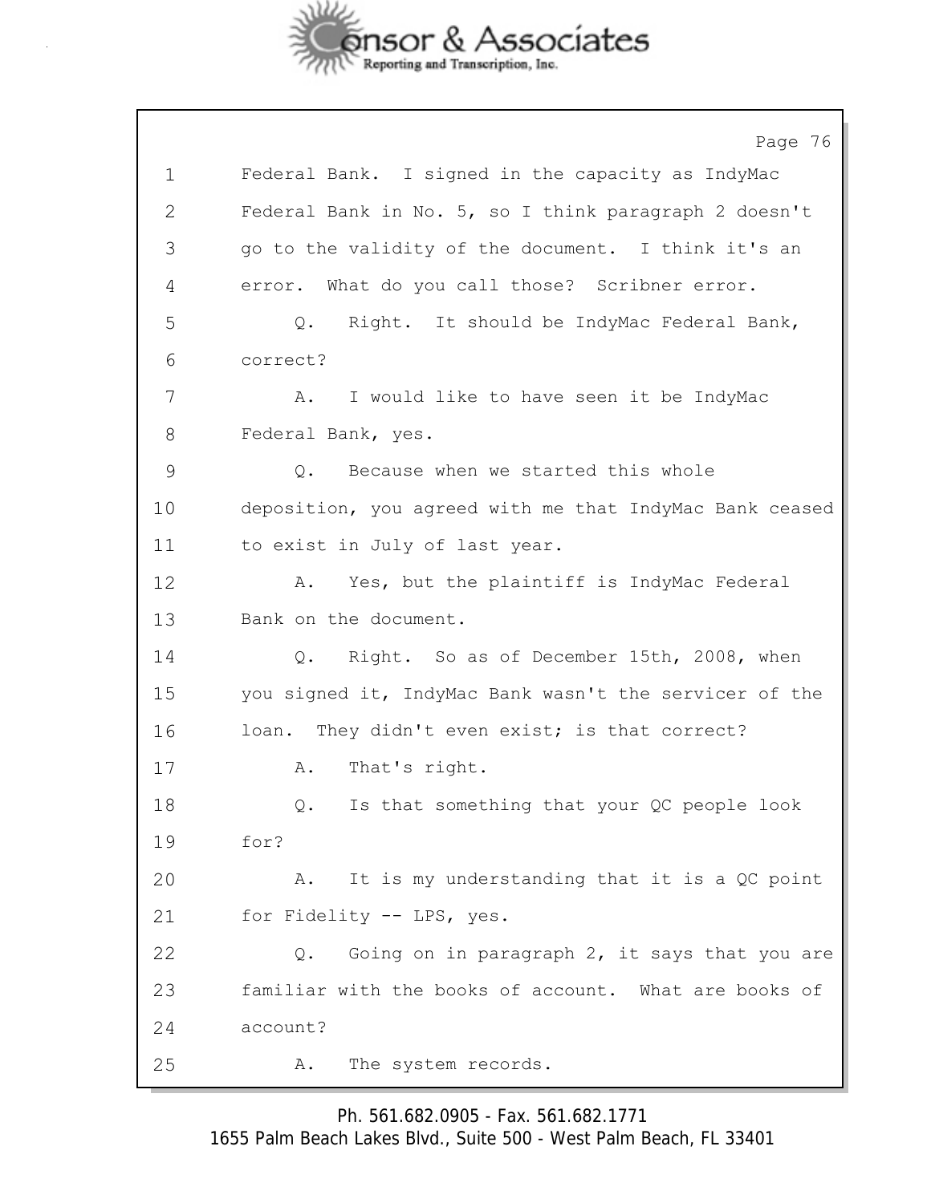1 Federal Bank. I signed in the capacity as IndyMac
2 Federal Bank in No. 5, so I think paragraph 2 doesn't
3 go to the validity of the document. I think it's an
4 error. What do you call those? Scribner error.
5 Q. Right. It should be IndyMac Federal Bank,
6 correct?
7 A. I would like to have seen it be IndyMac
8 Federal Bank, yes.
9 Q. Because when we started this whole
10 deposition, you agreed with me that IndyMac Bank ceased
11 to exist in July of last year.
12 A. Yes, but the plaintiff is IndyMac Federal
13 Bank on the document.
14 Q. Right. So as of December 15th, 2008, when
15 you signed it, IndyMac Bank wasn't the servicer of the
16 loan. They didn't even exist; is that correct?
17 A. That's right.
18 Q. Is that something that your QC people look
19 for?
20 A. It is my understanding that it is a QC point
21 for Fidelity -- LPS, yes.
22 Q. Going on in paragraph 2, it says that you are
23 familiar with the books of account. What are books of
24 account?
25 A. The system records.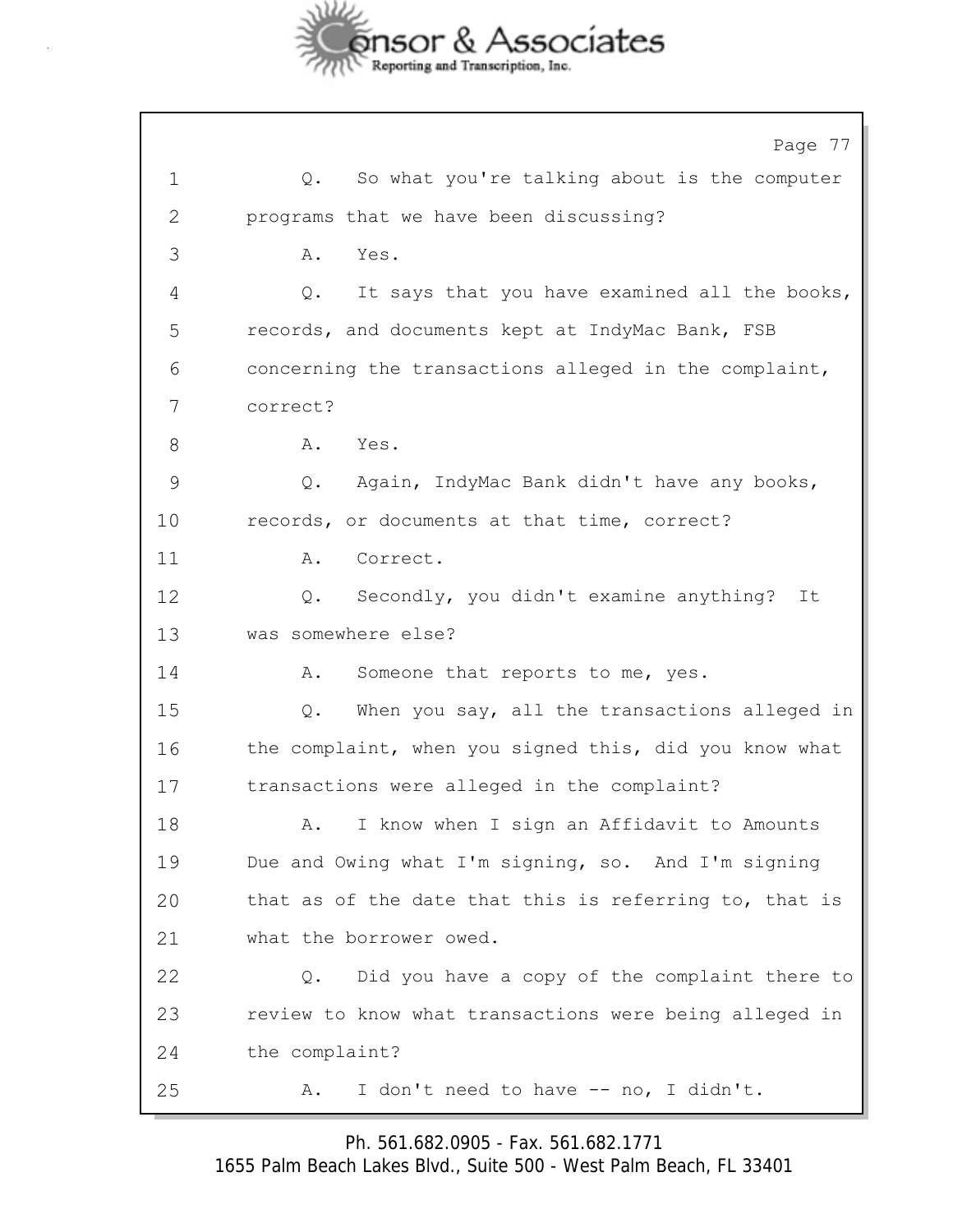1 Q. So what you're talking about is the computer
2 programs that we have been discussing?
3 A. Yes.
4 Q. It says that you have examined all the books,
5 records, and documents kept at IndyMac Bank, FSB
6 concerning the transactions alleged in the complaint,
7 correct?
8 A. Yes.
9 Q. Again, IndyMac Bank didn't have any books,
10 records, or documents at that time, correct?
11 A. Correct.
12 Q. Secondly, you didn't examine anything? It
13 was somewhere else?
14 A. Someone that reports to me, yes.
15 Q. When you say, all the transactions alleged in
16 the complaint, when you signed this, did you know what
17 transactions were alleged in the complaint?
18 A. I know when I sign an Affidavit to Amounts
19 Due and Owing what I'm signing, so. And I'm signing
20 that as of the date that this is referring to, that is
21 what the borrower owed.
22 Q. Did you have a copy of the complaint there to
23 review to know what transactions were being alleged in
24 the complaint?
25 A. I don't need to have -- no, I didn't.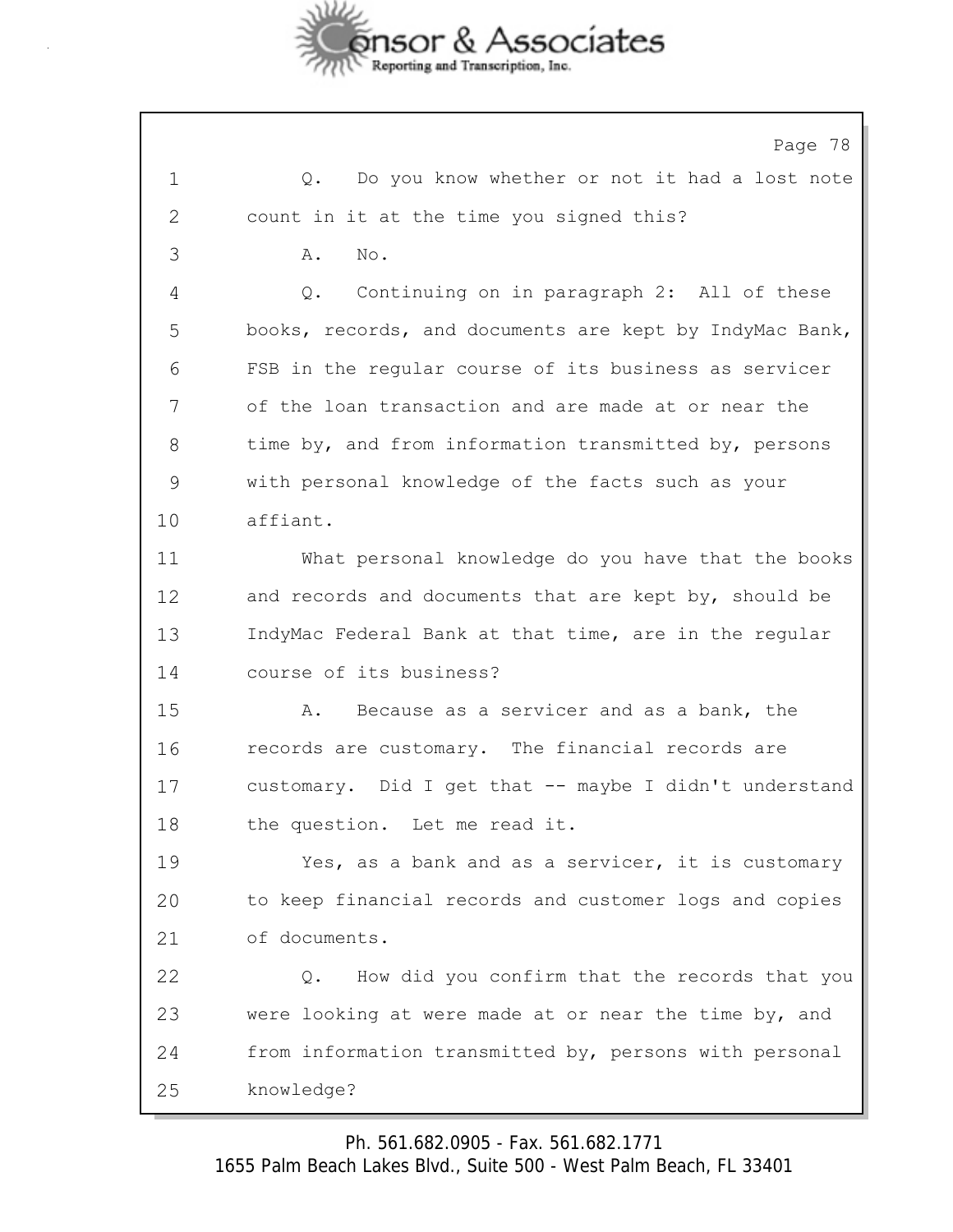1 Q. Do you know whether or not it had a lost note
2 count in it at the time you signed this?
3 A. No.
4 Q. Continuing on in paragraph 2: All of these
5 books, records, and documents are kept by IndyMac Bank,
6 FSB in the regular course of its business as servicer
7 of the loan transaction and are made at or near the
8 time by, and from information transmitted by, persons
9 with personal knowledge of the facts such as your
10 affiant.
11 What personal knowledge do you have that the books
12 and records and documents that are kept by, should be
13 IndyMac Federal Bank at that time, are in the regular
14 course of its business?
15 A. Because as a servicer and as a bank, the
16 records are customary. The financial records are
17 customary. Did I get that -- maybe I didn't understand
18 the question. Let me read it.
19 Yes, as a bank and as a servicer, it is customary
20 to keep financial records and customer logs and copies
21 of documents.
22 Q. How did you confirm that the records that you
23 were looking at were made at or near the time by, and
24 from information transmitted by, persons with personal
25 knowledge?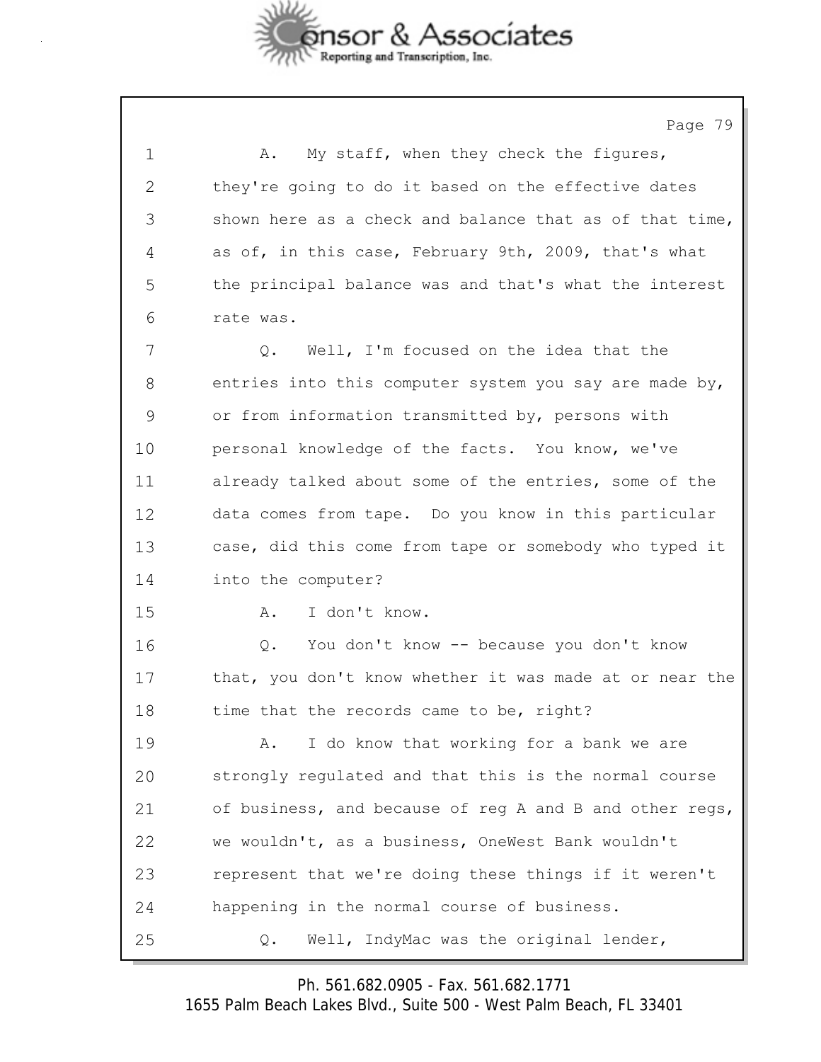1 A. My staff, when they check the figures,
2 they're going to do it based on the effective dates
3 shown here as a check and balance that as of that time,
4 as of, in this case, February 9th, 2009, that's what
5 the principal balance was and that's what the interest
6 rate was.
7 Q. Well, I'm focused on the idea that the
8 entries into this computer system you say are made by,
9 or from information transmitted by, persons with
10 personal knowledge of the facts. You know, we've
11 already talked about some of the entries, some of the
12 data comes from tape. Do you know in this particular
13 case, did this come from tape or somebody who typed it
14 into the computer?
15 A. I don't know.
16 Q. You don't know -- because you don't know
17 that, you don't know whether it was made at or near the
18 time that the records came to be, right?
19 A. I do know that working for a bank we are
20 strongly regulated and that this is the normal course
21 of business, and because of reg A and B and other regs,
22 we wouldn't, as a business, OneWest Bank wouldn't
23 represent that we're doing these things if it weren't
24 happening in the normal course of business.
25 Q. Well, IndyMac was the original lender,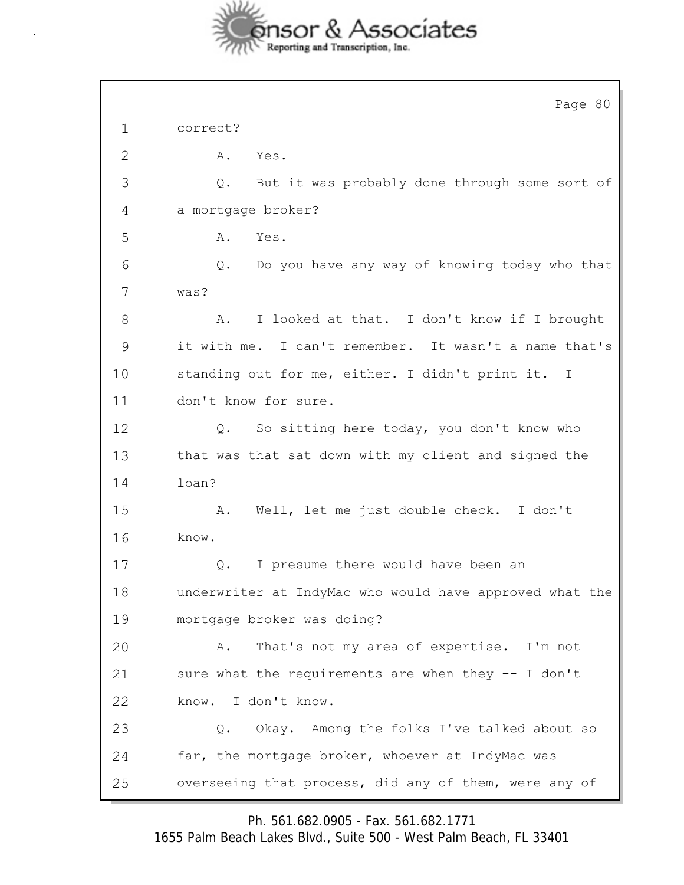1 correct?

2 A. Yes.

3 Q. But it was probably done through some sort of

4 a mortgage broker?

5 A. Yes.

6 Q. Do you have any way of knowing today who that

7 was?

8 A. I looked at that. I don't know if I brought

9 it with me. I can't remember. It wasn't a name that's

10 standing out for me, either. I didn't print it. I

11 don't know for sure.

12 Q. So sitting here today, you don't know who

13 that was that sat down with my client and signed the

14 loan?

15 A. Well, let me just double check. I don't

16 know.

17 Q. I presume there would have been an

18 underwriter at IndyMac who would have approved what the

19 mortgage broker was doing?

20 A. That's not my area of expertise. I'm not

21 sure what the requirements are when they -- I don't

22 know. I don't know.

23 Q. Okay. Among the folks I've talked about so

24 far, the mortgage broker, whoever at IndyMac was

25 overseeing that process, did any of them, were any of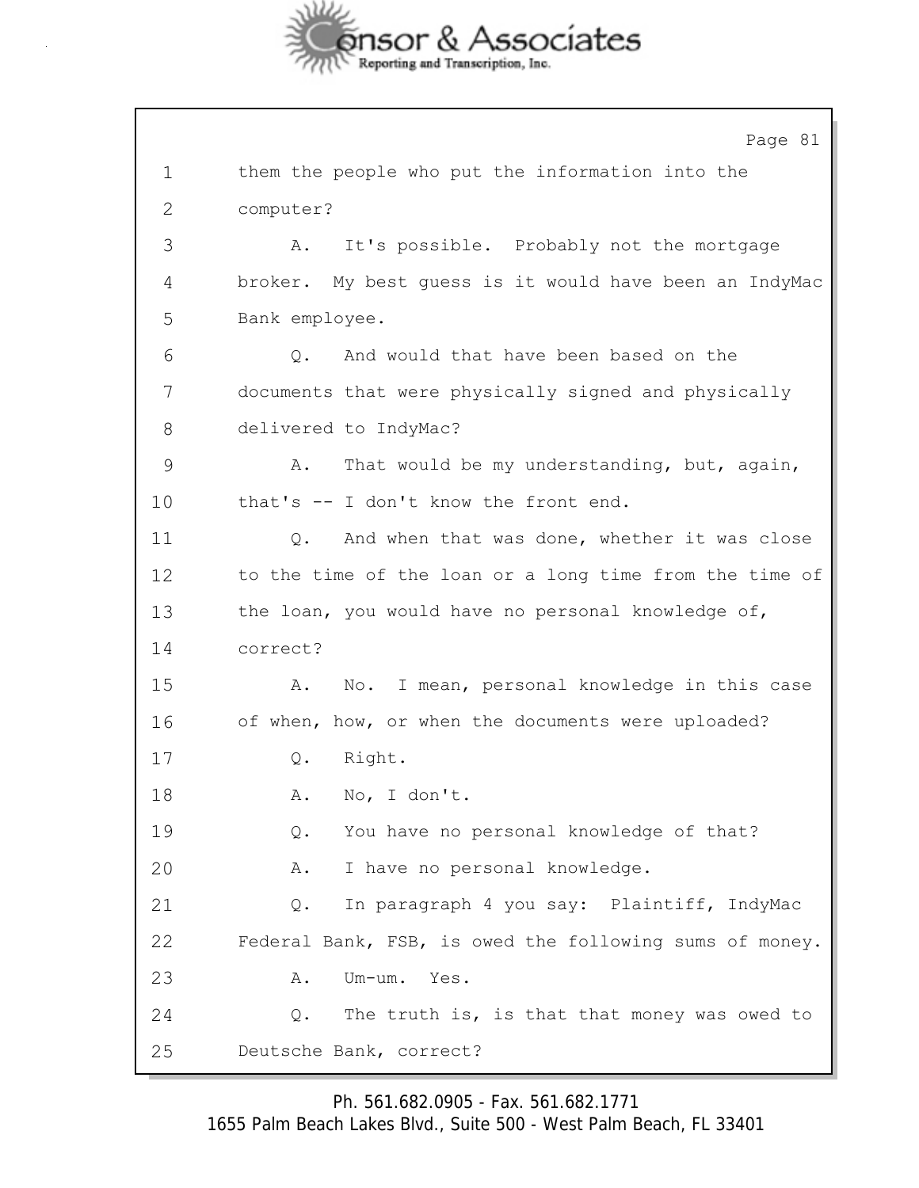1 them the people who put the information into the
2 computer?
3 A. It's possible. Probably not the mortgage
4 broker. My best guess is it would have been an IndyMac
5 Bank employee.
6 Q. And would that have been based on the
7 documents that were physically signed and physically
8 delivered to IndyMac?
9 A. That would be my understanding, but, again,
10 that's -- I don't know the front end.
11 Q. And when that was done, whether it was close
12 to the time of the loan or a long time from the time of
13 the loan, you would have no personal knowledge of,
14 correct?
15 A. No. I mean, personal knowledge in this case
16 of when, how, or when the documents were uploaded?
17 Q. Right.
18 A. No, I don't.
19 Q. You have no personal knowledge of that?
20 A. I have no personal knowledge.
21 Q. In paragraph 4 you say: Plaintiff, IndyMac
22 Federal Bank, FSB, is owed the following sums of money.
23 A. Um-um. Yes.
24 Q. The truth is, is that that money was owed to
25 Deutsche Bank, correct?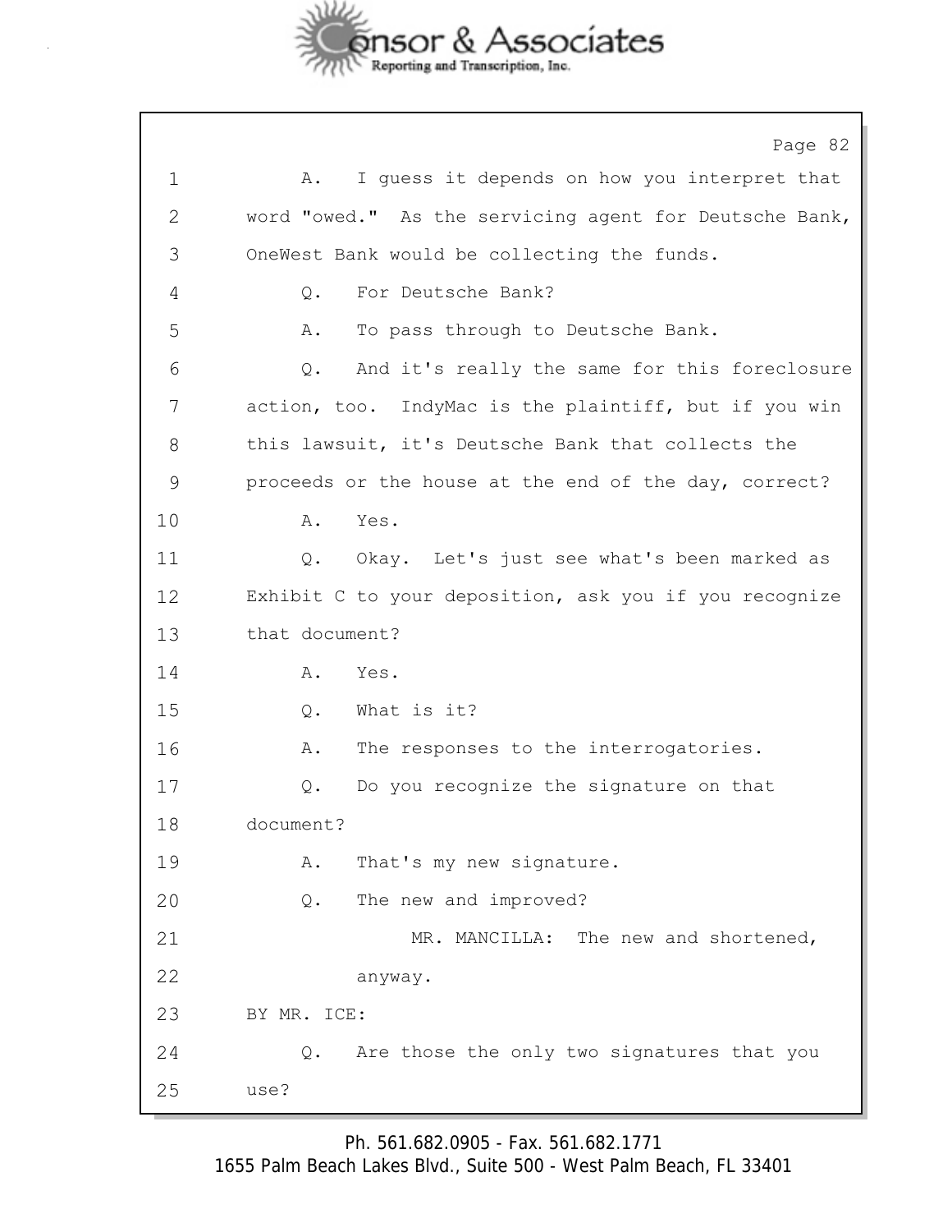1 A. I guess it depends on how you interpret that
2 word "owed." As the servicing agent for Deutsche Bank,
3 OneWest Bank would be collecting the funds.
4 Q. For Deutsche Bank?
5 A. To pass through to Deutsche Bank.
6 Q. And it's really the same for this foreclosure
7 action, too. IndyMac is the plaintiff, but if you win
8 this lawsuit, it's Deutsche Bank that collects the
9 proceeds or the house at the end of the day, correct?
10 A. Yes.
11 Q. Okay. Let's just see what's been marked as
12 Exhibit C to your deposition, ask you if you recognize
13 that document?
14 A. Yes.
15 Q. What is it?
16 A. The responses to the interrogatories.
17 Q. Do you recognize the signature on that
18 document?
19 A. That's my new signature.
20 Q. The new and improved?
21 MR. MANCILLA: The new and shortened,
22 anyway.
23 BY MR. ICE:
24 Q. Are those the only two signatures that you
25 use?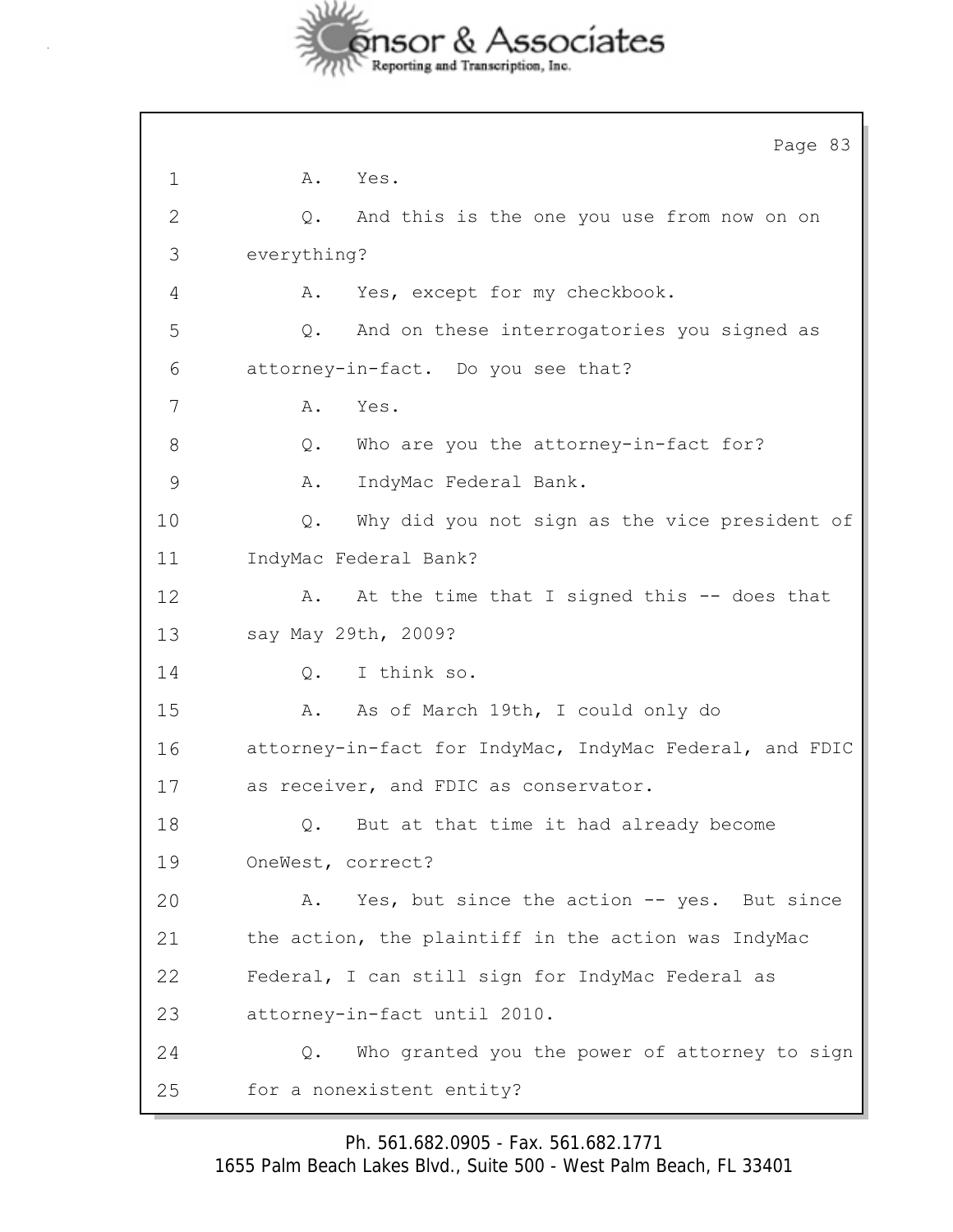1 A. Yes.

2 Q. And this is the one you use from now on on

3 everything?

4 A. Yes, except for my checkbook.

5 Q. And on these interrogatories you signed as

6 attorney-in-fact. Do you see that?

7 A. Yes.

8 Q. Who are you the attorney-in-fact for?

9 A. IndyMac Federal Bank.

10 Q. Why did you not sign as the vice president of

11 IndyMac Federal Bank?

12 A. At the time that I signed this -- does that

13 say May 29th, 2009?

14 Q. I think so.

15 A. As of March 19th, I could only do

16 attorney-in-fact for IndyMac, IndyMac Federal, and FDIC

17 as receiver, and FDIC as conservator.

18 Q. But at that time it had already become

19 OneWest, correct?

20 A. Yes, but since the action -- yes. But since

21 the action, the plaintiff in the action was IndyMac

22 Federal, I can still sign for IndyMac Federal as

23 attorney-in-fact until 2010.

24 Q. Who granted you the power of attorney to sign

25 for a nonexistent entity?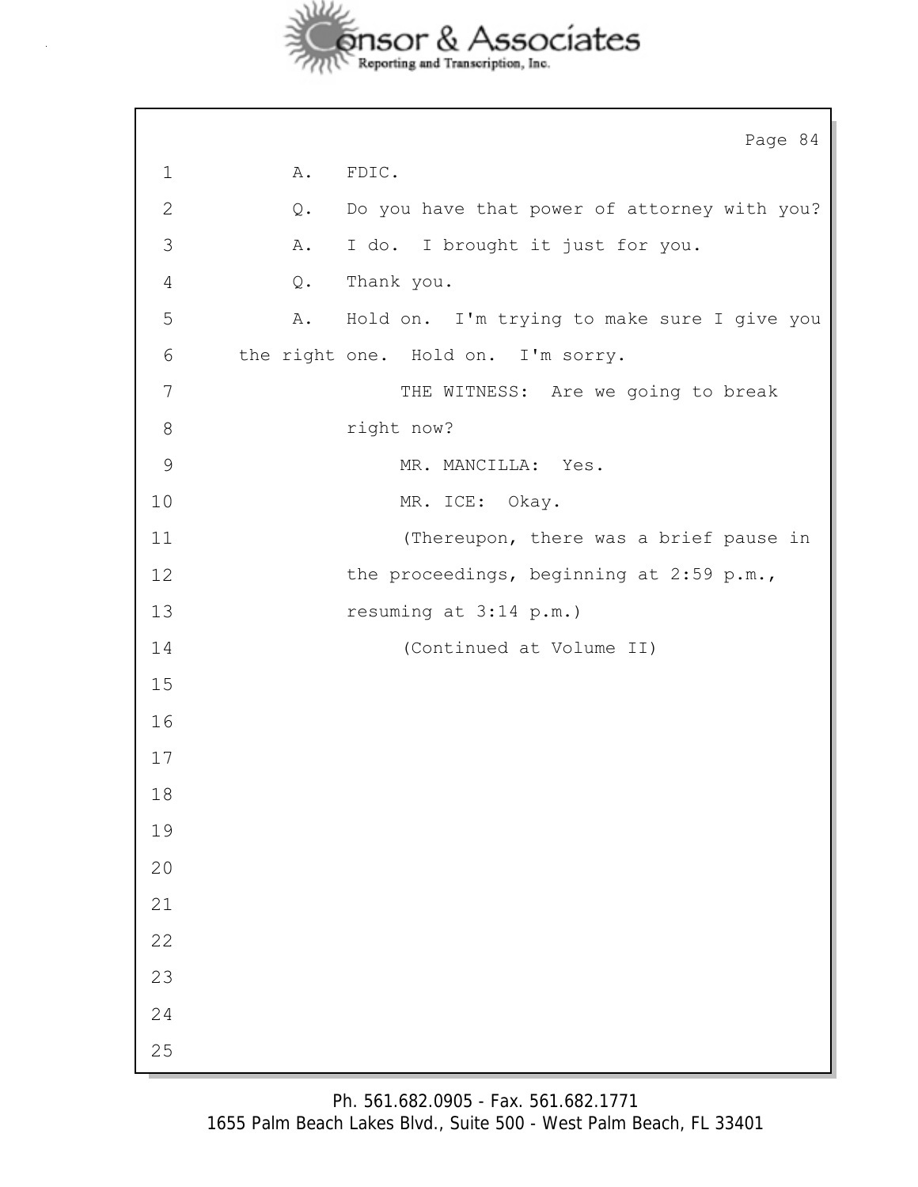A. FDIC.

Q. Do you have that power of attorney with you?

A. I do. I brought it just for you.

Q. Thank you.

A. Hold on. I'm trying to make sure I give you the right one. Hold on. I'm sorry.

THE WITNESS: Are we going to break right now?

MR. MANCILLA: Yes.

MR. ICE: Okay.

(Thereupon, there was a brief pause in the proceedings, beginning at 2:59 p.m., resuming at 3:14 p.m.)

(Continued at Volume II)